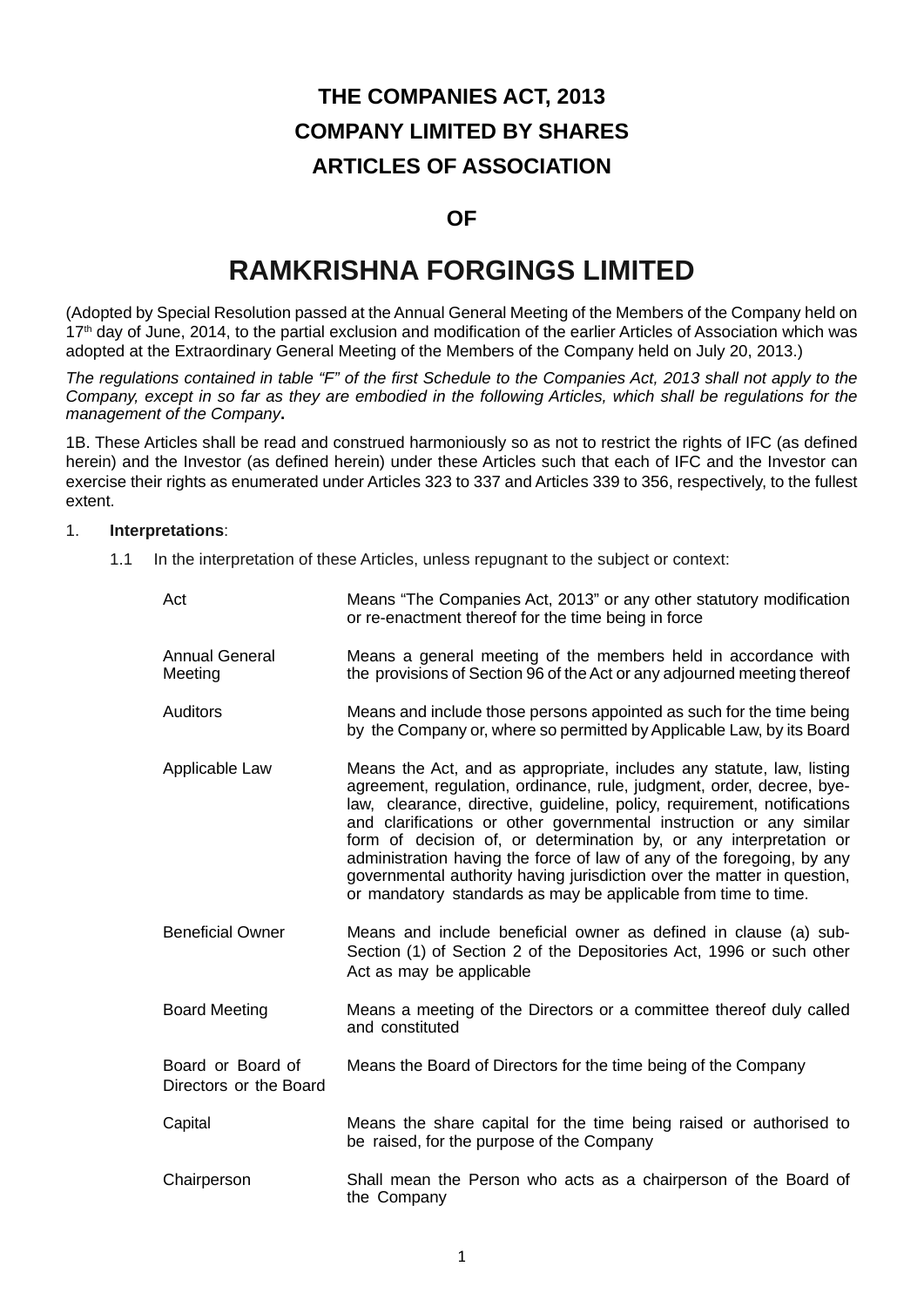# THE COMPANIES ACT, 2013

# COMPANY LIMITED BY SHARES

# ARTICLES OF ASSOCIATION

## OF

# RAMKRISHNA FORGINGS LIMITED

(Adopted by Special Resolution passed at the Annual General Meeting of the Members of the Company held on 17th day of June, 2014, to the partial exclusion and modification of the earlier Articles of Association which was adopted at the Extraordinary General Meeting of the Members of the Company held on July 20, 2013.)

*The regulations contained in table "F" of the first Schedule to the Companies Act, 2013 shall not apply to the Company, except in so far as they are embodied in the following Articles, which shall be regulations for the management of the Company*.

1B. These Articles shall be read and construed harmoniously so as not to restrict the rights of IFC (as defined herein) and the Investor (as defined herein) under these Articles such that each of IFC and the Investor can exercise their rights as enumerated under Articles 323 to 337 and Articles 339 to 356, respectively, to the fullest extent.

1. **Interpretations**:

   1.1 In the interpretation of these Articles, unless repugnant to the subject or context:

| Term | Meaning |
|---|---|
| Act | Means "The Companies Act, 2013" or any other statutory modification or re-enactment thereof for the time being in force |
| Annual General Meeting | Means a general meeting of the members held in accordance with the provisions of Section 96 of the Act or any adjourned meeting thereof |
| Auditors | Means and include those persons appointed as such for the time being by the Company or, where so permitted by Applicable Law, by its Board |
| Applicable Law | Means the Act, and as appropriate, includes any statute, law, listing agreement, regulation, ordinance, rule, judgment, order, decree, bye-law, clearance, directive, guideline, policy, requirement, notifications and clarifications or other governmental instruction or any similar form of decision of, or determination by, or any interpretation or administration having the force of law of any of the foregoing, by any governmental authority having jurisdiction over the matter in question, or mandatory standards as may be applicable from time to time. |
| Beneficial Owner | Means and include beneficial owner as defined in clause (a) sub-Section (1) of Section 2 of the Depositories Act, 1996 or such other Act as may be applicable |
| Board Meeting | Means a meeting of the Directors or a committee thereof duly called and constituted |
| Board or Board of Directors or the Board | Means the Board of Directors for the time being of the Company |
| Capital | Means the share capital for the time being raised or authorised to be raised, for the purpose of the Company |
| Chairperson | Shall mean the Person who acts as a chairperson of the Board of the Company |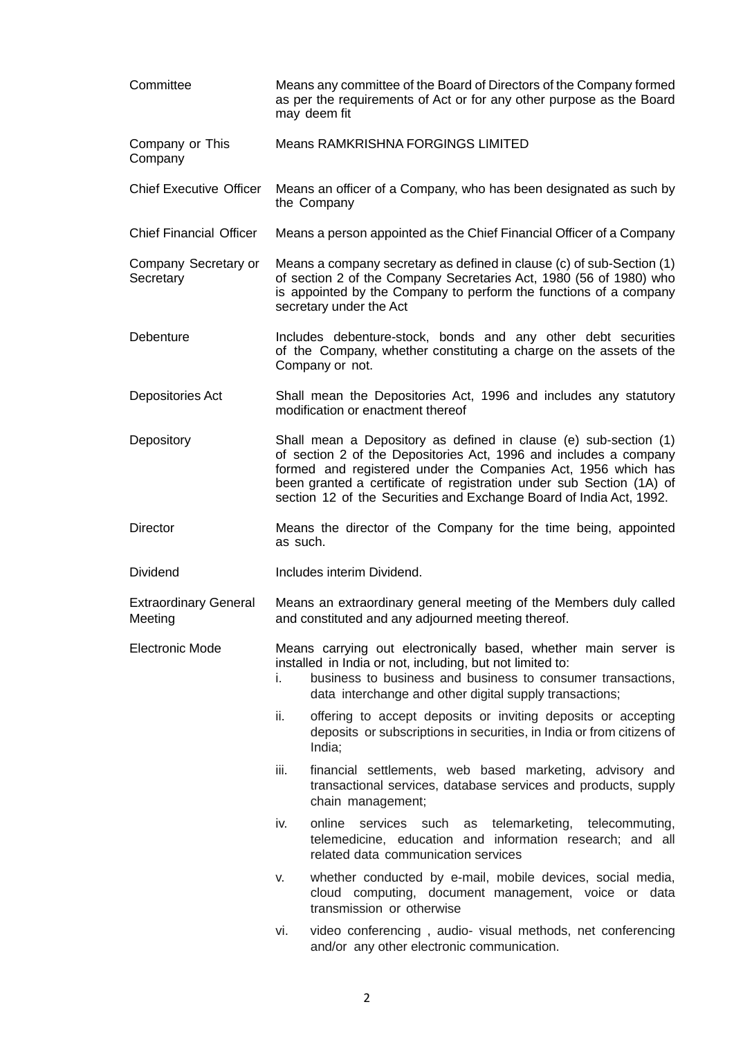| | |
|---|---|
| Committee | Means any committee of the Board of Directors of the Company formed as per the requirements of Act or for any other purpose as the Board may deem fit |
| Company or This Company | Means RAMKRISHNA FORGINGS LIMITED |
| Chief Executive Officer | Means an officer of a Company, who has been designated as such by the Company |
| Chief Financial Officer | Means a person appointed as the Chief Financial Officer of a Company |
| Company Secretary or Secretary | Means a company secretary as defined in clause (c) of sub-Section (1) of section 2 of the Company Secretaries Act, 1980 (56 of 1980) who is appointed by the Company to perform the functions of a company secretary under the Act |
| Debenture | Includes debenture-stock, bonds and any other debt securities of the Company, whether constituting a charge on the assets of the Company or not. |
| Depositories Act | Shall mean the Depositories Act, 1996 and includes any statutory modification or enactment thereof |
| Depository | Shall mean a Depository as defined in clause (e) sub-section (1) of section 2 of the Depositories Act, 1996 and includes a company formed and registered under the Companies Act, 1956 which has been granted a certificate of registration under sub Section (1A) of section 12 of the Securities and Exchange Board of India Act, 1992. |
| Director | Means the director of the Company for the time being, appointed as such. |
| Dividend | Includes interim Dividend. |
| Extraordinary General Meeting | Means an extraordinary general meeting of the Members duly called and constituted and any adjourned meeting thereof. |
| Electronic Mode | Means carrying out electronically based, whether main server is installed in India or not, including, but not limited to:<br>i. business to business and business to consumer transactions, data interchange and other digital supply transactions;<br>ii. offering to accept deposits or inviting deposits or accepting deposits or subscriptions in securities, in India or from citizens of India;<br>iii. financial settlements, web based marketing, advisory and transactional services, database services and products, supply chain management;<br>iv. online services such as telemarketing, telecommuting, telemedicine, education and information research; and all related data communication services<br>v. whether conducted by e-mail, mobile devices, social media, cloud computing, document management, voice or data transmission or otherwise<br>vi. video conferencing , audio- visual methods, net conferencing and/or any other electronic communication. |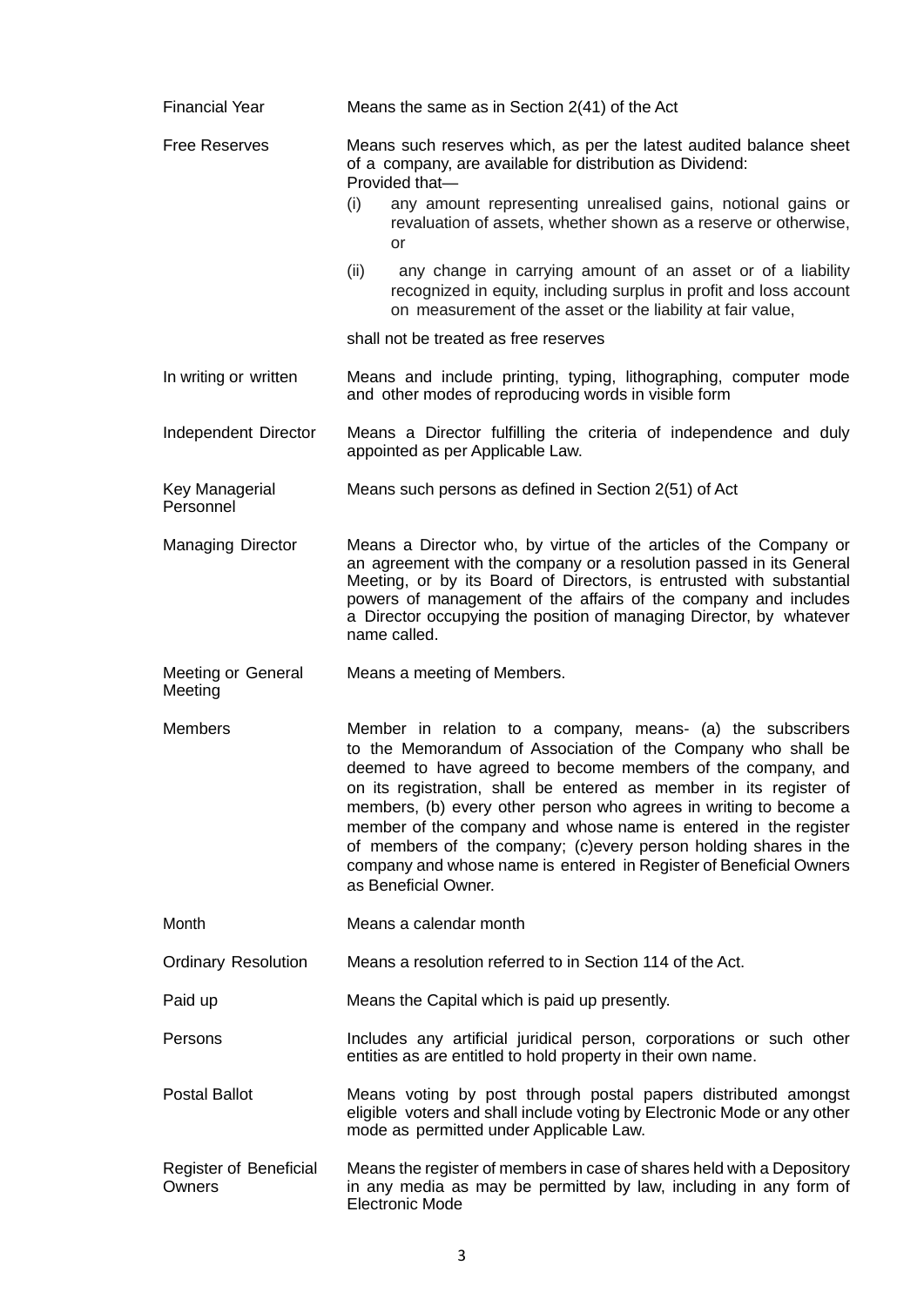| | |
|---|---|
| Financial Year | Means the same as in Section 2(41) of the Act |
| Free Reserves | Means such reserves which, as per the latest audited balance sheet of a company, are available for distribution as Dividend:<br>Provided that—<br>(i) any amount representing unrealised gains, notional gains or revaluation of assets, whether shown as a reserve or otherwise, or<br>(ii) any change in carrying amount of an asset or of a liability recognized in equity, including surplus in profit and loss account on measurement of the asset or the liability at fair value,<br>shall not be treated as free reserves |
| In writing or written | Means and include printing, typing, lithographing, computer mode and other modes of reproducing words in visible form |
| Independent Director | Means a Director fulfilling the criteria of independence and duly appointed as per Applicable Law. |
| Key Managerial Personnel | Means such persons as defined in Section 2(51) of Act |
| Managing Director | Means a Director who, by virtue of the articles of the Company or an agreement with the company or a resolution passed in its General Meeting, or by its Board of Directors, is entrusted with substantial powers of management of the affairs of the company and includes a Director occupying the position of managing Director, by whatever name called. |
| Meeting or General Meeting | Means a meeting of Members. |
| Members | Member in relation to a company, means- (a) the subscribers to the Memorandum of Association of the Company who shall be deemed to have agreed to become members of the company, and on its registration, shall be entered as member in its register of members, (b) every other person who agrees in writing to become a member of the company and whose name is entered in the register of members of the company; (c)every person holding shares in the company and whose name is entered in Register of Beneficial Owners as Beneficial Owner. |
| Month | Means a calendar month |
| Ordinary Resolution | Means a resolution referred to in Section 114 of the Act. |
| Paid up | Means the Capital which is paid up presently. |
| Persons | Includes any artificial juridical person, corporations or such other entities as are entitled to hold property in their own name. |
| Postal Ballot | Means voting by post through postal papers distributed amongst eligible voters and shall include voting by Electronic Mode or any other mode as permitted under Applicable Law. |
| Register of Beneficial Owners | Means the register of members in case of shares held with a Depository in any media as may be permitted by law, including in any form of Electronic Mode |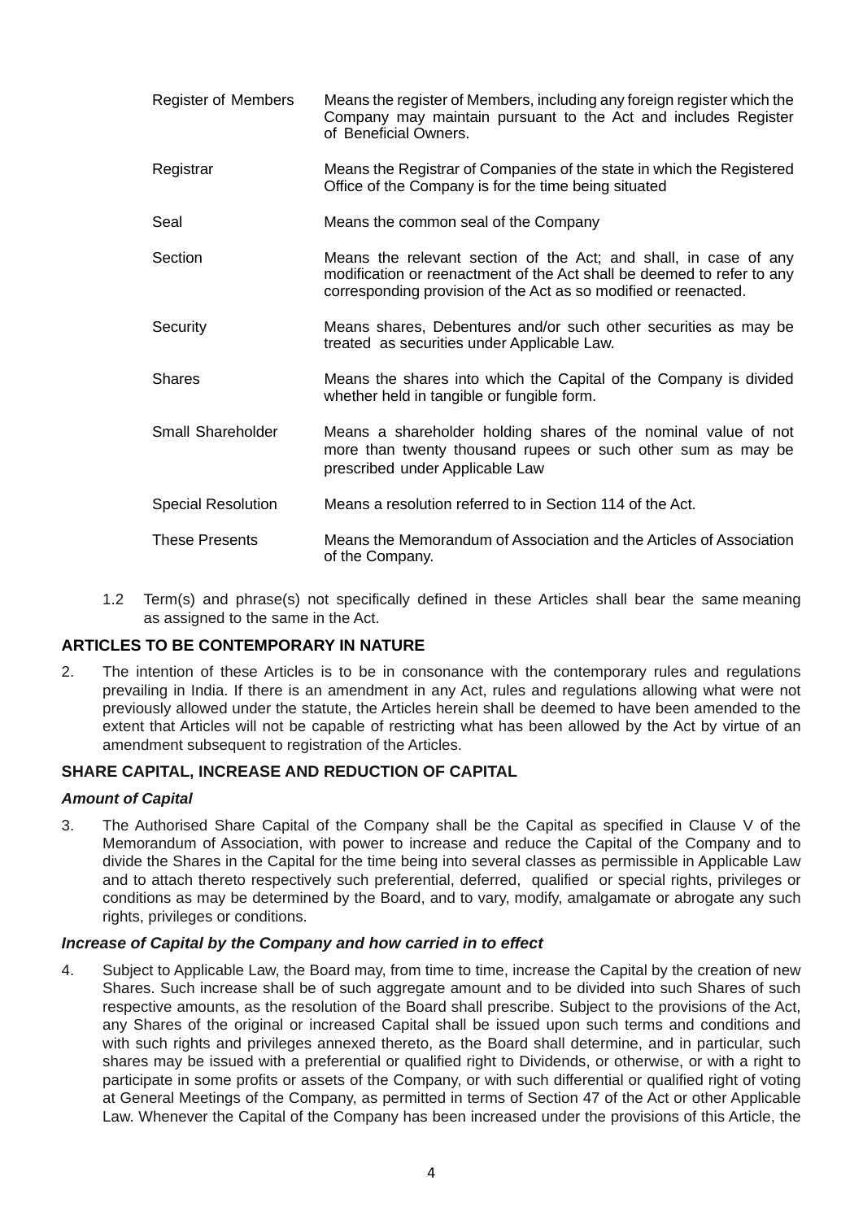| | |
|---|---|
| Register of Members | Means the register of Members, including any foreign register which the Company may maintain pursuant to the Act and includes Register of Beneficial Owners. |
| Registrar | Means the Registrar of Companies of the state in which the Registered Office of the Company is for the time being situated |
| Seal | Means the common seal of the Company |
| Section | Means the relevant section of the Act; and shall, in case of any modification or reenactment of the Act shall be deemed to refer to any corresponding provision of the Act as so modified or reenacted. |
| Security | Means shares, Debentures and/or such other securities as may be treated as securities under Applicable Law. |
| Shares | Means the shares into which the Capital of the Company is divided whether held in tangible or fungible form. |
| Small Shareholder | Means a shareholder holding shares of the nominal value of not more than twenty thousand rupees or such other sum as may be prescribed under Applicable Law |
| Special Resolution | Means a resolution referred to in Section 114 of the Act. |
| These Presents | Means the Memorandum of Association and the Articles of Association of the Company. |

1.2 Term(s) and phrase(s) not specifically defined in these Articles shall bear the same meaning as assigned to the same in the Act.

**ARTICLES TO BE CONTEMPORARY IN NATURE**

2. The intention of these Articles is to be in consonance with the contemporary rules and regulations prevailing in India. If there is an amendment in any Act, rules and regulations allowing what were not previously allowed under the statute, the Articles herein shall be deemed to have been amended to the extent that Articles will not be capable of restricting what has been allowed by the Act by virtue of an amendment subsequent to registration of the Articles.

**SHARE CAPITAL, INCREASE AND REDUCTION OF CAPITAL**

***Amount of Capital***

3. The Authorised Share Capital of the Company shall be the Capital as specified in Clause V of the Memorandum of Association, with power to increase and reduce the Capital of the Company and to divide the Shares in the Capital for the time being into several classes as permissible in Applicable Law and to attach thereto respectively such preferential, deferred, qualified or special rights, privileges or conditions as may be determined by the Board, and to vary, modify, amalgamate or abrogate any such rights, privileges or conditions.

***Increase of Capital by the Company and how carried in to effect***

4. Subject to Applicable Law, the Board may, from time to time, increase the Capital by the creation of new Shares. Such increase shall be of such aggregate amount and to be divided into such Shares of such respective amounts, as the resolution of the Board shall prescribe. Subject to the provisions of the Act, any Shares of the original or increased Capital shall be issued upon such terms and conditions and with such rights and privileges annexed thereto, as the Board shall determine, and in particular, such shares may be issued with a preferential or qualified right to Dividends, or otherwise, or with a right to participate in some profits or assets of the Company, or with such differential or qualified right of voting at General Meetings of the Company, as permitted in terms of Section 47 of the Act or other Applicable Law. Whenever the Capital of the Company has been increased under the provisions of this Article, the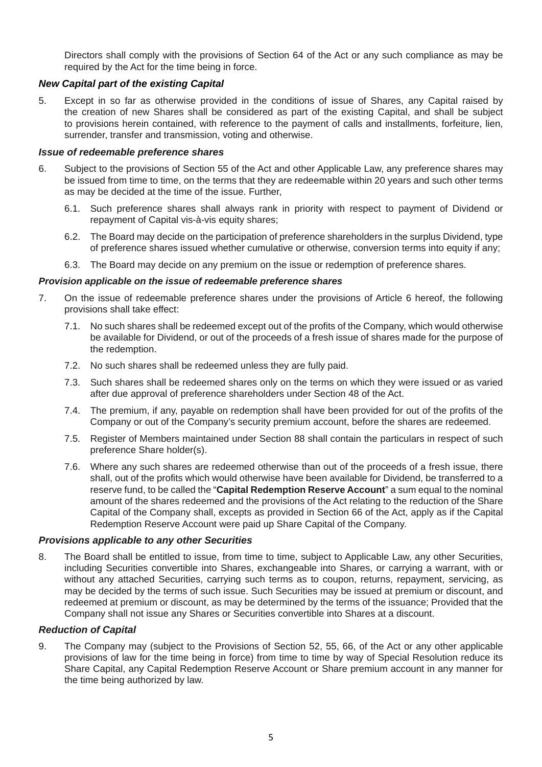Directors shall comply with the provisions of Section 64 of the Act or any such compliance as may be required by the Act for the time being in force.

### *New Capital part of the existing Capital*

5. Except in so far as otherwise provided in the conditions of issue of Shares, any Capital raised by the creation of new Shares shall be considered as part of the existing Capital, and shall be subject to provisions herein contained, with reference to the payment of calls and installments, forfeiture, lien, surrender, transfer and transmission, voting and otherwise.

### *Issue of redeemable preference shares*

6. Subject to the provisions of Section 55 of the Act and other Applicable Law, any preference shares may be issued from time to time, on the terms that they are redeemable within 20 years and such other terms as may be decided at the time of the issue. Further,

   6.1. Such preference shares shall always rank in priority with respect to payment of Dividend or repayment of Capital vis-à-vis equity shares;

   6.2. The Board may decide on the participation of preference shareholders in the surplus Dividend, type of preference shares issued whether cumulative or otherwise, conversion terms into equity if any;

   6.3. The Board may decide on any premium on the issue or redemption of preference shares.

### *Provision applicable on the issue of redeemable preference shares*

7. On the issue of redeemable preference shares under the provisions of Article 6 hereof, the following provisions shall take effect:

   7.1. No such shares shall be redeemed except out of the profits of the Company, which would otherwise be available for Dividend, or out of the proceeds of a fresh issue of shares made for the purpose of the redemption.

   7.2. No such shares shall be redeemed unless they are fully paid.

   7.3. Such shares shall be redeemed shares only on the terms on which they were issued or as varied after due approval of preference shareholders under Section 48 of the Act.

   7.4. The premium, if any, payable on redemption shall have been provided for out of the profits of the Company or out of the Company's security premium account, before the shares are redeemed.

   7.5. Register of Members maintained under Section 88 shall contain the particulars in respect of such preference Share holder(s).

   7.6. Where any such shares are redeemed otherwise than out of the proceeds of a fresh issue, there shall, out of the profits which would otherwise have been available for Dividend, be transferred to a reserve fund, to be called the "**Capital Redemption Reserve Account**" a sum equal to the nominal amount of the shares redeemed and the provisions of the Act relating to the reduction of the Share Capital of the Company shall, excepts as provided in Section 66 of the Act, apply as if the Capital Redemption Reserve Account were paid up Share Capital of the Company.

### *Provisions applicable to any other Securities*

8. The Board shall be entitled to issue, from time to time, subject to Applicable Law, any other Securities, including Securities convertible into Shares, exchangeable into Shares, or carrying a warrant, with or without any attached Securities, carrying such terms as to coupon, returns, repayment, servicing, as may be decided by the terms of such issue. Such Securities may be issued at premium or discount, and redeemed at premium or discount, as may be determined by the terms of the issuance; Provided that the Company shall not issue any Shares or Securities convertible into Shares at a discount.

### *Reduction of Capital*

9. The Company may (subject to the Provisions of Section 52, 55, 66, of the Act or any other applicable provisions of law for the time being in force) from time to time by way of Special Resolution reduce its Share Capital, any Capital Redemption Reserve Account or Share premium account in any manner for the time being authorized by law.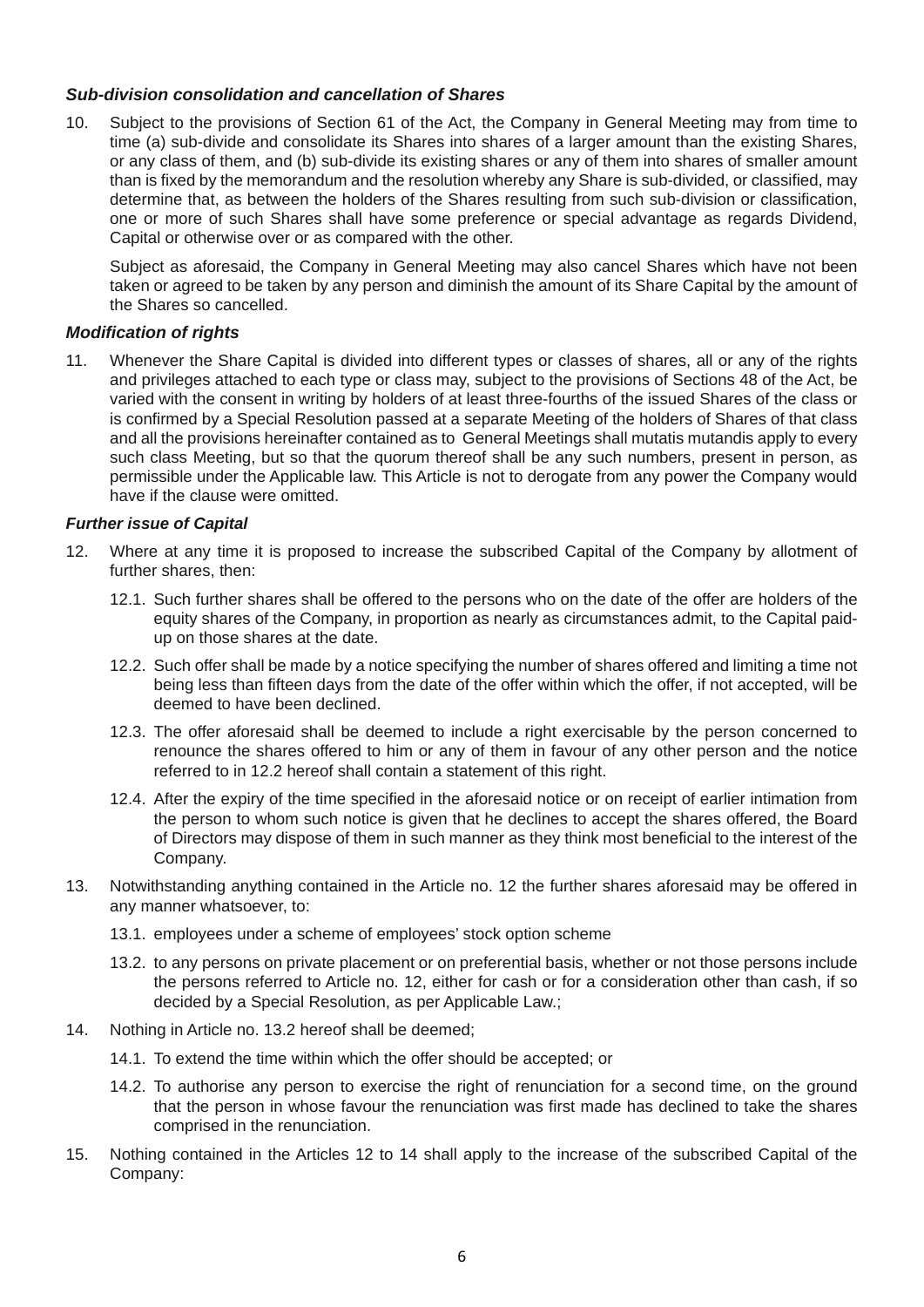### *Sub-division consolidation and cancellation of Shares*

10. Subject to the provisions of Section 61 of the Act, the Company in General Meeting may from time to time (a) sub-divide and consolidate its Shares into shares of a larger amount than the existing Shares, or any class of them, and (b) sub-divide its existing shares or any of them into shares of smaller amount than is fixed by the memorandum and the resolution whereby any Share is sub-divided, or classified, may determine that, as between the holders of the Shares resulting from such sub-division or classification, one or more of such Shares shall have some preference or special advantage as regards Dividend, Capital or otherwise over or as compared with the other.

    Subject as aforesaid, the Company in General Meeting may also cancel Shares which have not been taken or agreed to be taken by any person and diminish the amount of its Share Capital by the amount of the Shares so cancelled.

### *Modification of rights*

11. Whenever the Share Capital is divided into different types or classes of shares, all or any of the rights and privileges attached to each type or class may, subject to the provisions of Sections 48 of the Act, be varied with the consent in writing by holders of at least three-fourths of the issued Shares of the class or is confirmed by a Special Resolution passed at a separate Meeting of the holders of Shares of that class and all the provisions hereinafter contained as to General Meetings shall mutatis mutandis apply to every such class Meeting, but so that the quorum thereof shall be any such numbers, present in person, as permissible under the Applicable law. This Article is not to derogate from any power the Company would have if the clause were omitted.

### *Further issue of Capital*

12. Where at any time it is proposed to increase the subscribed Capital of the Company by allotment of further shares, then:

    12.1. Such further shares shall be offered to the persons who on the date of the offer are holders of the equity shares of the Company, in proportion as nearly as circumstances admit, to the Capital paid-up on those shares at the date.

    12.2. Such offer shall be made by a notice specifying the number of shares offered and limiting a time not being less than fifteen days from the date of the offer within which the offer, if not accepted, will be deemed to have been declined.

    12.3. The offer aforesaid shall be deemed to include a right exercisable by the person concerned to renounce the shares offered to him or any of them in favour of any other person and the notice referred to in 12.2 hereof shall contain a statement of this right.

    12.4. After the expiry of the time specified in the aforesaid notice or on receipt of earlier intimation from the person to whom such notice is given that he declines to accept the shares offered, the Board of Directors may dispose of them in such manner as they think most beneficial to the interest of the Company.

13. Notwithstanding anything contained in the Article no. 12 the further shares aforesaid may be offered in any manner whatsoever, to:

    13.1. employees under a scheme of employees' stock option scheme

    13.2. to any persons on private placement or on preferential basis, whether or not those persons include the persons referred to Article no. 12, either for cash or for a consideration other than cash, if so decided by a Special Resolution, as per Applicable Law.;

14. Nothing in Article no. 13.2 hereof shall be deemed;

    14.1. To extend the time within which the offer should be accepted; or

    14.2. To authorise any person to exercise the right of renunciation for a second time, on the ground that the person in whose favour the renunciation was first made has declined to take the shares comprised in the renunciation.

15. Nothing contained in the Articles 12 to 14 shall apply to the increase of the subscribed Capital of the Company: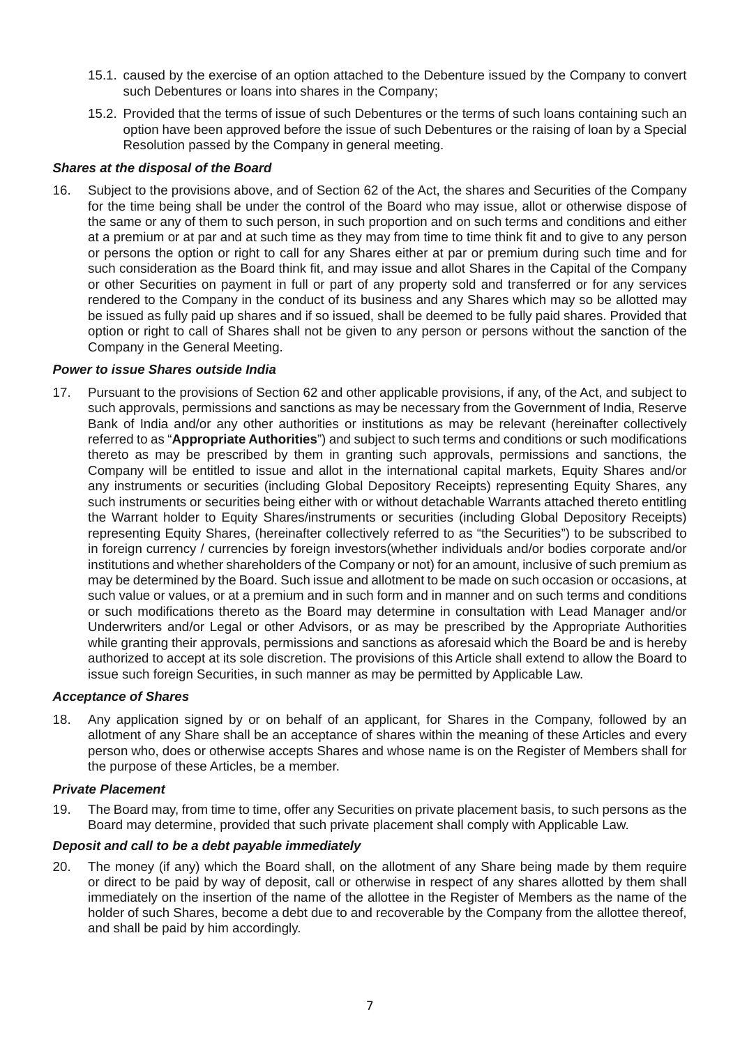15.1. caused by the exercise of an option attached to the Debenture issued by the Company to convert such Debentures or loans into shares in the Company;

15.2. Provided that the terms of issue of such Debentures or the terms of such loans containing such an option have been approved before the issue of such Debentures or the raising of loan by a Special Resolution passed by the Company in general meeting.

***Shares at the disposal of the Board***

16. Subject to the provisions above, and of Section 62 of the Act, the shares and Securities of the Company for the time being shall be under the control of the Board who may issue, allot or otherwise dispose of the same or any of them to such person, in such proportion and on such terms and conditions and either at a premium or at par and at such time as they may from time to time think fit and to give to any person or persons the option or right to call for any Shares either at par or premium during such time and for such consideration as the Board think fit, and may issue and allot Shares in the Capital of the Company or other Securities on payment in full or part of any property sold and transferred or for any services rendered to the Company in the conduct of its business and any Shares which may so be allotted may be issued as fully paid up shares and if so issued, shall be deemed to be fully paid shares. Provided that option or right to call of Shares shall not be given to any person or persons without the sanction of the Company in the General Meeting.

***Power to issue Shares outside India***

17. Pursuant to the provisions of Section 62 and other applicable provisions, if any, of the Act, and subject to such approvals, permissions and sanctions as may be necessary from the Government of India, Reserve Bank of India and/or any other authorities or institutions as may be relevant (hereinafter collectively referred to as "**Appropriate Authorities**") and subject to such terms and conditions or such modifications thereto as may be prescribed by them in granting such approvals, permissions and sanctions, the Company will be entitled to issue and allot in the international capital markets, Equity Shares and/or any instruments or securities (including Global Depository Receipts) representing Equity Shares, any such instruments or securities being either with or without detachable Warrants attached thereto entitling the Warrant holder to Equity Shares/instruments or securities (including Global Depository Receipts) representing Equity Shares, (hereinafter collectively referred to as "the Securities") to be subscribed to in foreign currency / currencies by foreign investors(whether individuals and/or bodies corporate and/or institutions and whether shareholders of the Company or not) for an amount, inclusive of such premium as may be determined by the Board. Such issue and allotment to be made on such occasion or occasions, at such value or values, or at a premium and in such form and in manner and on such terms and conditions or such modifications thereto as the Board may determine in consultation with Lead Manager and/or Underwriters and/or Legal or other Advisors, or as may be prescribed by the Appropriate Authorities while granting their approvals, permissions and sanctions as aforesaid which the Board be and is hereby authorized to accept at its sole discretion. The provisions of this Article shall extend to allow the Board to issue such foreign Securities, in such manner as may be permitted by Applicable Law.

***Acceptance of Shares***

18. Any application signed by or on behalf of an applicant, for Shares in the Company, followed by an allotment of any Share shall be an acceptance of shares within the meaning of these Articles and every person who, does or otherwise accepts Shares and whose name is on the Register of Members shall for the purpose of these Articles, be a member.

***Private Placement***

19. The Board may, from time to time, offer any Securities on private placement basis, to such persons as the Board may determine, provided that such private placement shall comply with Applicable Law.

***Deposit and call to be a debt payable immediately***

20. The money (if any) which the Board shall, on the allotment of any Share being made by them require or direct to be paid by way of deposit, call or otherwise in respect of any shares allotted by them shall immediately on the insertion of the name of the allottee in the Register of Members as the name of the holder of such Shares, become a debt due to and recoverable by the Company from the allottee thereof, and shall be paid by him accordingly.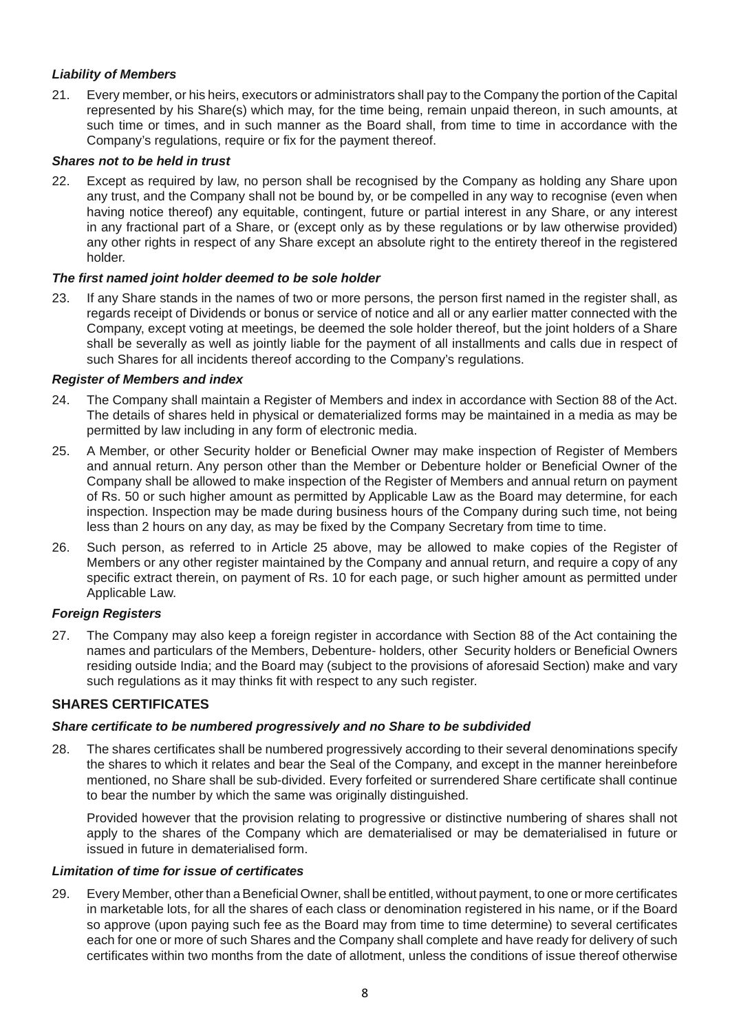***Liability of Members***

21. Every member, or his heirs, executors or administrators shall pay to the Company the portion of the Capital represented by his Share(s) which may, for the time being, remain unpaid thereon, in such amounts, at such time or times, and in such manner as the Board shall, from time to time in accordance with the Company's regulations, require or fix for the payment thereof.

***Shares not to be held in trust***

22. Except as required by law, no person shall be recognised by the Company as holding any Share upon any trust, and the Company shall not be bound by, or be compelled in any way to recognise (even when having notice thereof) any equitable, contingent, future or partial interest in any Share, or any interest in any fractional part of a Share, or (except only as by these regulations or by law otherwise provided) any other rights in respect of any Share except an absolute right to the entirety thereof in the registered holder.

***The first named joint holder deemed to be sole holder***

23. If any Share stands in the names of two or more persons, the person first named in the register shall, as regards receipt of Dividends or bonus or service of notice and all or any earlier matter connected with the Company, except voting at meetings, be deemed the sole holder thereof, but the joint holders of a Share shall be severally as well as jointly liable for the payment of all installments and calls due in respect of such Shares for all incidents thereof according to the Company's regulations.

***Register of Members and index***

24. The Company shall maintain a Register of Members and index in accordance with Section 88 of the Act. The details of shares held in physical or dematerialized forms may be maintained in a media as may be permitted by law including in any form of electronic media.

25. A Member, or other Security holder or Beneficial Owner may make inspection of Register of Members and annual return. Any person other than the Member or Debenture holder or Beneficial Owner of the Company shall be allowed to make inspection of the Register of Members and annual return on payment of Rs. 50 or such higher amount as permitted by Applicable Law as the Board may determine, for each inspection. Inspection may be made during business hours of the Company during such time, not being less than 2 hours on any day, as may be fixed by the Company Secretary from time to time.

26. Such person, as referred to in Article 25 above, may be allowed to make copies of the Register of Members or any other register maintained by the Company and annual return, and require a copy of any specific extract therein, on payment of Rs. 10 for each page, or such higher amount as permitted under Applicable Law.

***Foreign Registers***

27. The Company may also keep a foreign register in accordance with Section 88 of the Act containing the names and particulars of the Members, Debenture- holders, other Security holders or Beneficial Owners residing outside India; and the Board may (subject to the provisions of aforesaid Section) make and vary such regulations as it may thinks fit with respect to any such register.

## SHARES CERTIFICATES

***Share certificate to be numbered progressively and no Share to be subdivided***

28. The shares certificates shall be numbered progressively according to their several denominations specify the shares to which it relates and bear the Seal of the Company, and except in the manner hereinbefore mentioned, no Share shall be sub-divided. Every forfeited or surrendered Share certificate shall continue to bear the number by which the same was originally distinguished.

    Provided however that the provision relating to progressive or distinctive numbering of shares shall not apply to the shares of the Company which are dematerialised or may be dematerialised in future or issued in future in dematerialised form.

***Limitation of time for issue of certificates***

29. Every Member, other than a Beneficial Owner, shall be entitled, without payment, to one or more certificates in marketable lots, for all the shares of each class or denomination registered in his name, or if the Board so approve (upon paying such fee as the Board may from time to time determine) to several certificates each for one or more of such Shares and the Company shall complete and have ready for delivery of such certificates within two months from the date of allotment, unless the conditions of issue thereof otherwise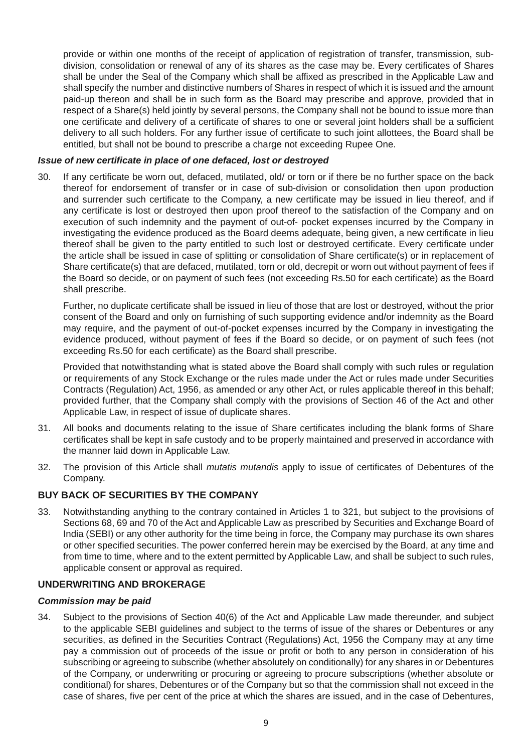provide or within one months of the receipt of application of registration of transfer, transmission, sub-division, consolidation or renewal of any of its shares as the case may be. Every certificates of Shares shall be under the Seal of the Company which shall be affixed as prescribed in the Applicable Law and shall specify the number and distinctive numbers of Shares in respect of which it is issued and the amount paid-up thereon and shall be in such form as the Board may prescribe and approve, provided that in respect of a Share(s) held jointly by several persons, the Company shall not be bound to issue more than one certificate and delivery of a certificate of shares to one or several joint holders shall be a sufficient delivery to all such holders. For any further issue of certificate to such joint allottees, the Board shall be entitled, but shall not be bound to prescribe a charge not exceeding Rupee One.

***Issue of new certificate in place of one defaced, lost or destroyed***

30. If any certificate be worn out, defaced, mutilated, old/ or torn or if there be no further space on the back thereof for endorsement of transfer or in case of sub-division or consolidation then upon production and surrender such certificate to the Company, a new certificate may be issued in lieu thereof, and if any certificate is lost or destroyed then upon proof thereof to the satisfaction of the Company and on execution of such indemnity and the payment of out-of- pocket expenses incurred by the Company in investigating the evidence produced as the Board deems adequate, being given, a new certificate in lieu thereof shall be given to the party entitled to such lost or destroyed certificate. Every certificate under the article shall be issued in case of splitting or consolidation of Share certificate(s) or in replacement of Share certificate(s) that are defaced, mutilated, torn or old, decrepit or worn out without payment of fees if the Board so decide, or on payment of such fees (not exceeding Rs.50 for each certificate) as the Board shall prescribe.

    Further, no duplicate certificate shall be issued in lieu of those that are lost or destroyed, without the prior consent of the Board and only on furnishing of such supporting evidence and/or indemnity as the Board may require, and the payment of out-of-pocket expenses incurred by the Company in investigating the evidence produced, without payment of fees if the Board so decide, or on payment of such fees (not exceeding Rs.50 for each certificate) as the Board shall prescribe.

    Provided that notwithstanding what is stated above the Board shall comply with such rules or regulation or requirements of any Stock Exchange or the rules made under the Act or rules made under Securities Contracts (Regulation) Act, 1956, as amended or any other Act, or rules applicable thereof in this behalf; provided further, that the Company shall comply with the provisions of Section 46 of the Act and other Applicable Law, in respect of issue of duplicate shares.

31. All books and documents relating to the issue of Share certificates including the blank forms of Share certificates shall be kept in safe custody and to be properly maintained and preserved in accordance with the manner laid down in Applicable Law.

32. The provision of this Article shall *mutatis mutandis* apply to issue of certificates of Debentures of the Company.

**BUY BACK OF SECURITIES BY THE COMPANY**

33. Notwithstanding anything to the contrary contained in Articles 1 to 321, but subject to the provisions of Sections 68, 69 and 70 of the Act and Applicable Law as prescribed by Securities and Exchange Board of India (SEBI) or any other authority for the time being in force, the Company may purchase its own shares or other specified securities. The power conferred herein may be exercised by the Board, at any time and from time to time, where and to the extent permitted by Applicable Law, and shall be subject to such rules, applicable consent or approval as required.

**UNDERWRITING AND BROKERAGE**

***Commission may be paid***

34. Subject to the provisions of Section 40(6) of the Act and Applicable Law made thereunder, and subject to the applicable SEBI guidelines and subject to the terms of issue of the shares or Debentures or any securities, as defined in the Securities Contract (Regulations) Act, 1956 the Company may at any time pay a commission out of proceeds of the issue or profit or both to any person in consideration of his subscribing or agreeing to subscribe (whether absolutely on conditionally) for any shares in or Debentures of the Company, or underwriting or procuring or agreeing to procure subscriptions (whether absolute or conditional) for shares, Debentures or of the Company but so that the commission shall not exceed in the case of shares, five per cent of the price at which the shares are issued, and in the case of Debentures,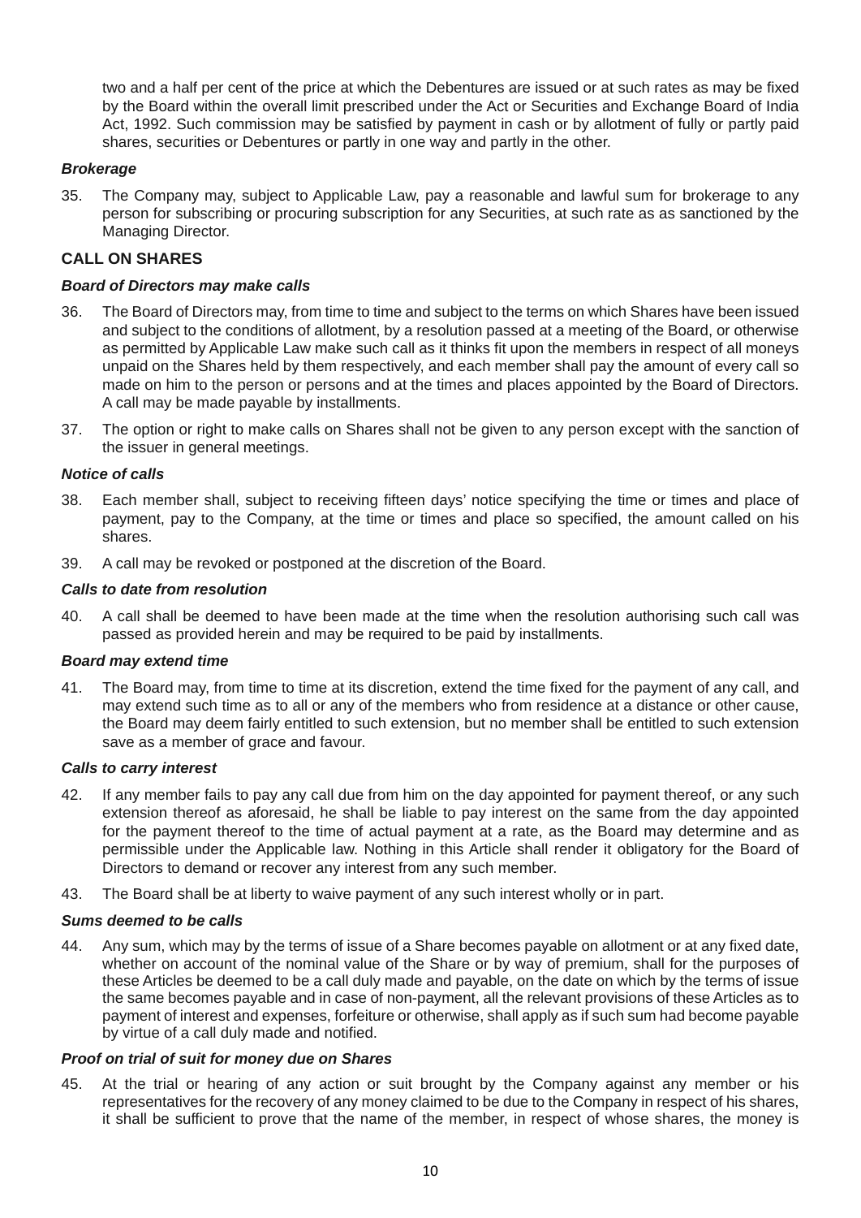two and a half per cent of the price at which the Debentures are issued or at such rates as may be fixed by the Board within the overall limit prescribed under the Act or Securities and Exchange Board of India Act, 1992. Such commission may be satisfied by payment in cash or by allotment of fully or partly paid shares, securities or Debentures or partly in one way and partly in the other.

***Brokerage***

35. The Company may, subject to Applicable Law, pay a reasonable and lawful sum for brokerage to any person for subscribing or procuring subscription for any Securities, at such rate as as sanctioned by the Managing Director.

## CALL ON SHARES

***Board of Directors may make calls***

36. The Board of Directors may, from time to time and subject to the terms on which Shares have been issued and subject to the conditions of allotment, by a resolution passed at a meeting of the Board, or otherwise as permitted by Applicable Law make such call as it thinks fit upon the members in respect of all moneys unpaid on the Shares held by them respectively, and each member shall pay the amount of every call so made on him to the person or persons and at the times and places appointed by the Board of Directors. A call may be made payable by installments.

37. The option or right to make calls on Shares shall not be given to any person except with the sanction of the issuer in general meetings.

***Notice of calls***

38. Each member shall, subject to receiving fifteen days' notice specifying the time or times and place of payment, pay to the Company, at the time or times and place so specified, the amount called on his shares.

39. A call may be revoked or postponed at the discretion of the Board.

***Calls to date from resolution***

40. A call shall be deemed to have been made at the time when the resolution authorising such call was passed as provided herein and may be required to be paid by installments.

***Board may extend time***

41. The Board may, from time to time at its discretion, extend the time fixed for the payment of any call, and may extend such time as to all or any of the members who from residence at a distance or other cause, the Board may deem fairly entitled to such extension, but no member shall be entitled to such extension save as a member of grace and favour.

***Calls to carry interest***

42. If any member fails to pay any call due from him on the day appointed for payment thereof, or any such extension thereof as aforesaid, he shall be liable to pay interest on the same from the day appointed for the payment thereof to the time of actual payment at a rate, as the Board may determine and as permissible under the Applicable law. Nothing in this Article shall render it obligatory for the Board of Directors to demand or recover any interest from any such member.

43. The Board shall be at liberty to waive payment of any such interest wholly or in part.

***Sums deemed to be calls***

44. Any sum, which may by the terms of issue of a Share becomes payable on allotment or at any fixed date, whether on account of the nominal value of the Share or by way of premium, shall for the purposes of these Articles be deemed to be a call duly made and payable, on the date on which by the terms of issue the same becomes payable and in case of non-payment, all the relevant provisions of these Articles as to payment of interest and expenses, forfeiture or otherwise, shall apply as if such sum had become payable by virtue of a call duly made and notified.

***Proof on trial of suit for money due on Shares***

45. At the trial or hearing of any action or suit brought by the Company against any member or his representatives for the recovery of any money claimed to be due to the Company in respect of his shares, it shall be sufficient to prove that the name of the member, in respect of whose shares, the money is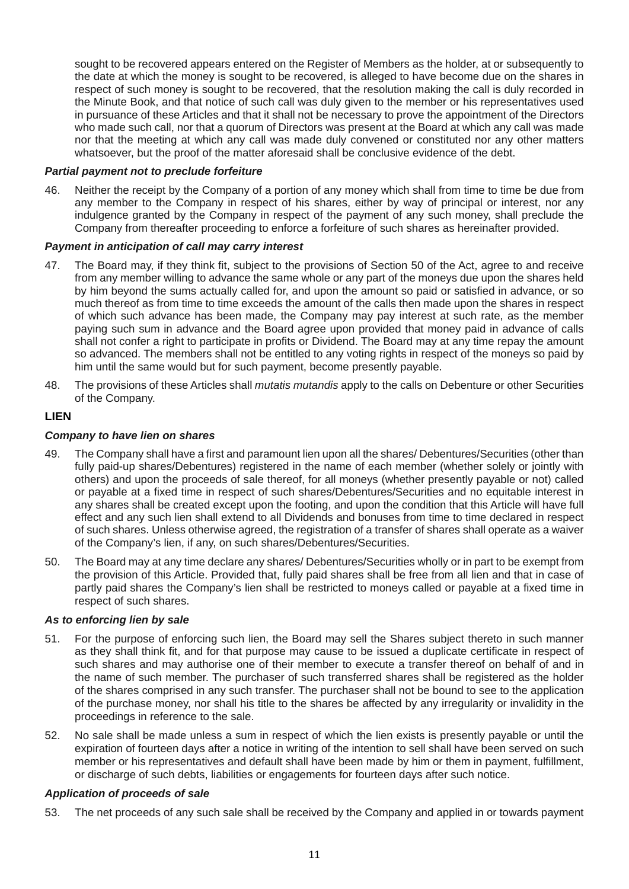sought to be recovered appears entered on the Register of Members as the holder, at or subsequently to the date at which the money is sought to be recovered, is alleged to have become due on the shares in respect of such money is sought to be recovered, that the resolution making the call is duly recorded in the Minute Book, and that notice of such call was duly given to the member or his representatives used in pursuance of these Articles and that it shall not be necessary to prove the appointment of the Directors who made such call, nor that a quorum of Directors was present at the Board at which any call was made nor that the meeting at which any call was made duly convened or constituted nor any other matters whatsoever, but the proof of the matter aforesaid shall be conclusive evidence of the debt.

***Partial payment not to preclude forfeiture***

46. Neither the receipt by the Company of a portion of any money which shall from time to time be due from any member to the Company in respect of his shares, either by way of principal or interest, nor any indulgence granted by the Company in respect of the payment of any such money, shall preclude the Company from thereafter proceeding to enforce a forfeiture of such shares as hereinafter provided.

***Payment in anticipation of call may carry interest***

47. The Board may, if they think fit, subject to the provisions of Section 50 of the Act, agree to and receive from any member willing to advance the same whole or any part of the moneys due upon the shares held by him beyond the sums actually called for, and upon the amount so paid or satisfied in advance, or so much thereof as from time to time exceeds the amount of the calls then made upon the shares in respect of which such advance has been made, the Company may pay interest at such rate, as the member paying such sum in advance and the Board agree upon provided that money paid in advance of calls shall not confer a right to participate in profits or Dividend. The Board may at any time repay the amount so advanced. The members shall not be entitled to any voting rights in respect of the moneys so paid by him until the same would but for such payment, become presently payable.

48. The provisions of these Articles shall *mutatis mutandis* apply to the calls on Debenture or other Securities of the Company.

**LIEN**

***Company to have lien on shares***

49. The Company shall have a first and paramount lien upon all the shares/ Debentures/Securities (other than fully paid-up shares/Debentures) registered in the name of each member (whether solely or jointly with others) and upon the proceeds of sale thereof, for all moneys (whether presently payable or not) called or payable at a fixed time in respect of such shares/Debentures/Securities and no equitable interest in any shares shall be created except upon the footing, and upon the condition that this Article will have full effect and any such lien shall extend to all Dividends and bonuses from time to time declared in respect of such shares. Unless otherwise agreed, the registration of a transfer of shares shall operate as a waiver of the Company's lien, if any, on such shares/Debentures/Securities.

50. The Board may at any time declare any shares/ Debentures/Securities wholly or in part to be exempt from the provision of this Article. Provided that, fully paid shares shall be free from all lien and that in case of partly paid shares the Company's lien shall be restricted to moneys called or payable at a fixed time in respect of such shares.

***As to enforcing lien by sale***

51. For the purpose of enforcing such lien, the Board may sell the Shares subject thereto in such manner as they shall think fit, and for that purpose may cause to be issued a duplicate certificate in respect of such shares and may authorise one of their member to execute a transfer thereof on behalf of and in the name of such member. The purchaser of such transferred shares shall be registered as the holder of the shares comprised in any such transfer. The purchaser shall not be bound to see to the application of the purchase money, nor shall his title to the shares be affected by any irregularity or invalidity in the proceedings in reference to the sale.

52. No sale shall be made unless a sum in respect of which the lien exists is presently payable or until the expiration of fourteen days after a notice in writing of the intention to sell shall have been served on such member or his representatives and default shall have been made by him or them in payment, fulfillment, or discharge of such debts, liabilities or engagements for fourteen days after such notice.

***Application of proceeds of sale***

53. The net proceeds of any such sale shall be received by the Company and applied in or towards payment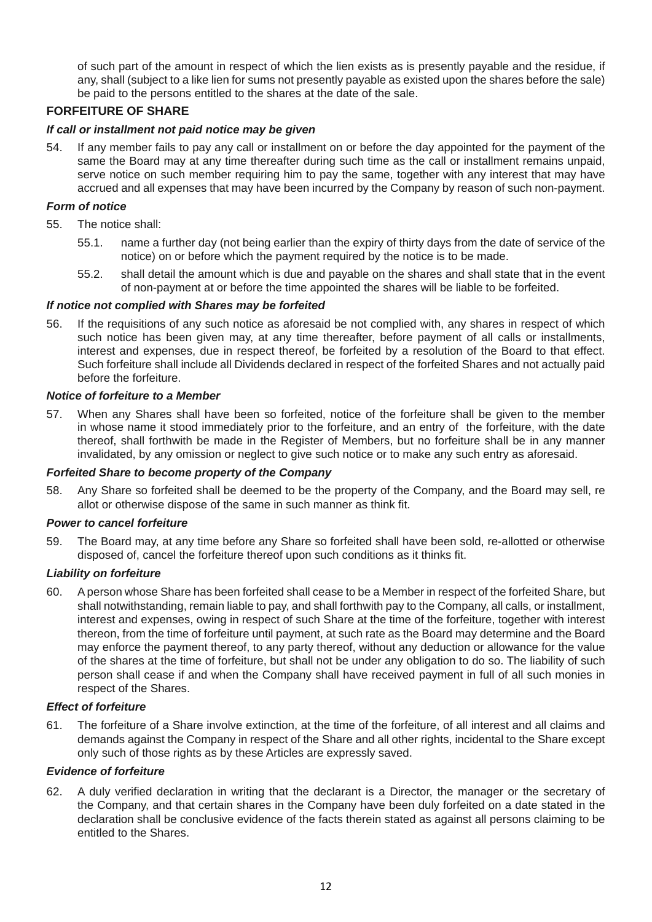of such part of the amount in respect of which the lien exists as is presently payable and the residue, if any, shall (subject to a like lien for sums not presently payable as existed upon the shares before the sale) be paid to the persons entitled to the shares at the date of the sale.

## FORFEITURE OF SHARE

### *If call or installment not paid notice may be given*

54. If any member fails to pay any call or installment on or before the day appointed for the payment of the same the Board may at any time thereafter during such time as the call or installment remains unpaid, serve notice on such member requiring him to pay the same, together with any interest that may have accrued and all expenses that may have been incurred by the Company by reason of such non-payment.

### *Form of notice*

55. The notice shall:

    55.1. name a further day (not being earlier than the expiry of thirty days from the date of service of the notice) on or before which the payment required by the notice is to be made.

    55.2. shall detail the amount which is due and payable on the shares and shall state that in the event of non-payment at or before the time appointed the shares will be liable to be forfeited.

### *If notice not complied with Shares may be forfeited*

56. If the requisitions of any such notice as aforesaid be not complied with, any shares in respect of which such notice has been given may, at any time thereafter, before payment of all calls or installments, interest and expenses, due in respect thereof, be forfeited by a resolution of the Board to that effect. Such forfeiture shall include all Dividends declared in respect of the forfeited Shares and not actually paid before the forfeiture.

### *Notice of forfeiture to a Member*

57. When any Shares shall have been so forfeited, notice of the forfeiture shall be given to the member in whose name it stood immediately prior to the forfeiture, and an entry of the forfeiture, with the date thereof, shall forthwith be made in the Register of Members, but no forfeiture shall be in any manner invalidated, by any omission or neglect to give such notice or to make any such entry as aforesaid.

### *Forfeited Share to become property of the Company*

58. Any Share so forfeited shall be deemed to be the property of the Company, and the Board may sell, re allot or otherwise dispose of the same in such manner as think fit.

### *Power to cancel forfeiture*

59. The Board may, at any time before any Share so forfeited shall have been sold, re-allotted or otherwise disposed of, cancel the forfeiture thereof upon such conditions as it thinks fit.

### *Liability on forfeiture*

60. A person whose Share has been forfeited shall cease to be a Member in respect of the forfeited Share, but shall notwithstanding, remain liable to pay, and shall forthwith pay to the Company, all calls, or installment, interest and expenses, owing in respect of such Share at the time of the forfeiture, together with interest thereon, from the time of forfeiture until payment, at such rate as the Board may determine and the Board may enforce the payment thereof, to any party thereof, without any deduction or allowance for the value of the shares at the time of forfeiture, but shall not be under any obligation to do so. The liability of such person shall cease if and when the Company shall have received payment in full of all such monies in respect of the Shares.

### *Effect of forfeiture*

61. The forfeiture of a Share involve extinction, at the time of the forfeiture, of all interest and all claims and demands against the Company in respect of the Share and all other rights, incidental to the Share except only such of those rights as by these Articles are expressly saved.

### *Evidence of forfeiture*

62. A duly verified declaration in writing that the declarant is a Director, the manager or the secretary of the Company, and that certain shares in the Company have been duly forfeited on a date stated in the declaration shall be conclusive evidence of the facts therein stated as against all persons claiming to be entitled to the Shares.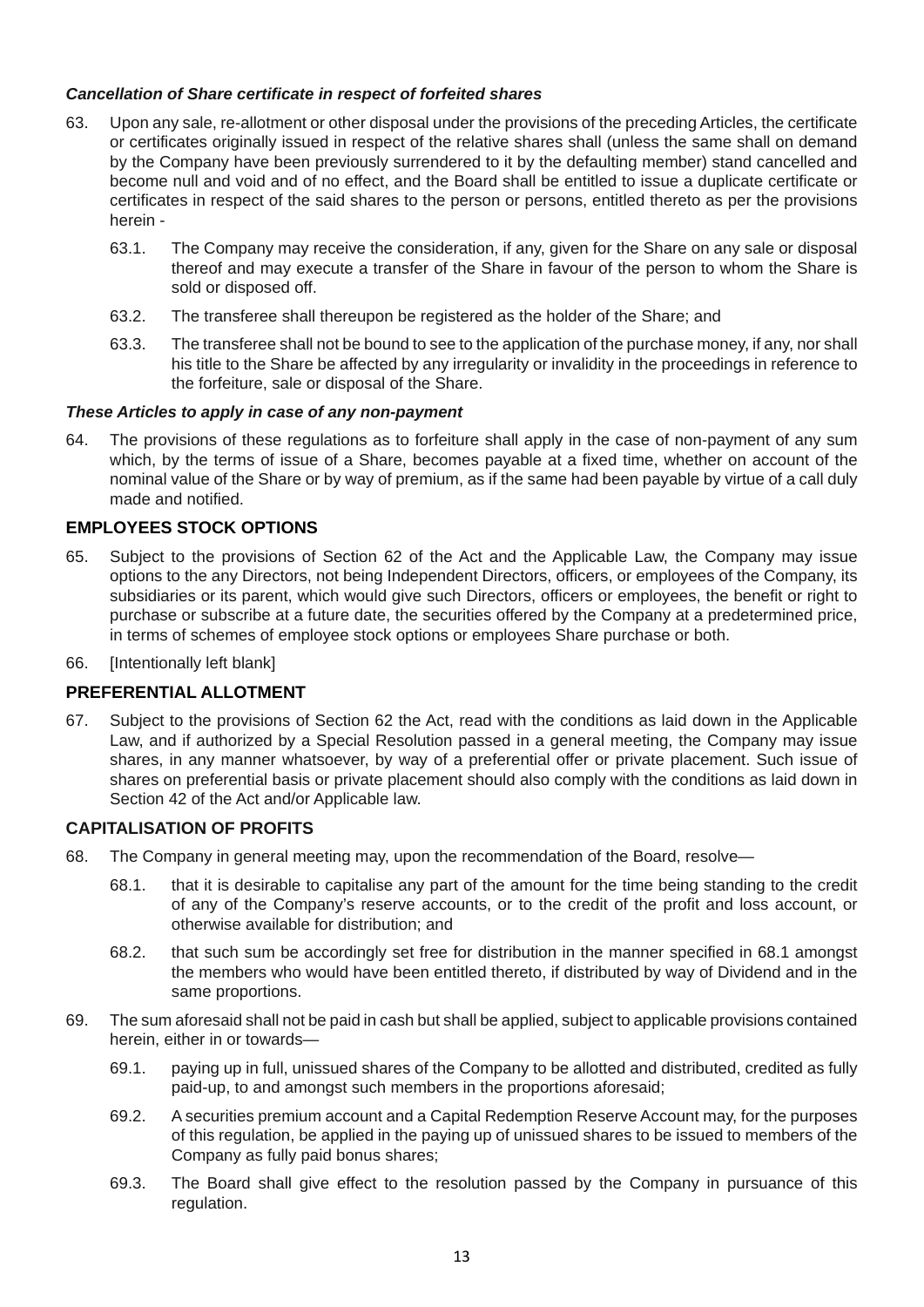***Cancellation of Share certificate in respect of forfeited shares***

63. Upon any sale, re-allotment or other disposal under the provisions of the preceding Articles, the certificate or certificates originally issued in respect of the relative shares shall (unless the same shall on demand by the Company have been previously surrendered to it by the defaulting member) stand cancelled and become null and void and of no effect, and the Board shall be entitled to issue a duplicate certificate or certificates in respect of the said shares to the person or persons, entitled thereto as per the provisions herein -

    63.1. The Company may receive the consideration, if any, given for the Share on any sale or disposal thereof and may execute a transfer of the Share in favour of the person to whom the Share is sold or disposed off.

    63.2. The transferee shall thereupon be registered as the holder of the Share; and

    63.3. The transferee shall not be bound to see to the application of the purchase money, if any, nor shall his title to the Share be affected by any irregularity or invalidity in the proceedings in reference to the forfeiture, sale or disposal of the Share.

***These Articles to apply in case of any non-payment***

64. The provisions of these regulations as to forfeiture shall apply in the case of non-payment of any sum which, by the terms of issue of a Share, becomes payable at a fixed time, whether on account of the nominal value of the Share or by way of premium, as if the same had been payable by virtue of a call duly made and notified.

## EMPLOYEES STOCK OPTIONS

65. Subject to the provisions of Section 62 of the Act and the Applicable Law, the Company may issue options to the any Directors, not being Independent Directors, officers, or employees of the Company, its subsidiaries or its parent, which would give such Directors, officers or employees, the benefit or right to purchase or subscribe at a future date, the securities offered by the Company at a predetermined price, in terms of schemes of employee stock options or employees Share purchase or both.

66. [Intentionally left blank]

## PREFERENTIAL ALLOTMENT

67. Subject to the provisions of Section 62 the Act, read with the conditions as laid down in the Applicable Law, and if authorized by a Special Resolution passed in a general meeting, the Company may issue shares, in any manner whatsoever, by way of a preferential offer or private placement. Such issue of shares on preferential basis or private placement should also comply with the conditions as laid down in Section 42 of the Act and/or Applicable law.

## CAPITALISATION OF PROFITS

68. The Company in general meeting may, upon the recommendation of the Board, resolve—

    68.1. that it is desirable to capitalise any part of the amount for the time being standing to the credit of any of the Company's reserve accounts, or to the credit of the profit and loss account, or otherwise available for distribution; and

    68.2. that such sum be accordingly set free for distribution in the manner specified in 68.1 amongst the members who would have been entitled thereto, if distributed by way of Dividend and in the same proportions.

69. The sum aforesaid shall not be paid in cash but shall be applied, subject to applicable provisions contained herein, either in or towards—

    69.1. paying up in full, unissued shares of the Company to be allotted and distributed, credited as fully paid-up, to and amongst such members in the proportions aforesaid;

    69.2. A securities premium account and a Capital Redemption Reserve Account may, for the purposes of this regulation, be applied in the paying up of unissued shares to be issued to members of the Company as fully paid bonus shares;

    69.3. The Board shall give effect to the resolution passed by the Company in pursuance of this regulation.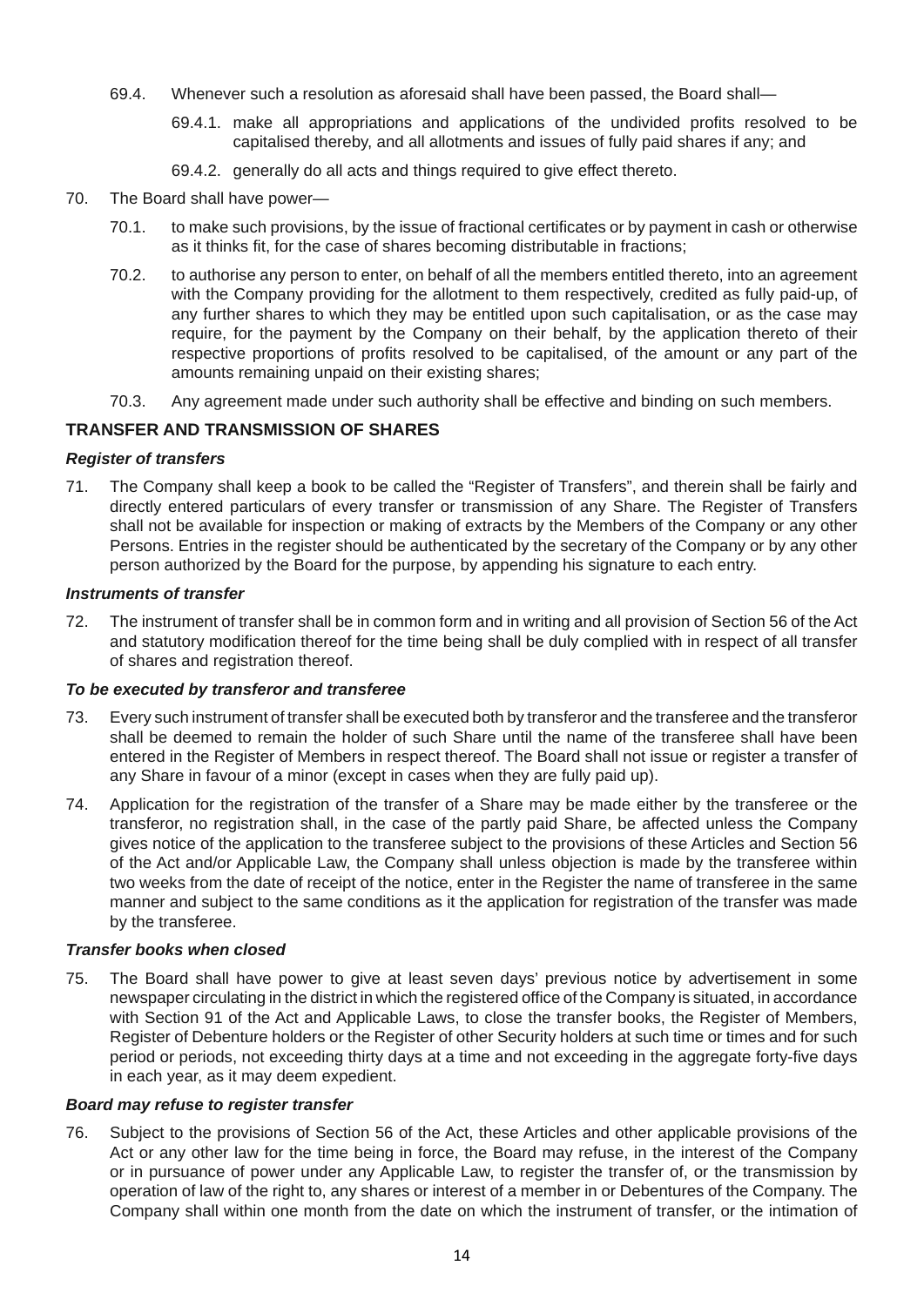69.4. Whenever such a resolution as aforesaid shall have been passed, the Board shall—

69.4.1. make all appropriations and applications of the undivided profits resolved to be capitalised thereby, and all allotments and issues of fully paid shares if any; and

69.4.2. generally do all acts and things required to give effect thereto.

70. The Board shall have power—

70.1. to make such provisions, by the issue of fractional certificates or by payment in cash or otherwise as it thinks fit, for the case of shares becoming distributable in fractions;

70.2. to authorise any person to enter, on behalf of all the members entitled thereto, into an agreement with the Company providing for the allotment to them respectively, credited as fully paid-up, of any further shares to which they may be entitled upon such capitalisation, or as the case may require, for the payment by the Company on their behalf, by the application thereto of their respective proportions of profits resolved to be capitalised, of the amount or any part of the amounts remaining unpaid on their existing shares;

70.3. Any agreement made under such authority shall be effective and binding on such members.

## TRANSFER AND TRANSMISSION OF SHARES

### *Register of transfers*

71. The Company shall keep a book to be called the "Register of Transfers", and therein shall be fairly and directly entered particulars of every transfer or transmission of any Share. The Register of Transfers shall not be available for inspection or making of extracts by the Members of the Company or any other Persons. Entries in the register should be authenticated by the secretary of the Company or by any other person authorized by the Board for the purpose, by appending his signature to each entry.

### *Instruments of transfer*

72. The instrument of transfer shall be in common form and in writing and all provision of Section 56 of the Act and statutory modification thereof for the time being shall be duly complied with in respect of all transfer of shares and registration thereof.

### *To be executed by transferor and transferee*

73. Every such instrument of transfer shall be executed both by transferor and the transferee and the transferor shall be deemed to remain the holder of such Share until the name of the transferee shall have been entered in the Register of Members in respect thereof. The Board shall not issue or register a transfer of any Share in favour of a minor (except in cases when they are fully paid up).

74. Application for the registration of the transfer of a Share may be made either by the transferee or the transferor, no registration shall, in the case of the partly paid Share, be affected unless the Company gives notice of the application to the transferee subject to the provisions of these Articles and Section 56 of the Act and/or Applicable Law, the Company shall unless objection is made by the transferee within two weeks from the date of receipt of the notice, enter in the Register the name of transferee in the same manner and subject to the same conditions as it the application for registration of the transfer was made by the transferee.

### *Transfer books when closed*

75. The Board shall have power to give at least seven days' previous notice by advertisement in some newspaper circulating in the district in which the registered office of the Company is situated, in accordance with Section 91 of the Act and Applicable Laws, to close the transfer books, the Register of Members, Register of Debenture holders or the Register of other Security holders at such time or times and for such period or periods, not exceeding thirty days at a time and not exceeding in the aggregate forty-five days in each year, as it may deem expedient.

### *Board may refuse to register transfer*

76. Subject to the provisions of Section 56 of the Act, these Articles and other applicable provisions of the Act or any other law for the time being in force, the Board may refuse, in the interest of the Company or in pursuance of power under any Applicable Law, to register the transfer of, or the transmission by operation of law of the right to, any shares or interest of a member in or Debentures of the Company. The Company shall within one month from the date on which the instrument of transfer, or the intimation of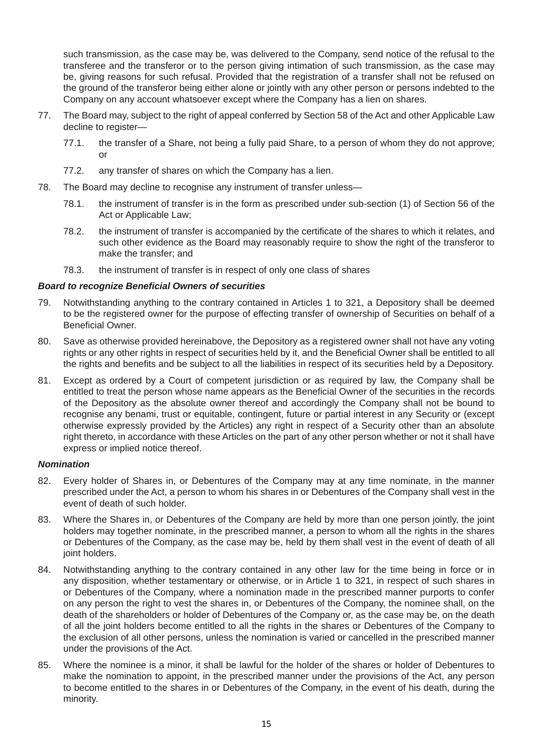such transmission, as the case may be, was delivered to the Company, send notice of the refusal to the transferee and the transferor or to the person giving intimation of such transmission, as the case may be, giving reasons for such refusal. Provided that the registration of a transfer shall not be refused on the ground of the transferor being either alone or jointly with any other person or persons indebted to the Company on any account whatsoever except where the Company has a lien on shares.

77. The Board may, subject to the right of appeal conferred by Section 58 of the Act and other Applicable Law decline to register—

    77.1. the transfer of a Share, not being a fully paid Share, to a person of whom they do not approve; or

    77.2. any transfer of shares on which the Company has a lien.

78. The Board may decline to recognise any instrument of transfer unless—

    78.1. the instrument of transfer is in the form as prescribed under sub-section (1) of Section 56 of the Act or Applicable Law;

    78.2. the instrument of transfer is accompanied by the certificate of the shares to which it relates, and such other evidence as the Board may reasonably require to show the right of the transferor to make the transfer; and

    78.3. the instrument of transfer is in respect of only one class of shares

***Board to recognize Beneficial Owners of securities***

79. Notwithstanding anything to the contrary contained in Articles 1 to 321, a Depository shall be deemed to be the registered owner for the purpose of effecting transfer of ownership of Securities on behalf of a Beneficial Owner.

80. Save as otherwise provided hereinabove, the Depository as a registered owner shall not have any voting rights or any other rights in respect of securities held by it, and the Beneficial Owner shall be entitled to all the rights and benefits and be subject to all the liabilities in respect of its securities held by a Depository.

81. Except as ordered by a Court of competent jurisdiction or as required by law, the Company shall be entitled to treat the person whose name appears as the Beneficial Owner of the securities in the records of the Depository as the absolute owner thereof and accordingly the Company shall not be bound to recognise any benami, trust or equitable, contingent, future or partial interest in any Security or (except otherwise expressly provided by the Articles) any right in respect of a Security other than an absolute right thereto, in accordance with these Articles on the part of any other person whether or not it shall have express or implied notice thereof.

***Nomination***

82. Every holder of Shares in, or Debentures of the Company may at any time nominate, in the manner prescribed under the Act, a person to whom his shares in or Debentures of the Company shall vest in the event of death of such holder.

83. Where the Shares in, or Debentures of the Company are held by more than one person jointly, the joint holders may together nominate, in the prescribed manner, a person to whom all the rights in the shares or Debentures of the Company, as the case may be, held by them shall vest in the event of death of all joint holders.

84. Notwithstanding anything to the contrary contained in any other law for the time being in force or in any disposition, whether testamentary or otherwise, or in Article 1 to 321, in respect of such shares in or Debentures of the Company, where a nomination made in the prescribed manner purports to confer on any person the right to vest the shares in, or Debentures of the Company, the nominee shall, on the death of the shareholders or holder of Debentures of the Company or, as the case may be, on the death of all the joint holders become entitled to all the rights in the shares or Debentures of the Company to the exclusion of all other persons, unless the nomination is varied or cancelled in the prescribed manner under the provisions of the Act.

85. Where the nominee is a minor, it shall be lawful for the holder of the shares or holder of Debentures to make the nomination to appoint, in the prescribed manner under the provisions of the Act, any person to become entitled to the shares in or Debentures of the Company, in the event of his death, during the minority.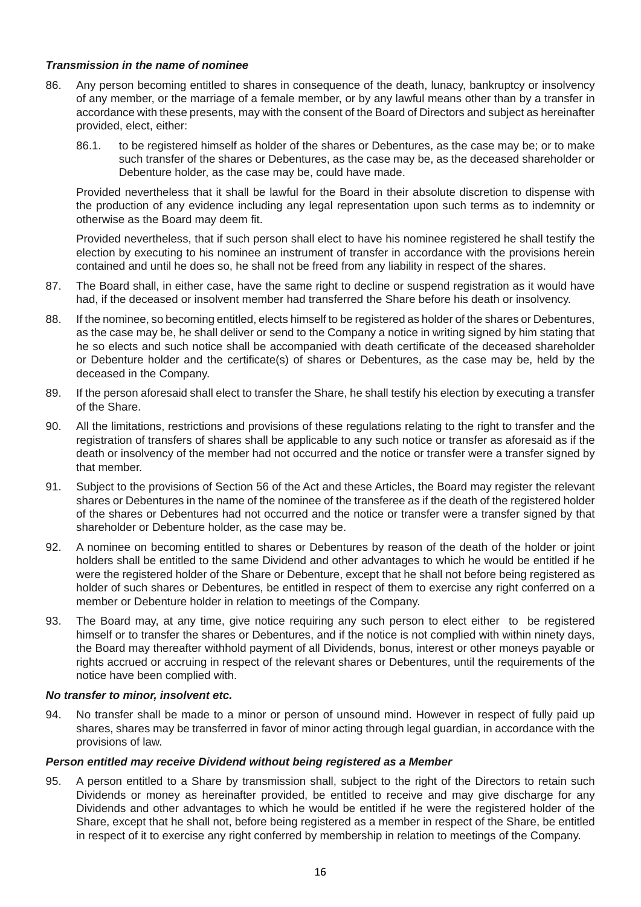***Transmission in the name of nominee***

86. Any person becoming entitled to shares in consequence of the death, lunacy, bankruptcy or insolvency of any member, or the marriage of a female member, or by any lawful means other than by a transfer in accordance with these presents, may with the consent of the Board of Directors and subject as hereinafter provided, elect, either:

    86.1. to be registered himself as holder of the shares or Debentures, as the case may be; or to make such transfer of the shares or Debentures, as the case may be, as the deceased shareholder or Debenture holder, as the case may be, could have made.

    Provided nevertheless that it shall be lawful for the Board in their absolute discretion to dispense with the production of any evidence including any legal representation upon such terms as to indemnity or otherwise as the Board may deem fit.

    Provided nevertheless, that if such person shall elect to have his nominee registered he shall testify the election by executing to his nominee an instrument of transfer in accordance with the provisions herein contained and until he does so, he shall not be freed from any liability in respect of the shares.

87. The Board shall, in either case, have the same right to decline or suspend registration as it would have had, if the deceased or insolvent member had transferred the Share before his death or insolvency.

88. If the nominee, so becoming entitled, elects himself to be registered as holder of the shares or Debentures, as the case may be, he shall deliver or send to the Company a notice in writing signed by him stating that he so elects and such notice shall be accompanied with death certificate of the deceased shareholder or Debenture holder and the certificate(s) of shares or Debentures, as the case may be, held by the deceased in the Company.

89. If the person aforesaid shall elect to transfer the Share, he shall testify his election by executing a transfer of the Share.

90. All the limitations, restrictions and provisions of these regulations relating to the right to transfer and the registration of transfers of shares shall be applicable to any such notice or transfer as aforesaid as if the death or insolvency of the member had not occurred and the notice or transfer were a transfer signed by that member.

91. Subject to the provisions of Section 56 of the Act and these Articles, the Board may register the relevant shares or Debentures in the name of the nominee of the transferee as if the death of the registered holder of the shares or Debentures had not occurred and the notice or transfer were a transfer signed by that shareholder or Debenture holder, as the case may be.

92. A nominee on becoming entitled to shares or Debentures by reason of the death of the holder or joint holders shall be entitled to the same Dividend and other advantages to which he would be entitled if he were the registered holder of the Share or Debenture, except that he shall not before being registered as holder of such shares or Debentures, be entitled in respect of them to exercise any right conferred on a member or Debenture holder in relation to meetings of the Company.

93. The Board may, at any time, give notice requiring any such person to elect either to be registered himself or to transfer the shares or Debentures, and if the notice is not complied with within ninety days, the Board may thereafter withhold payment of all Dividends, bonus, interest or other moneys payable or rights accrued or accruing in respect of the relevant shares or Debentures, until the requirements of the notice have been complied with.

***No transfer to minor, insolvent etc.***

94. No transfer shall be made to a minor or person of unsound mind. However in respect of fully paid up shares, shares may be transferred in favor of minor acting through legal guardian, in accordance with the provisions of law.

***Person entitled may receive Dividend without being registered as a Member***

95. A person entitled to a Share by transmission shall, subject to the right of the Directors to retain such Dividends or money as hereinafter provided, be entitled to receive and may give discharge for any Dividends and other advantages to which he would be entitled if he were the registered holder of the Share, except that he shall not, before being registered as a member in respect of the Share, be entitled in respect of it to exercise any right conferred by membership in relation to meetings of the Company.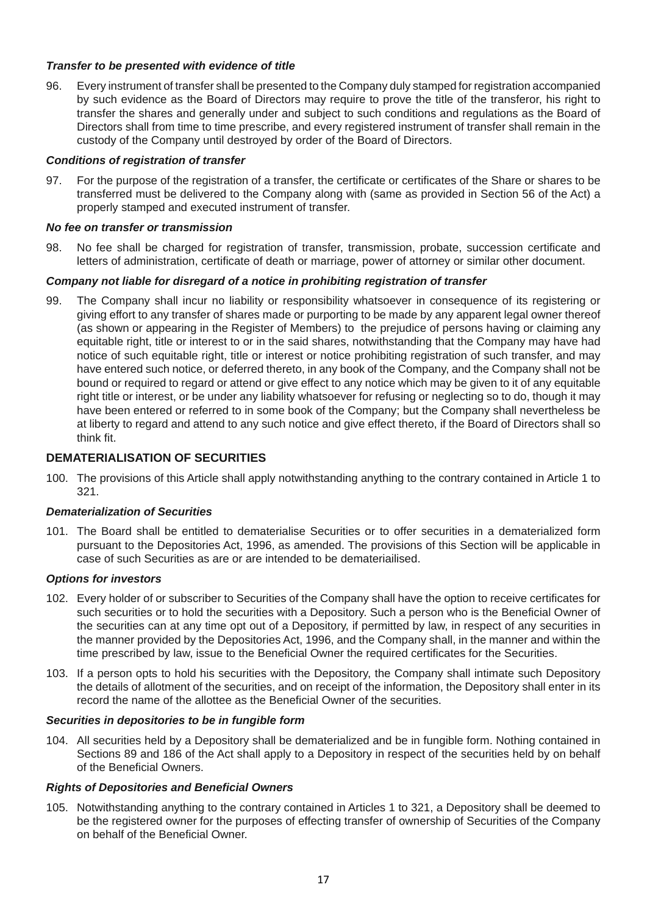***Transfer to be presented with evidence of title***

96. Every instrument of transfer shall be presented to the Company duly stamped for registration accompanied by such evidence as the Board of Directors may require to prove the title of the transferor, his right to transfer the shares and generally under and subject to such conditions and regulations as the Board of Directors shall from time to time prescribe, and every registered instrument of transfer shall remain in the custody of the Company until destroyed by order of the Board of Directors.

***Conditions of registration of transfer***

97. For the purpose of the registration of a transfer, the certificate or certificates of the Share or shares to be transferred must be delivered to the Company along with (same as provided in Section 56 of the Act) a properly stamped and executed instrument of transfer.

***No fee on transfer or transmission***

98. No fee shall be charged for registration of transfer, transmission, probate, succession certificate and letters of administration, certificate of death or marriage, power of attorney or similar other document.

***Company not liable for disregard of a notice in prohibiting registration of transfer***

99. The Company shall incur no liability or responsibility whatsoever in consequence of its registering or giving effort to any transfer of shares made or purporting to be made by any apparent legal owner thereof (as shown or appearing in the Register of Members) to the prejudice of persons having or claiming any equitable right, title or interest to or in the said shares, notwithstanding that the Company may have had notice of such equitable right, title or interest or notice prohibiting registration of such transfer, and may have entered such notice, or deferred thereto, in any book of the Company, and the Company shall not be bound or required to regard or attend or give effect to any notice which may be given to it of any equitable right title or interest, or be under any liability whatsoever for refusing or neglecting so to do, though it may have been entered or referred to in some book of the Company; but the Company shall nevertheless be at liberty to regard and attend to any such notice and give effect thereto, if the Board of Directors shall so think fit.

## DEMATERIALISATION OF SECURITIES

100. The provisions of this Article shall apply notwithstanding anything to the contrary contained in Article 1 to 321.

***Dematerialization of Securities***

101. The Board shall be entitled to dematerialise Securities or to offer securities in a dematerialized form pursuant to the Depositories Act, 1996, as amended. The provisions of this Section will be applicable in case of such Securities as are or are intended to be demateriailised.

***Options for investors***

102. Every holder of or subscriber to Securities of the Company shall have the option to receive certificates for such securities or to hold the securities with a Depository. Such a person who is the Beneficial Owner of the securities can at any time opt out of a Depository, if permitted by law, in respect of any securities in the manner provided by the Depositories Act, 1996, and the Company shall, in the manner and within the time prescribed by law, issue to the Beneficial Owner the required certificates for the Securities.

103. If a person opts to hold his securities with the Depository, the Company shall intimate such Depository the details of allotment of the securities, and on receipt of the information, the Depository shall enter in its record the name of the allottee as the Beneficial Owner of the securities.

***Securities in depositories to be in fungible form***

104. All securities held by a Depository shall be dematerialized and be in fungible form. Nothing contained in Sections 89 and 186 of the Act shall apply to a Depository in respect of the securities held by on behalf of the Beneficial Owners.

***Rights of Depositories and Beneficial Owners***

105. Notwithstanding anything to the contrary contained in Articles 1 to 321, a Depository shall be deemed to be the registered owner for the purposes of effecting transfer of ownership of Securities of the Company on behalf of the Beneficial Owner.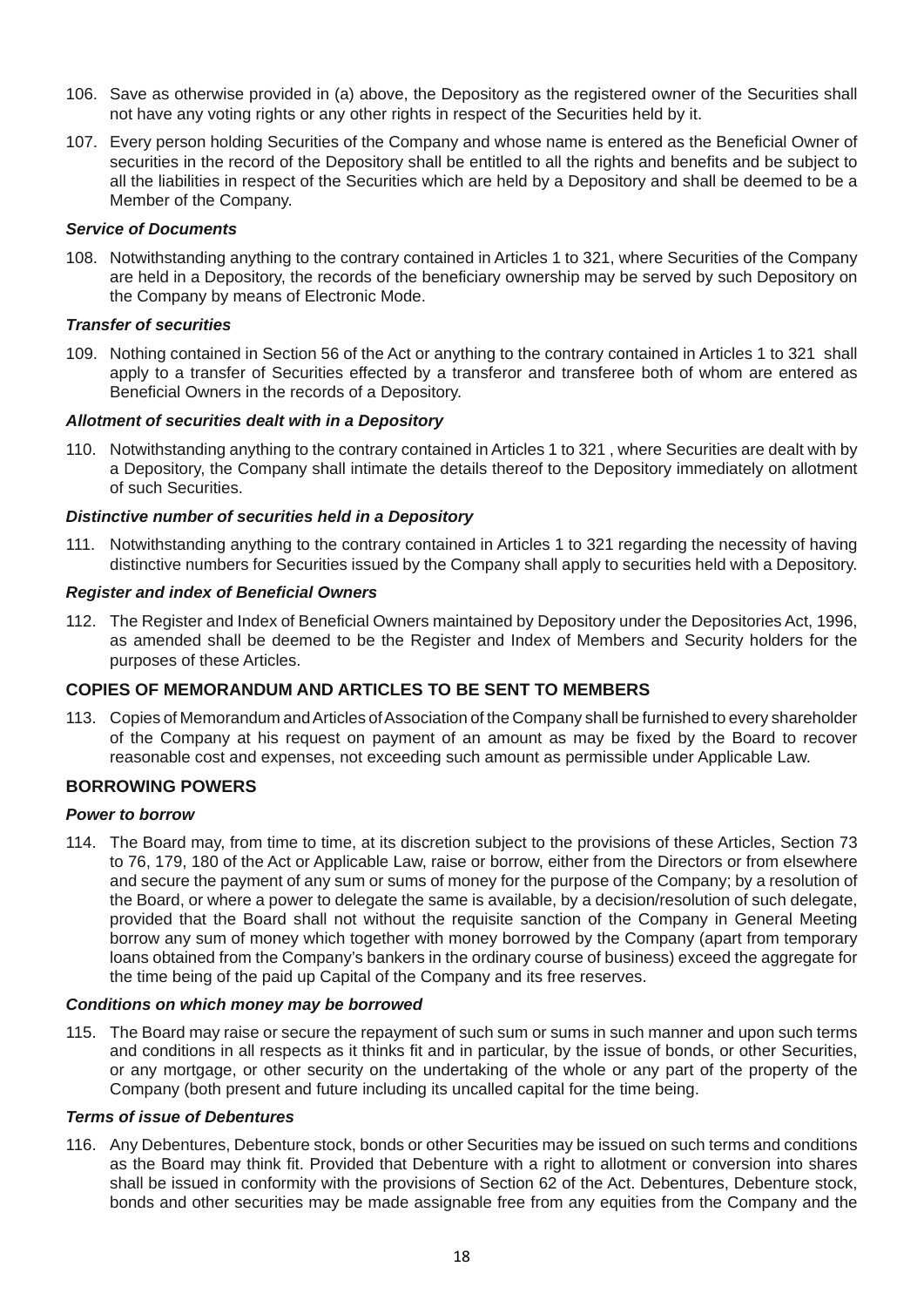106. Save as otherwise provided in (a) above, the Depository as the registered owner of the Securities shall not have any voting rights or any other rights in respect of the Securities held by it.

107. Every person holding Securities of the Company and whose name is entered as the Beneficial Owner of securities in the record of the Depository shall be entitled to all the rights and benefits and be subject to all the liabilities in respect of the Securities which are held by a Depository and shall be deemed to be a Member of the Company.

***Service of Documents***

108. Notwithstanding anything to the contrary contained in Articles 1 to 321, where Securities of the Company are held in a Depository, the records of the beneficiary ownership may be served by such Depository on the Company by means of Electronic Mode.

***Transfer of securities***

109. Nothing contained in Section 56 of the Act or anything to the contrary contained in Articles 1 to 321 shall apply to a transfer of Securities effected by a transferor and transferee both of whom are entered as Beneficial Owners in the records of a Depository.

***Allotment of securities dealt with in a Depository***

110. Notwithstanding anything to the contrary contained in Articles 1 to 321 , where Securities are dealt with by a Depository, the Company shall intimate the details thereof to the Depository immediately on allotment of such Securities.

***Distinctive number of securities held in a Depository***

111. Notwithstanding anything to the contrary contained in Articles 1 to 321 regarding the necessity of having distinctive numbers for Securities issued by the Company shall apply to securities held with a Depository.

***Register and index of Beneficial Owners***

112. The Register and Index of Beneficial Owners maintained by Depository under the Depositories Act, 1996, as amended shall be deemed to be the Register and Index of Members and Security holders for the purposes of these Articles.

## COPIES OF MEMORANDUM AND ARTICLES TO BE SENT TO MEMBERS

113. Copies of Memorandum and Articles of Association of the Company shall be furnished to every shareholder of the Company at his request on payment of an amount as may be fixed by the Board to recover reasonable cost and expenses, not exceeding such amount as permissible under Applicable Law.

## BORROWING POWERS

***Power to borrow***

114. The Board may, from time to time, at its discretion subject to the provisions of these Articles, Section 73 to 76, 179, 180 of the Act or Applicable Law, raise or borrow, either from the Directors or from elsewhere and secure the payment of any sum or sums of money for the purpose of the Company; by a resolution of the Board, or where a power to delegate the same is available, by a decision/resolution of such delegate, provided that the Board shall not without the requisite sanction of the Company in General Meeting borrow any sum of money which together with money borrowed by the Company (apart from temporary loans obtained from the Company's bankers in the ordinary course of business) exceed the aggregate for the time being of the paid up Capital of the Company and its free reserves.

***Conditions on which money may be borrowed***

115. The Board may raise or secure the repayment of such sum or sums in such manner and upon such terms and conditions in all respects as it thinks fit and in particular, by the issue of bonds, or other Securities, or any mortgage, or other security on the undertaking of the whole or any part of the property of the Company (both present and future including its uncalled capital for the time being.

***Terms of issue of Debentures***

116. Any Debentures, Debenture stock, bonds or other Securities may be issued on such terms and conditions as the Board may think fit. Provided that Debenture with a right to allotment or conversion into shares shall be issued in conformity with the provisions of Section 62 of the Act. Debentures, Debenture stock, bonds and other securities may be made assignable free from any equities from the Company and the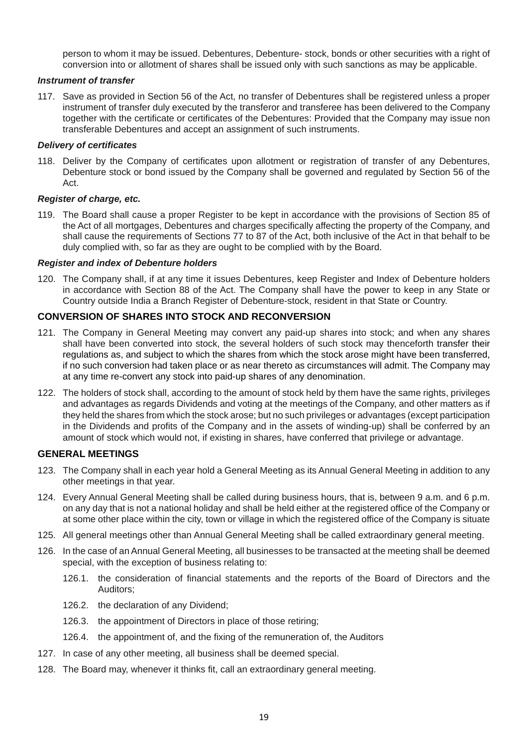person to whom it may be issued. Debentures, Debenture- stock, bonds or other securities with a right of conversion into or allotment of shares shall be issued only with such sanctions as may be applicable.

***Instrument of transfer***

117. Save as provided in Section 56 of the Act, no transfer of Debentures shall be registered unless a proper instrument of transfer duly executed by the transferor and transferee has been delivered to the Company together with the certificate or certificates of the Debentures: Provided that the Company may issue non transferable Debentures and accept an assignment of such instruments.

***Delivery of certificates***

118. Deliver by the Company of certificates upon allotment or registration of transfer of any Debentures, Debenture stock or bond issued by the Company shall be governed and regulated by Section 56 of the Act.

***Register of charge, etc.***

119. The Board shall cause a proper Register to be kept in accordance with the provisions of Section 85 of the Act of all mortgages, Debentures and charges specifically affecting the property of the Company, and shall cause the requirements of Sections 77 to 87 of the Act, both inclusive of the Act in that behalf to be duly complied with, so far as they are ought to be complied with by the Board.

***Register and index of Debenture holders***

120. The Company shall, if at any time it issues Debentures, keep Register and Index of Debenture holders in accordance with Section 88 of the Act. The Company shall have the power to keep in any State or Country outside India a Branch Register of Debenture-stock, resident in that State or Country.

## CONVERSION OF SHARES INTO STOCK AND RECONVERSION

121. The Company in General Meeting may convert any paid-up shares into stock; and when any shares shall have been converted into stock, the several holders of such stock may thenceforth transfer their regulations as, and subject to which the shares from which the stock arose might have been transferred, if no such conversion had taken place or as near thereto as circumstances will admit. The Company may at any time re-convert any stock into paid-up shares of any denomination.

122. The holders of stock shall, according to the amount of stock held by them have the same rights, privileges and advantages as regards Dividends and voting at the meetings of the Company, and other matters as if they held the shares from which the stock arose; but no such privileges or advantages (except participation in the Dividends and profits of the Company and in the assets of winding-up) shall be conferred by an amount of stock which would not, if existing in shares, have conferred that privilege or advantage.

## GENERAL MEETINGS

123. The Company shall in each year hold a General Meeting as its Annual General Meeting in addition to any other meetings in that year.

124. Every Annual General Meeting shall be called during business hours, that is, between 9 a.m. and 6 p.m. on any day that is not a national holiday and shall be held either at the registered office of the Company or at some other place within the city, town or village in which the registered office of the Company is situate

125. All general meetings other than Annual General Meeting shall be called extraordinary general meeting.

126. In the case of an Annual General Meeting, all businesses to be transacted at the meeting shall be deemed special, with the exception of business relating to:

    126.1. the consideration of financial statements and the reports of the Board of Directors and the Auditors;

    126.2. the declaration of any Dividend;

    126.3. the appointment of Directors in place of those retiring;

    126.4. the appointment of, and the fixing of the remuneration of, the Auditors

127. In case of any other meeting, all business shall be deemed special.

128. The Board may, whenever it thinks fit, call an extraordinary general meeting.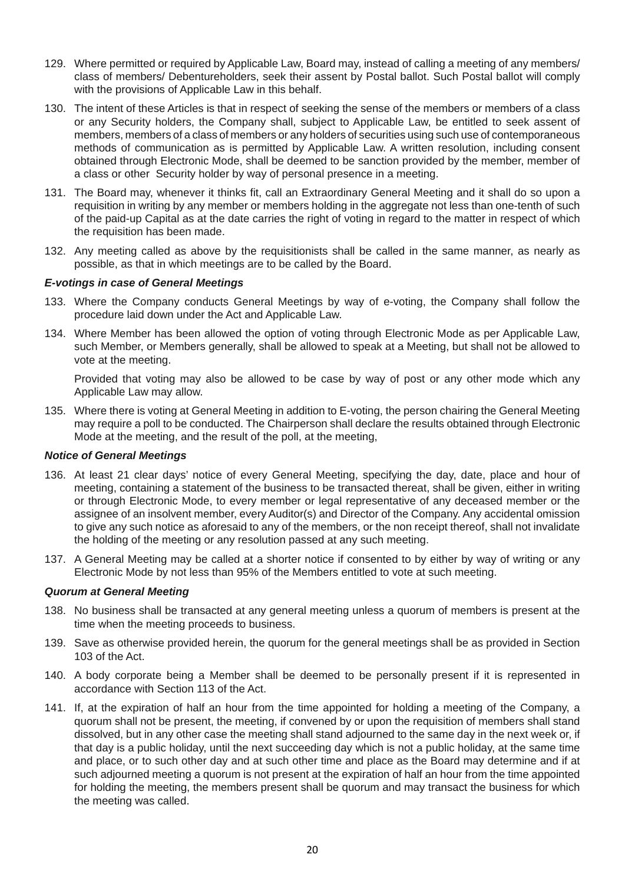129. Where permitted or required by Applicable Law, Board may, instead of calling a meeting of any members/ class of members/ Debentureholders, seek their assent by Postal ballot. Such Postal ballot will comply with the provisions of Applicable Law in this behalf.

130. The intent of these Articles is that in respect of seeking the sense of the members or members of a class or any Security holders, the Company shall, subject to Applicable Law, be entitled to seek assent of members, members of a class of members or any holders of securities using such use of contemporaneous methods of communication as is permitted by Applicable Law. A written resolution, including consent obtained through Electronic Mode, shall be deemed to be sanction provided by the member, member of a class or other Security holder by way of personal presence in a meeting.

131. The Board may, whenever it thinks fit, call an Extraordinary General Meeting and it shall do so upon a requisition in writing by any member or members holding in the aggregate not less than one-tenth of such of the paid-up Capital as at the date carries the right of voting in regard to the matter in respect of which the requisition has been made.

132. Any meeting called as above by the requisitionists shall be called in the same manner, as nearly as possible, as that in which meetings are to be called by the Board.

***E-votings in case of General Meetings***

133. Where the Company conducts General Meetings by way of e-voting, the Company shall follow the procedure laid down under the Act and Applicable Law.

134. Where Member has been allowed the option of voting through Electronic Mode as per Applicable Law, such Member, or Members generally, shall be allowed to speak at a Meeting, but shall not be allowed to vote at the meeting.

     Provided that voting may also be allowed to be case by way of post or any other mode which any Applicable Law may allow.

135. Where there is voting at General Meeting in addition to E-voting, the person chairing the General Meeting may require a poll to be conducted. The Chairperson shall declare the results obtained through Electronic Mode at the meeting, and the result of the poll, at the meeting,

***Notice of General Meetings***

136. At least 21 clear days' notice of every General Meeting, specifying the day, date, place and hour of meeting, containing a statement of the business to be transacted thereat, shall be given, either in writing or through Electronic Mode, to every member or legal representative of any deceased member or the assignee of an insolvent member, every Auditor(s) and Director of the Company. Any accidental omission to give any such notice as aforesaid to any of the members, or the non receipt thereof, shall not invalidate the holding of the meeting or any resolution passed at any such meeting.

137. A General Meeting may be called at a shorter notice if consented to by either by way of writing or any Electronic Mode by not less than 95% of the Members entitled to vote at such meeting.

***Quorum at General Meeting***

138. No business shall be transacted at any general meeting unless a quorum of members is present at the time when the meeting proceeds to business.

139. Save as otherwise provided herein, the quorum for the general meetings shall be as provided in Section 103 of the Act.

140. A body corporate being a Member shall be deemed to be personally present if it is represented in accordance with Section 113 of the Act.

141. If, at the expiration of half an hour from the time appointed for holding a meeting of the Company, a quorum shall not be present, the meeting, if convened by or upon the requisition of members shall stand dissolved, but in any other case the meeting shall stand adjourned to the same day in the next week or, if that day is a public holiday, until the next succeeding day which is not a public holiday, at the same time and place, or to such other day and at such other time and place as the Board may determine and if at such adjourned meeting a quorum is not present at the expiration of half an hour from the time appointed for holding the meeting, the members present shall be quorum and may transact the business for which the meeting was called.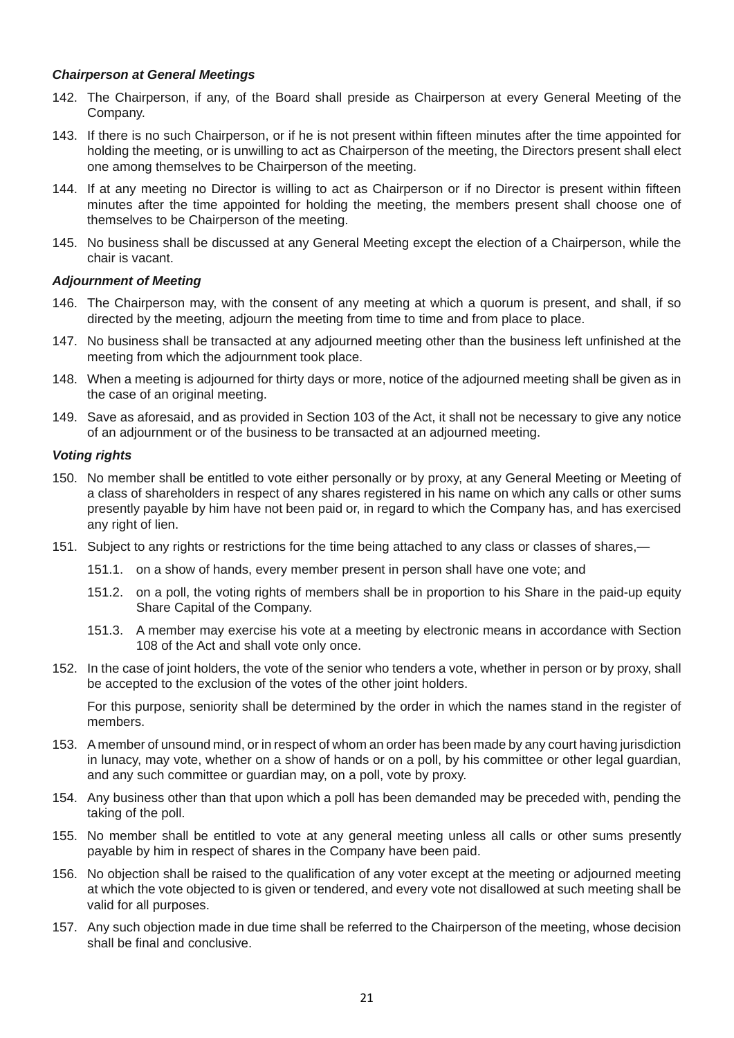### *Chairperson at General Meetings*

142. The Chairperson, if any, of the Board shall preside as Chairperson at every General Meeting of the Company.

143. If there is no such Chairperson, or if he is not present within fifteen minutes after the time appointed for holding the meeting, or is unwilling to act as Chairperson of the meeting, the Directors present shall elect one among themselves to be Chairperson of the meeting.

144. If at any meeting no Director is willing to act as Chairperson or if no Director is present within fifteen minutes after the time appointed for holding the meeting, the members present shall choose one of themselves to be Chairperson of the meeting.

145. No business shall be discussed at any General Meeting except the election of a Chairperson, while the chair is vacant.

### *Adjournment of Meeting*

146. The Chairperson may, with the consent of any meeting at which a quorum is present, and shall, if so directed by the meeting, adjourn the meeting from time to time and from place to place.

147. No business shall be transacted at any adjourned meeting other than the business left unfinished at the meeting from which the adjournment took place.

148. When a meeting is adjourned for thirty days or more, notice of the adjourned meeting shall be given as in the case of an original meeting.

149. Save as aforesaid, and as provided in Section 103 of the Act, it shall not be necessary to give any notice of an adjournment or of the business to be transacted at an adjourned meeting.

### *Voting rights*

150. No member shall be entitled to vote either personally or by proxy, at any General Meeting or Meeting of a class of shareholders in respect of any shares registered in his name on which any calls or other sums presently payable by him have not been paid or, in regard to which the Company has, and has exercised any right of lien.

151. Subject to any rights or restrictions for the time being attached to any class or classes of shares,—

    151.1. on a show of hands, every member present in person shall have one vote; and

    151.2. on a poll, the voting rights of members shall be in proportion to his Share in the paid-up equity Share Capital of the Company.

    151.3. A member may exercise his vote at a meeting by electronic means in accordance with Section 108 of the Act and shall vote only once.

152. In the case of joint holders, the vote of the senior who tenders a vote, whether in person or by proxy, shall be accepted to the exclusion of the votes of the other joint holders.

    For this purpose, seniority shall be determined by the order in which the names stand in the register of members.

153. A member of unsound mind, or in respect of whom an order has been made by any court having jurisdiction in lunacy, may vote, whether on a show of hands or on a poll, by his committee or other legal guardian, and any such committee or guardian may, on a poll, vote by proxy.

154. Any business other than that upon which a poll has been demanded may be preceded with, pending the taking of the poll.

155. No member shall be entitled to vote at any general meeting unless all calls or other sums presently payable by him in respect of shares in the Company have been paid.

156. No objection shall be raised to the qualification of any voter except at the meeting or adjourned meeting at which the vote objected to is given or tendered, and every vote not disallowed at such meeting shall be valid for all purposes.

157. Any such objection made in due time shall be referred to the Chairperson of the meeting, whose decision shall be final and conclusive.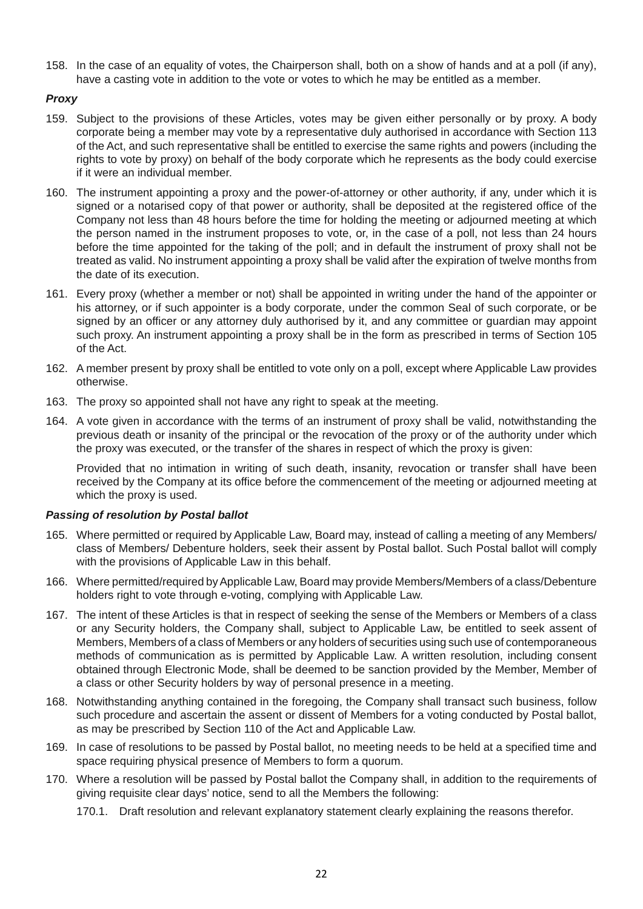158. In the case of an equality of votes, the Chairperson shall, both on a show of hands and at a poll (if any), have a casting vote in addition to the vote or votes to which he may be entitled as a member.

***Proxy***

159. Subject to the provisions of these Articles, votes may be given either personally or by proxy. A body corporate being a member may vote by a representative duly authorised in accordance with Section 113 of the Act, and such representative shall be entitled to exercise the same rights and powers (including the rights to vote by proxy) on behalf of the body corporate which he represents as the body could exercise if it were an individual member.

160. The instrument appointing a proxy and the power-of-attorney or other authority, if any, under which it is signed or a notarised copy of that power or authority, shall be deposited at the registered office of the Company not less than 48 hours before the time for holding the meeting or adjourned meeting at which the person named in the instrument proposes to vote, or, in the case of a poll, not less than 24 hours before the time appointed for the taking of the poll; and in default the instrument of proxy shall not be treated as valid. No instrument appointing a proxy shall be valid after the expiration of twelve months from the date of its execution.

161. Every proxy (whether a member or not) shall be appointed in writing under the hand of the appointer or his attorney, or if such appointer is a body corporate, under the common Seal of such corporate, or be signed by an officer or any attorney duly authorised by it, and any committee or guardian may appoint such proxy. An instrument appointing a proxy shall be in the form as prescribed in terms of Section 105 of the Act.

162. A member present by proxy shall be entitled to vote only on a poll, except where Applicable Law provides otherwise.

163. The proxy so appointed shall not have any right to speak at the meeting.

164. A vote given in accordance with the terms of an instrument of proxy shall be valid, notwithstanding the previous death or insanity of the principal or the revocation of the proxy or of the authority under which the proxy was executed, or the transfer of the shares in respect of which the proxy is given:

 Provided that no intimation in writing of such death, insanity, revocation or transfer shall have been received by the Company at its office before the commencement of the meeting or adjourned meeting at which the proxy is used.

***Passing of resolution by Postal ballot***

165. Where permitted or required by Applicable Law, Board may, instead of calling a meeting of any Members/ class of Members/ Debenture holders, seek their assent by Postal ballot. Such Postal ballot will comply with the provisions of Applicable Law in this behalf.

166. Where permitted/required by Applicable Law, Board may provide Members/Members of a class/Debenture holders right to vote through e-voting, complying with Applicable Law.

167. The intent of these Articles is that in respect of seeking the sense of the Members or Members of a class or any Security holders, the Company shall, subject to Applicable Law, be entitled to seek assent of Members, Members of a class of Members or any holders of securities using such use of contemporaneous methods of communication as is permitted by Applicable Law. A written resolution, including consent obtained through Electronic Mode, shall be deemed to be sanction provided by the Member, Member of a class or other Security holders by way of personal presence in a meeting.

168. Notwithstanding anything contained in the foregoing, the Company shall transact such business, follow such procedure and ascertain the assent or dissent of Members for a voting conducted by Postal ballot, as may be prescribed by Section 110 of the Act and Applicable Law.

169. In case of resolutions to be passed by Postal ballot, no meeting needs to be held at a specified time and space requiring physical presence of Members to form a quorum.

170. Where a resolution will be passed by Postal ballot the Company shall, in addition to the requirements of giving requisite clear days' notice, send to all the Members the following:

 170.1. Draft resolution and relevant explanatory statement clearly explaining the reasons therefor.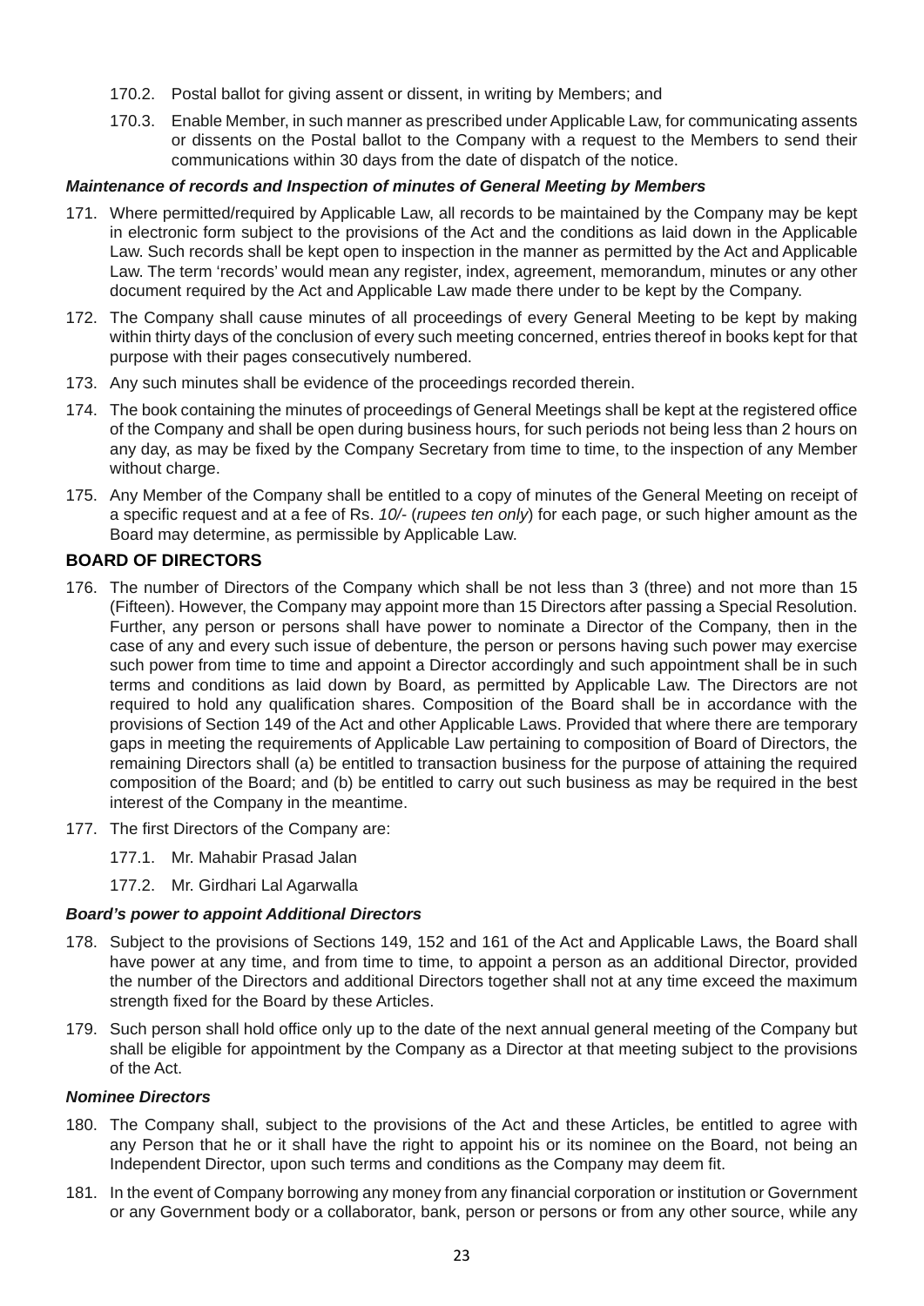170.2. Postal ballot for giving assent or dissent, in writing by Members; and

170.3. Enable Member, in such manner as prescribed under Applicable Law, for communicating assents or dissents on the Postal ballot to the Company with a request to the Members to send their communications within 30 days from the date of dispatch of the notice.

***Maintenance of records and Inspection of minutes of General Meeting by Members***

171. Where permitted/required by Applicable Law, all records to be maintained by the Company may be kept in electronic form subject to the provisions of the Act and the conditions as laid down in the Applicable Law. Such records shall be kept open to inspection in the manner as permitted by the Act and Applicable Law. The term 'records' would mean any register, index, agreement, memorandum, minutes or any other document required by the Act and Applicable Law made there under to be kept by the Company.

172. The Company shall cause minutes of all proceedings of every General Meeting to be kept by making within thirty days of the conclusion of every such meeting concerned, entries thereof in books kept for that purpose with their pages consecutively numbered.

173. Any such minutes shall be evidence of the proceedings recorded therein.

174. The book containing the minutes of proceedings of General Meetings shall be kept at the registered office of the Company and shall be open during business hours, for such periods not being less than 2 hours on any day, as may be fixed by the Company Secretary from time to time, to the inspection of any Member without charge.

175. Any Member of the Company shall be entitled to a copy of minutes of the General Meeting on receipt of a specific request and at a fee of Rs. *10/-* (*rupees ten only*) for each page, or such higher amount as the Board may determine, as permissible by Applicable Law.

## BOARD OF DIRECTORS

176. The number of Directors of the Company which shall be not less than 3 (three) and not more than 15 (Fifteen). However, the Company may appoint more than 15 Directors after passing a Special Resolution. Further, any person or persons shall have power to nominate a Director of the Company, then in the case of any and every such issue of debenture, the person or persons having such power may exercise such power from time to time and appoint a Director accordingly and such appointment shall be in such terms and conditions as laid down by Board, as permitted by Applicable Law. The Directors are not required to hold any qualification shares. Composition of the Board shall be in accordance with the provisions of Section 149 of the Act and other Applicable Laws. Provided that where there are temporary gaps in meeting the requirements of Applicable Law pertaining to composition of Board of Directors, the remaining Directors shall (a) be entitled to transaction business for the purpose of attaining the required composition of the Board; and (b) be entitled to carry out such business as may be required in the best interest of the Company in the meantime.

177. The first Directors of the Company are:

177.1. Mr. Mahabir Prasad Jalan

177.2. Mr. Girdhari Lal Agarwalla

***Board's power to appoint Additional Directors***

178. Subject to the provisions of Sections 149, 152 and 161 of the Act and Applicable Laws, the Board shall have power at any time, and from time to time, to appoint a person as an additional Director, provided the number of the Directors and additional Directors together shall not at any time exceed the maximum strength fixed for the Board by these Articles.

179. Such person shall hold office only up to the date of the next annual general meeting of the Company but shall be eligible for appointment by the Company as a Director at that meeting subject to the provisions of the Act.

***Nominee Directors***

180. The Company shall, subject to the provisions of the Act and these Articles, be entitled to agree with any Person that he or it shall have the right to appoint his or its nominee on the Board, not being an Independent Director, upon such terms and conditions as the Company may deem fit.

181. In the event of Company borrowing any money from any financial corporation or institution or Government or any Government body or a collaborator, bank, person or persons or from any other source, while any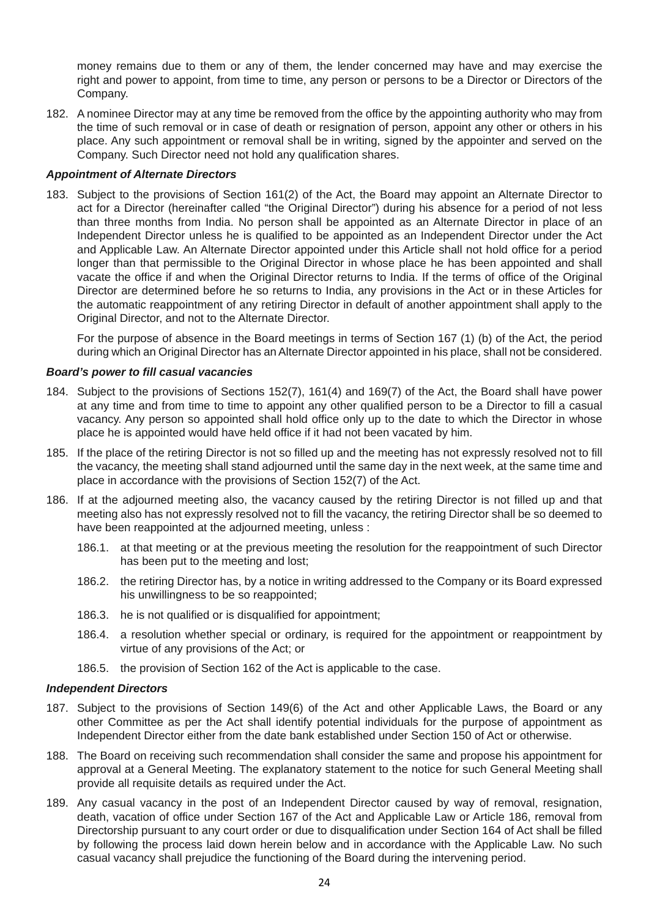money remains due to them or any of them, the lender concerned may have and may exercise the right and power to appoint, from time to time, any person or persons to be a Director or Directors of the Company.

182. A nominee Director may at any time be removed from the office by the appointing authority who may from the time of such removal or in case of death or resignation of person, appoint any other or others in his place. Any such appointment or removal shall be in writing, signed by the appointer and served on the Company. Such Director need not hold any qualification shares.

***Appointment of Alternate Directors***

183. Subject to the provisions of Section 161(2) of the Act, the Board may appoint an Alternate Director to act for a Director (hereinafter called "the Original Director") during his absence for a period of not less than three months from India. No person shall be appointed as an Alternate Director in place of an Independent Director unless he is qualified to be appointed as an Independent Director under the Act and Applicable Law. An Alternate Director appointed under this Article shall not hold office for a period longer than that permissible to the Original Director in whose place he has been appointed and shall vacate the office if and when the Original Director returns to India. If the terms of office of the Original Director are determined before he so returns to India, any provisions in the Act or in these Articles for the automatic reappointment of any retiring Director in default of another appointment shall apply to the Original Director, and not to the Alternate Director.

 For the purpose of absence in the Board meetings in terms of Section 167 (1) (b) of the Act, the period during which an Original Director has an Alternate Director appointed in his place, shall not be considered.

***Board's power to fill casual vacancies***

184. Subject to the provisions of Sections 152(7), 161(4) and 169(7) of the Act, the Board shall have power at any time and from time to time to appoint any other qualified person to be a Director to fill a casual vacancy. Any person so appointed shall hold office only up to the date to which the Director in whose place he is appointed would have held office if it had not been vacated by him.

185. If the place of the retiring Director is not so filled up and the meeting has not expressly resolved not to fill the vacancy, the meeting shall stand adjourned until the same day in the next week, at the same time and place in accordance with the provisions of Section 152(7) of the Act.

186. If at the adjourned meeting also, the vacancy caused by the retiring Director is not filled up and that meeting also has not expressly resolved not to fill the vacancy, the retiring Director shall be so deemed to have been reappointed at the adjourned meeting, unless :

 186.1. at that meeting or at the previous meeting the resolution for the reappointment of such Director has been put to the meeting and lost;

 186.2. the retiring Director has, by a notice in writing addressed to the Company or its Board expressed his unwillingness to be so reappointed;

 186.3. he is not qualified or is disqualified for appointment;

 186.4. a resolution whether special or ordinary, is required for the appointment or reappointment by virtue of any provisions of the Act; or

 186.5. the provision of Section 162 of the Act is applicable to the case.

***Independent Directors***

187. Subject to the provisions of Section 149(6) of the Act and other Applicable Laws, the Board or any other Committee as per the Act shall identify potential individuals for the purpose of appointment as Independent Director either from the date bank established under Section 150 of Act or otherwise.

188. The Board on receiving such recommendation shall consider the same and propose his appointment for approval at a General Meeting. The explanatory statement to the notice for such General Meeting shall provide all requisite details as required under the Act.

189. Any casual vacancy in the post of an Independent Director caused by way of removal, resignation, death, vacation of office under Section 167 of the Act and Applicable Law or Article 186, removal from Directorship pursuant to any court order or due to disqualification under Section 164 of Act shall be filled by following the process laid down herein below and in accordance with the Applicable Law. No such casual vacancy shall prejudice the functioning of the Board during the intervening period.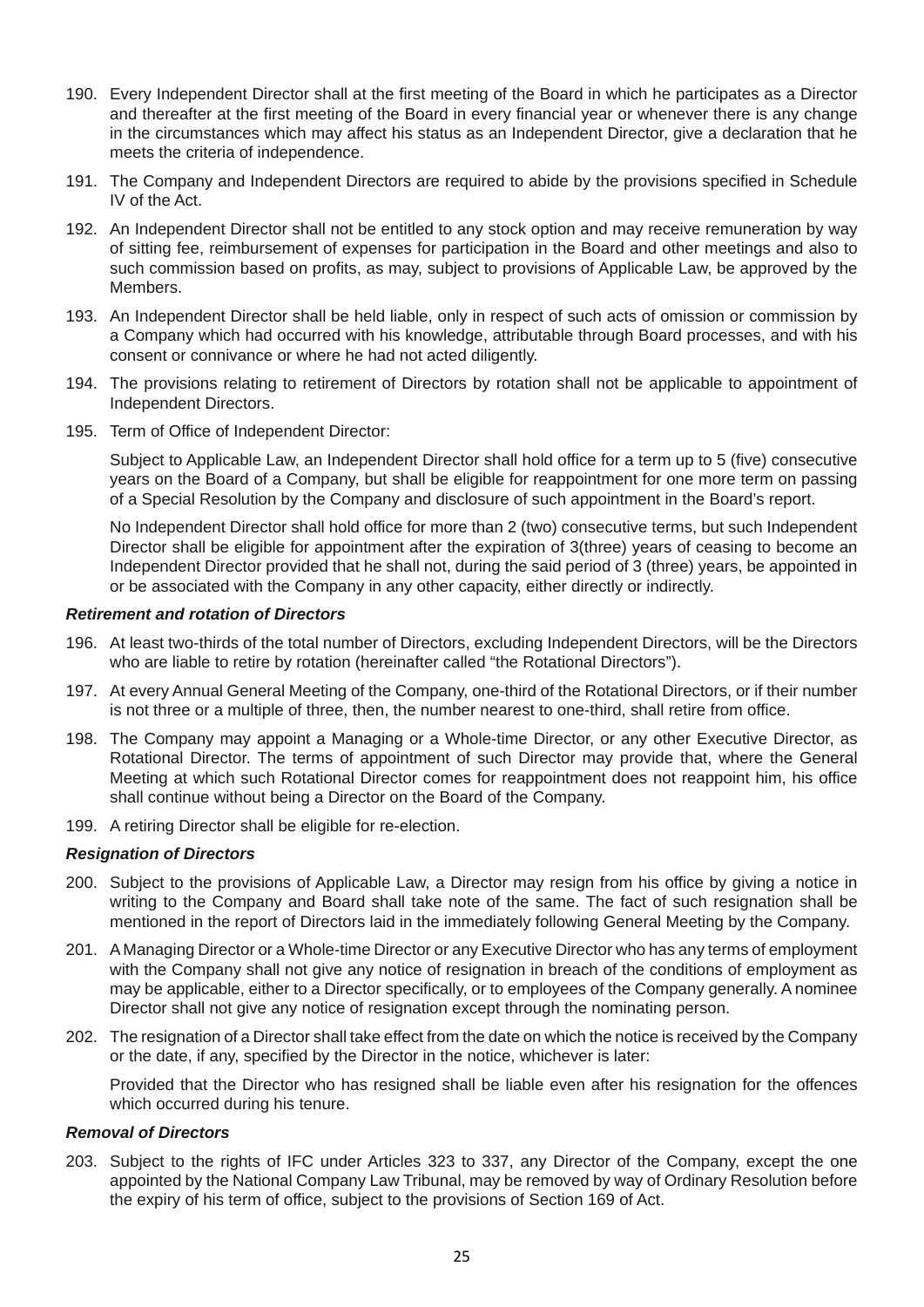190. Every Independent Director shall at the first meeting of the Board in which he participates as a Director and thereafter at the first meeting of the Board in every financial year or whenever there is any change in the circumstances which may affect his status as an Independent Director, give a declaration that he meets the criteria of independence.

191. The Company and Independent Directors are required to abide by the provisions specified in Schedule IV of the Act.

192. An Independent Director shall not be entitled to any stock option and may receive remuneration by way of sitting fee, reimbursement of expenses for participation in the Board and other meetings and also to such commission based on profits, as may, subject to provisions of Applicable Law, be approved by the Members.

193. An Independent Director shall be held liable, only in respect of such acts of omission or commission by a Company which had occurred with his knowledge, attributable through Board processes, and with his consent or connivance or where he had not acted diligently.

194. The provisions relating to retirement of Directors by rotation shall not be applicable to appointment of Independent Directors.

195. Term of Office of Independent Director:

    Subject to Applicable Law, an Independent Director shall hold office for a term up to 5 (five) consecutive years on the Board of a Company, but shall be eligible for reappointment for one more term on passing of a Special Resolution by the Company and disclosure of such appointment in the Board's report.

    No Independent Director shall hold office for more than 2 (two) consecutive terms, but such Independent Director shall be eligible for appointment after the expiration of 3(three) years of ceasing to become an Independent Director provided that he shall not, during the said period of 3 (three) years, be appointed in or be associated with the Company in any other capacity, either directly or indirectly.

***Retirement and rotation of Directors***

196. At least two-thirds of the total number of Directors, excluding Independent Directors, will be the Directors who are liable to retire by rotation (hereinafter called "the Rotational Directors").

197. At every Annual General Meeting of the Company, one-third of the Rotational Directors, or if their number is not three or a multiple of three, then, the number nearest to one-third, shall retire from office.

198. The Company may appoint a Managing or a Whole-time Director, or any other Executive Director, as Rotational Director. The terms of appointment of such Director may provide that, where the General Meeting at which such Rotational Director comes for reappointment does not reappoint him, his office shall continue without being a Director on the Board of the Company.

199. A retiring Director shall be eligible for re-election.

***Resignation of Directors***

200. Subject to the provisions of Applicable Law, a Director may resign from his office by giving a notice in writing to the Company and Board shall take note of the same. The fact of such resignation shall be mentioned in the report of Directors laid in the immediately following General Meeting by the Company.

201. A Managing Director or a Whole-time Director or any Executive Director who has any terms of employment with the Company shall not give any notice of resignation in breach of the conditions of employment as may be applicable, either to a Director specifically, or to employees of the Company generally. A nominee Director shall not give any notice of resignation except through the nominating person.

202. The resignation of a Director shall take effect from the date on which the notice is received by the Company or the date, if any, specified by the Director in the notice, whichever is later:

    Provided that the Director who has resigned shall be liable even after his resignation for the offences which occurred during his tenure.

***Removal of Directors***

203. Subject to the rights of IFC under Articles 323 to 337, any Director of the Company, except the one appointed by the National Company Law Tribunal, may be removed by way of Ordinary Resolution before the expiry of his term of office, subject to the provisions of Section 169 of Act.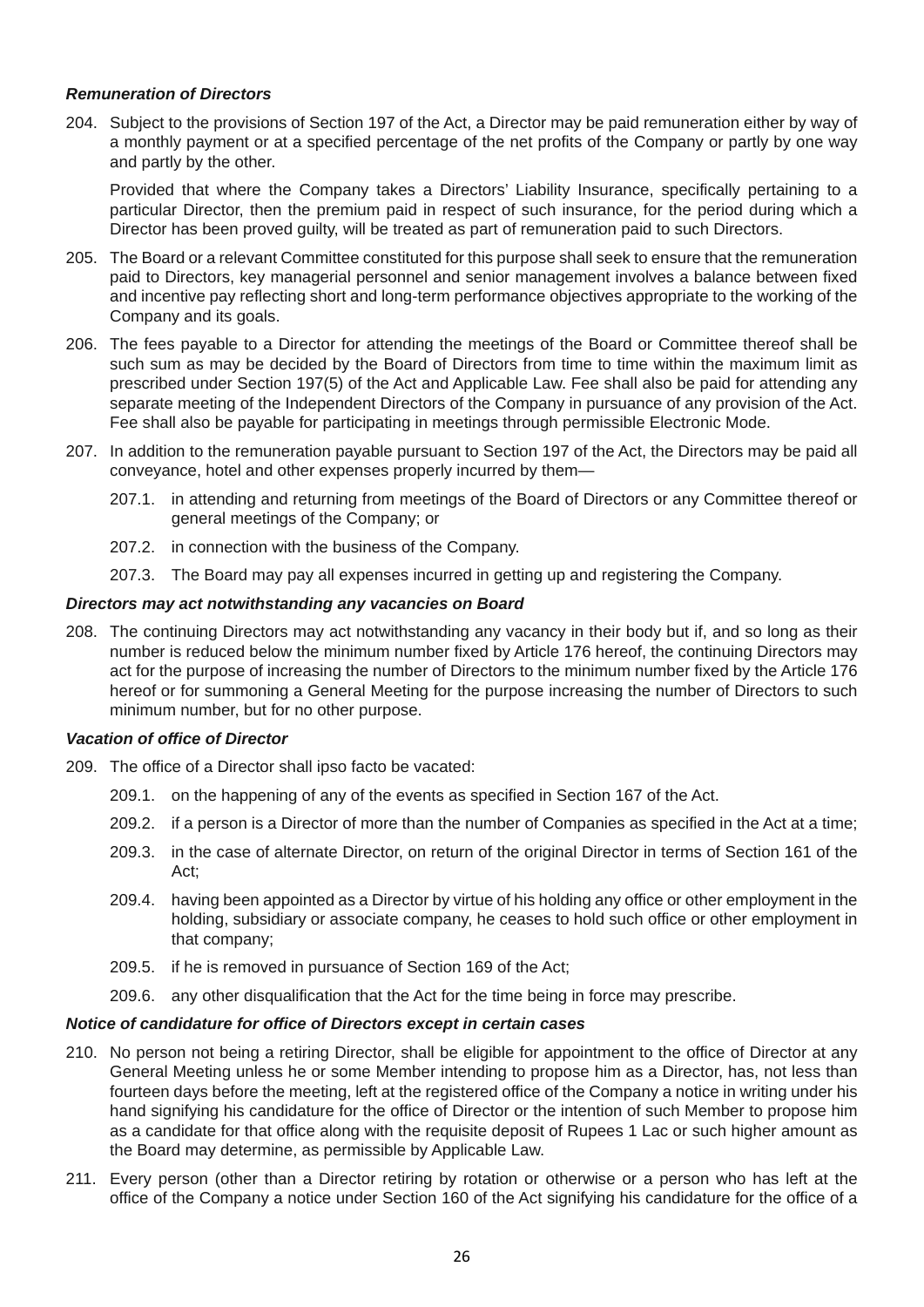***Remuneration of Directors***

204. Subject to the provisions of Section 197 of the Act, a Director may be paid remuneration either by way of a monthly payment or at a specified percentage of the net profits of the Company or partly by one way and partly by the other.

 Provided that where the Company takes a Directors' Liability Insurance, specifically pertaining to a particular Director, then the premium paid in respect of such insurance, for the period during which a Director has been proved guilty, will be treated as part of remuneration paid to such Directors.

205. The Board or a relevant Committee constituted for this purpose shall seek to ensure that the remuneration paid to Directors, key managerial personnel and senior management involves a balance between fixed and incentive pay reflecting short and long-term performance objectives appropriate to the working of the Company and its goals.

206. The fees payable to a Director for attending the meetings of the Board or Committee thereof shall be such sum as may be decided by the Board of Directors from time to time within the maximum limit as prescribed under Section 197(5) of the Act and Applicable Law. Fee shall also be paid for attending any separate meeting of the Independent Directors of the Company in pursuance of any provision of the Act. Fee shall also be payable for participating in meetings through permissible Electronic Mode.

207. In addition to the remuneration payable pursuant to Section 197 of the Act, the Directors may be paid all conveyance, hotel and other expenses properly incurred by them—

 207.1. in attending and returning from meetings of the Board of Directors or any Committee thereof or general meetings of the Company; or

 207.2. in connection with the business of the Company.

 207.3. The Board may pay all expenses incurred in getting up and registering the Company.

***Directors may act notwithstanding any vacancies on Board***

208. The continuing Directors may act notwithstanding any vacancy in their body but if, and so long as their number is reduced below the minimum number fixed by Article 176 hereof, the continuing Directors may act for the purpose of increasing the number of Directors to the minimum number fixed by the Article 176 hereof or for summoning a General Meeting for the purpose increasing the number of Directors to such minimum number, but for no other purpose.

***Vacation of office of Director***

209. The office of a Director shall ipso facto be vacated:

 209.1. on the happening of any of the events as specified in Section 167 of the Act.

 209.2. if a person is a Director of more than the number of Companies as specified in the Act at a time;

 209.3. in the case of alternate Director, on return of the original Director in terms of Section 161 of the Act;

 209.4. having been appointed as a Director by virtue of his holding any office or other employment in the holding, subsidiary or associate company, he ceases to hold such office or other employment in that company;

 209.5. if he is removed in pursuance of Section 169 of the Act;

 209.6. any other disqualification that the Act for the time being in force may prescribe.

***Notice of candidature for office of Directors except in certain cases***

210. No person not being a retiring Director, shall be eligible for appointment to the office of Director at any General Meeting unless he or some Member intending to propose him as a Director, has, not less than fourteen days before the meeting, left at the registered office of the Company a notice in writing under his hand signifying his candidature for the office of Director or the intention of such Member to propose him as a candidate for that office along with the requisite deposit of Rupees 1 Lac or such higher amount as the Board may determine, as permissible by Applicable Law.

211. Every person (other than a Director retiring by rotation or otherwise or a person who has left at the office of the Company a notice under Section 160 of the Act signifying his candidature for the office of a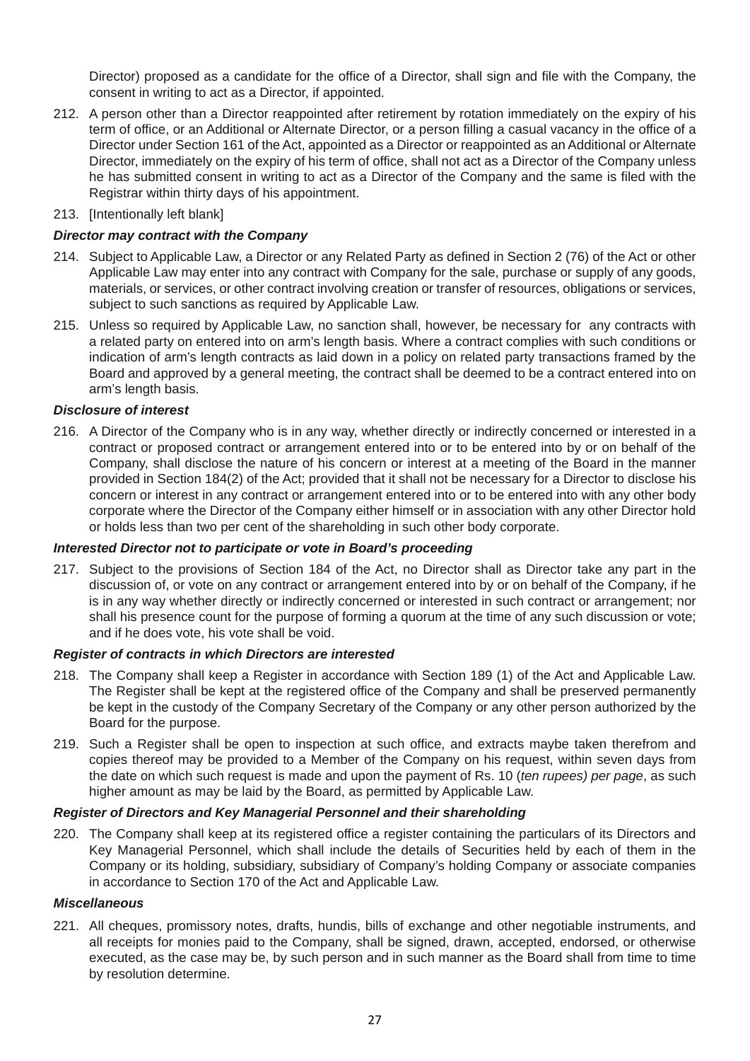Director) proposed as a candidate for the office of a Director, shall sign and file with the Company, the consent in writing to act as a Director, if appointed.

212. A person other than a Director reappointed after retirement by rotation immediately on the expiry of his term of office, or an Additional or Alternate Director, or a person filling a casual vacancy in the office of a Director under Section 161 of the Act, appointed as a Director or reappointed as an Additional or Alternate Director, immediately on the expiry of his term of office, shall not act as a Director of the Company unless he has submitted consent in writing to act as a Director of the Company and the same is filed with the Registrar within thirty days of his appointment.

213. [Intentionally left blank]

***Director may contract with the Company***

214. Subject to Applicable Law, a Director or any Related Party as defined in Section 2 (76) of the Act or other Applicable Law may enter into any contract with Company for the sale, purchase or supply of any goods, materials, or services, or other contract involving creation or transfer of resources, obligations or services, subject to such sanctions as required by Applicable Law.

215. Unless so required by Applicable Law, no sanction shall, however, be necessary for any contracts with a related party on entered into on arm's length basis. Where a contract complies with such conditions or indication of arm's length contracts as laid down in a policy on related party transactions framed by the Board and approved by a general meeting, the contract shall be deemed to be a contract entered into on arm's length basis.

***Disclosure of interest***

216. A Director of the Company who is in any way, whether directly or indirectly concerned or interested in a contract or proposed contract or arrangement entered into or to be entered into by or on behalf of the Company, shall disclose the nature of his concern or interest at a meeting of the Board in the manner provided in Section 184(2) of the Act; provided that it shall not be necessary for a Director to disclose his concern or interest in any contract or arrangement entered into or to be entered into with any other body corporate where the Director of the Company either himself or in association with any other Director hold or holds less than two per cent of the shareholding in such other body corporate.

***Interested Director not to participate or vote in Board's proceeding***

217. Subject to the provisions of Section 184 of the Act, no Director shall as Director take any part in the discussion of, or vote on any contract or arrangement entered into by or on behalf of the Company, if he is in any way whether directly or indirectly concerned or interested in such contract or arrangement; nor shall his presence count for the purpose of forming a quorum at the time of any such discussion or vote; and if he does vote, his vote shall be void.

***Register of contracts in which Directors are interested***

218. The Company shall keep a Register in accordance with Section 189 (1) of the Act and Applicable Law. The Register shall be kept at the registered office of the Company and shall be preserved permanently be kept in the custody of the Company Secretary of the Company or any other person authorized by the Board for the purpose.

219. Such a Register shall be open to inspection at such office, and extracts maybe taken therefrom and copies thereof may be provided to a Member of the Company on his request, within seven days from the date on which such request is made and upon the payment of Rs. 10 (*ten rupees) per page*, as such higher amount as may be laid by the Board, as permitted by Applicable Law.

***Register of Directors and Key Managerial Personnel and their shareholding***

220. The Company shall keep at its registered office a register containing the particulars of its Directors and Key Managerial Personnel, which shall include the details of Securities held by each of them in the Company or its holding, subsidiary, subsidiary of Company's holding Company or associate companies in accordance to Section 170 of the Act and Applicable Law.

***Miscellaneous***

221. All cheques, promissory notes, drafts, hundis, bills of exchange and other negotiable instruments, and all receipts for monies paid to the Company, shall be signed, drawn, accepted, endorsed, or otherwise executed, as the case may be, by such person and in such manner as the Board shall from time to time by resolution determine.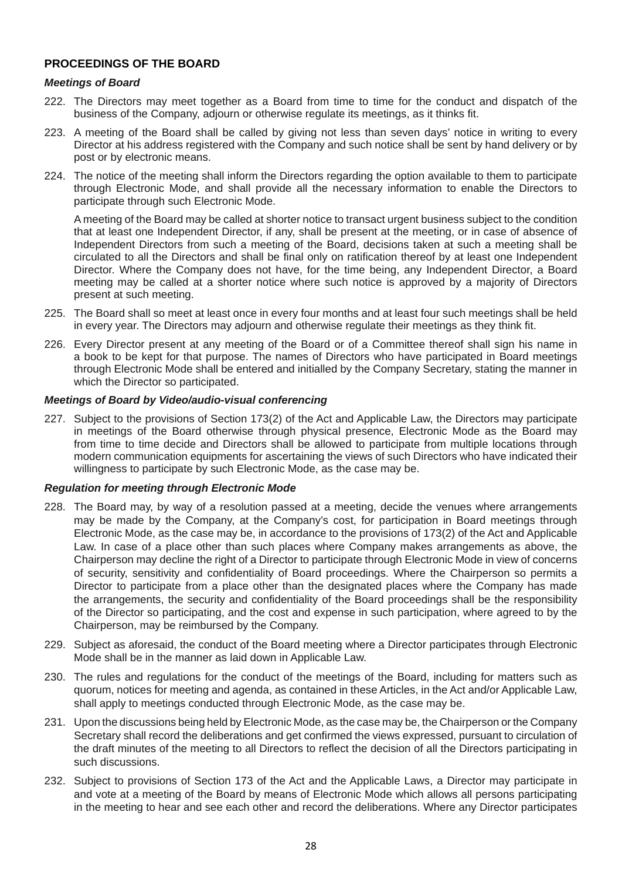## PROCEEDINGS OF THE BOARD

### *Meetings of Board*

222. The Directors may meet together as a Board from time to time for the conduct and dispatch of the business of the Company, adjourn or otherwise regulate its meetings, as it thinks fit.

223. A meeting of the Board shall be called by giving not less than seven days' notice in writing to every Director at his address registered with the Company and such notice shall be sent by hand delivery or by post or by electronic means.

224. The notice of the meeting shall inform the Directors regarding the option available to them to participate through Electronic Mode, and shall provide all the necessary information to enable the Directors to participate through such Electronic Mode.

 A meeting of the Board may be called at shorter notice to transact urgent business subject to the condition that at least one Independent Director, if any, shall be present at the meeting, or in case of absence of Independent Directors from such a meeting of the Board, decisions taken at such a meeting shall be circulated to all the Directors and shall be final only on ratification thereof by at least one Independent Director. Where the Company does not have, for the time being, any Independent Director, a Board meeting may be called at a shorter notice where such notice is approved by a majority of Directors present at such meeting.

225. The Board shall so meet at least once in every four months and at least four such meetings shall be held in every year. The Directors may adjourn and otherwise regulate their meetings as they think fit.

226. Every Director present at any meeting of the Board or of a Committee thereof shall sign his name in a book to be kept for that purpose. The names of Directors who have participated in Board meetings through Electronic Mode shall be entered and initialled by the Company Secretary, stating the manner in which the Director so participated.

### *Meetings of Board by Video/audio-visual conferencing*

227. Subject to the provisions of Section 173(2) of the Act and Applicable Law, the Directors may participate in meetings of the Board otherwise through physical presence, Electronic Mode as the Board may from time to time decide and Directors shall be allowed to participate from multiple locations through modern communication equipments for ascertaining the views of such Directors who have indicated their willingness to participate by such Electronic Mode, as the case may be.

### *Regulation for meeting through Electronic Mode*

228. The Board may, by way of a resolution passed at a meeting, decide the venues where arrangements may be made by the Company, at the Company's cost, for participation in Board meetings through Electronic Mode, as the case may be, in accordance to the provisions of 173(2) of the Act and Applicable Law. In case of a place other than such places where Company makes arrangements as above, the Chairperson may decline the right of a Director to participate through Electronic Mode in view of concerns of security, sensitivity and confidentiality of Board proceedings. Where the Chairperson so permits a Director to participate from a place other than the designated places where the Company has made the arrangements, the security and confidentiality of the Board proceedings shall be the responsibility of the Director so participating, and the cost and expense in such participation, where agreed to by the Chairperson, may be reimbursed by the Company.

229. Subject as aforesaid, the conduct of the Board meeting where a Director participates through Electronic Mode shall be in the manner as laid down in Applicable Law.

230. The rules and regulations for the conduct of the meetings of the Board, including for matters such as quorum, notices for meeting and agenda, as contained in these Articles, in the Act and/or Applicable Law, shall apply to meetings conducted through Electronic Mode, as the case may be.

231. Upon the discussions being held by Electronic Mode, as the case may be, the Chairperson or the Company Secretary shall record the deliberations and get confirmed the views expressed, pursuant to circulation of the draft minutes of the meeting to all Directors to reflect the decision of all the Directors participating in such discussions.

232. Subject to provisions of Section 173 of the Act and the Applicable Laws, a Director may participate in and vote at a meeting of the Board by means of Electronic Mode which allows all persons participating in the meeting to hear and see each other and record the deliberations. Where any Director participates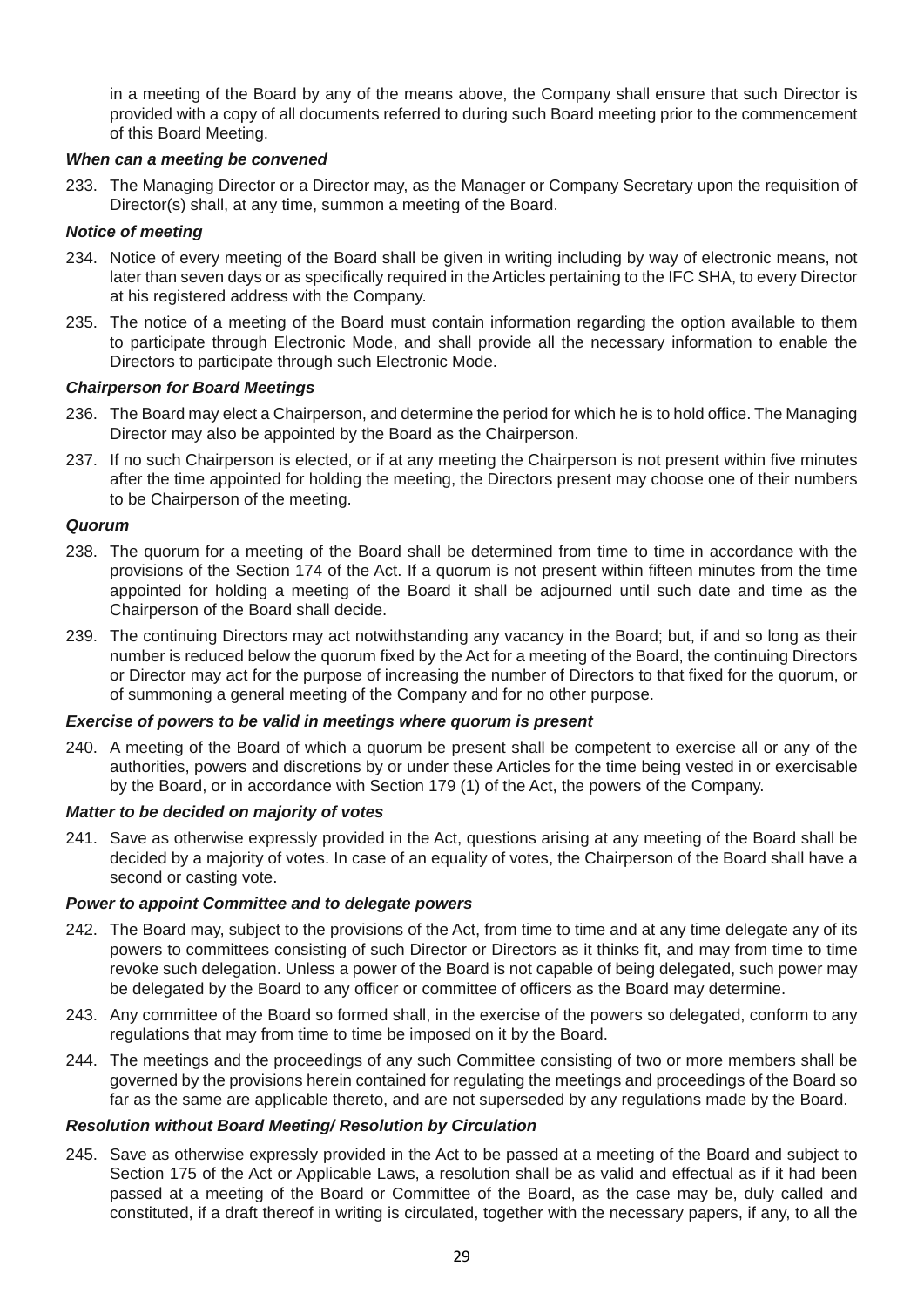in a meeting of the Board by any of the means above, the Company shall ensure that such Director is provided with a copy of all documents referred to during such Board meeting prior to the commencement of this Board Meeting.

***When can a meeting be convened***

233. The Managing Director or a Director may, as the Manager or Company Secretary upon the requisition of Director(s) shall, at any time, summon a meeting of the Board.

***Notice of meeting***

234. Notice of every meeting of the Board shall be given in writing including by way of electronic means, not later than seven days or as specifically required in the Articles pertaining to the IFC SHA, to every Director at his registered address with the Company.

235. The notice of a meeting of the Board must contain information regarding the option available to them to participate through Electronic Mode, and shall provide all the necessary information to enable the Directors to participate through such Electronic Mode.

***Chairperson for Board Meetings***

236. The Board may elect a Chairperson, and determine the period for which he is to hold office. The Managing Director may also be appointed by the Board as the Chairperson.

237. If no such Chairperson is elected, or if at any meeting the Chairperson is not present within five minutes after the time appointed for holding the meeting, the Directors present may choose one of their numbers to be Chairperson of the meeting.

***Quorum***

238. The quorum for a meeting of the Board shall be determined from time to time in accordance with the provisions of the Section 174 of the Act. If a quorum is not present within fifteen minutes from the time appointed for holding a meeting of the Board it shall be adjourned until such date and time as the Chairperson of the Board shall decide.

239. The continuing Directors may act notwithstanding any vacancy in the Board; but, if and so long as their number is reduced below the quorum fixed by the Act for a meeting of the Board, the continuing Directors or Director may act for the purpose of increasing the number of Directors to that fixed for the quorum, or of summoning a general meeting of the Company and for no other purpose.

***Exercise of powers to be valid in meetings where quorum is present***

240. A meeting of the Board of which a quorum be present shall be competent to exercise all or any of the authorities, powers and discretions by or under these Articles for the time being vested in or exercisable by the Board, or in accordance with Section 179 (1) of the Act, the powers of the Company.

***Matter to be decided on majority of votes***

241. Save as otherwise expressly provided in the Act, questions arising at any meeting of the Board shall be decided by a majority of votes. In case of an equality of votes, the Chairperson of the Board shall have a second or casting vote.

***Power to appoint Committee and to delegate powers***

242. The Board may, subject to the provisions of the Act, from time to time and at any time delegate any of its powers to committees consisting of such Director or Directors as it thinks fit, and may from time to time revoke such delegation. Unless a power of the Board is not capable of being delegated, such power may be delegated by the Board to any officer or committee of officers as the Board may determine.

243. Any committee of the Board so formed shall, in the exercise of the powers so delegated, conform to any regulations that may from time to time be imposed on it by the Board.

244. The meetings and the proceedings of any such Committee consisting of two or more members shall be governed by the provisions herein contained for regulating the meetings and proceedings of the Board so far as the same are applicable thereto, and are not superseded by any regulations made by the Board.

***Resolution without Board Meeting/ Resolution by Circulation***

245. Save as otherwise expressly provided in the Act to be passed at a meeting of the Board and subject to Section 175 of the Act or Applicable Laws, a resolution shall be as valid and effectual as if it had been passed at a meeting of the Board or Committee of the Board, as the case may be, duly called and constituted, if a draft thereof in writing is circulated, together with the necessary papers, if any, to all the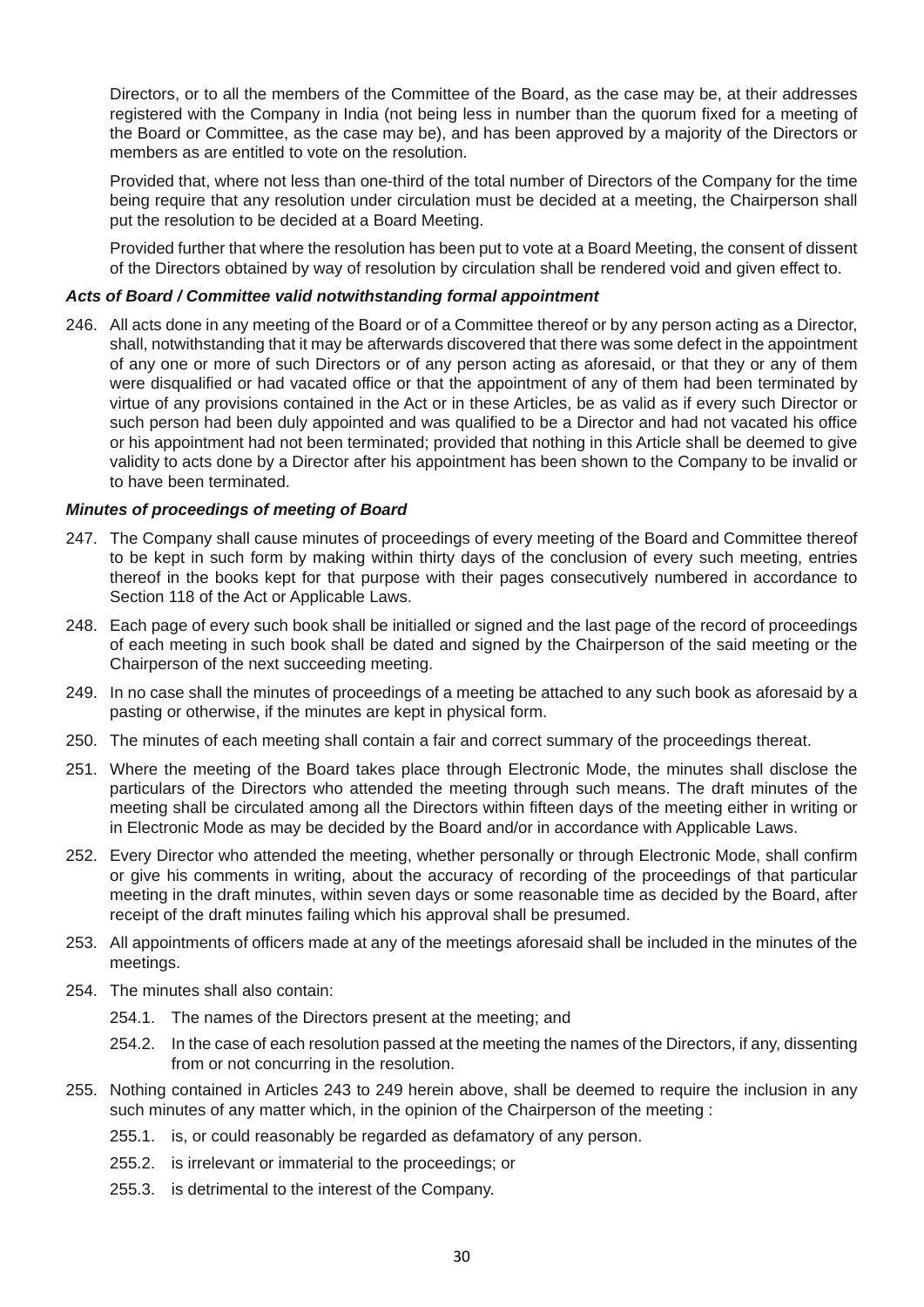Directors, or to all the members of the Committee of the Board, as the case may be, at their addresses registered with the Company in India (not being less in number than the quorum fixed for a meeting of the Board or Committee, as the case may be), and has been approved by a majority of the Directors or members as are entitled to vote on the resolution.

Provided that, where not less than one-third of the total number of Directors of the Company for the time being require that any resolution under circulation must be decided at a meeting, the Chairperson shall put the resolution to be decided at a Board Meeting.

Provided further that where the resolution has been put to vote at a Board Meeting, the consent of dissent of the Directors obtained by way of resolution by circulation shall be rendered void and given effect to.

***Acts of Board / Committee valid notwithstanding formal appointment***

246. All acts done in any meeting of the Board or of a Committee thereof or by any person acting as a Director, shall, notwithstanding that it may be afterwards discovered that there was some defect in the appointment of any one or more of such Directors or of any person acting as aforesaid, or that they or any of them were disqualified or had vacated office or that the appointment of any of them had been terminated by virtue of any provisions contained in the Act or in these Articles, be as valid as if every such Director or such person had been duly appointed and was qualified to be a Director and had not vacated his office or his appointment had not been terminated; provided that nothing in this Article shall be deemed to give validity to acts done by a Director after his appointment has been shown to the Company to be invalid or to have been terminated.

***Minutes of proceedings of meeting of Board***

247. The Company shall cause minutes of proceedings of every meeting of the Board and Committee thereof to be kept in such form by making within thirty days of the conclusion of every such meeting, entries thereof in the books kept for that purpose with their pages consecutively numbered in accordance to Section 118 of the Act or Applicable Laws.

248. Each page of every such book shall be initialled or signed and the last page of the record of proceedings of each meeting in such book shall be dated and signed by the Chairperson of the said meeting or the Chairperson of the next succeeding meeting.

249. In no case shall the minutes of proceedings of a meeting be attached to any such book as aforesaid by a pasting or otherwise, if the minutes are kept in physical form.

250. The minutes of each meeting shall contain a fair and correct summary of the proceedings thereat.

251. Where the meeting of the Board takes place through Electronic Mode, the minutes shall disclose the particulars of the Directors who attended the meeting through such means. The draft minutes of the meeting shall be circulated among all the Directors within fifteen days of the meeting either in writing or in Electronic Mode as may be decided by the Board and/or in accordance with Applicable Laws.

252. Every Director who attended the meeting, whether personally or through Electronic Mode, shall confirm or give his comments in writing, about the accuracy of recording of the proceedings of that particular meeting in the draft minutes, within seven days or some reasonable time as decided by the Board, after receipt of the draft minutes failing which his approval shall be presumed.

253. All appointments of officers made at any of the meetings aforesaid shall be included in the minutes of the meetings.

254. The minutes shall also contain:

    254.1. The names of the Directors present at the meeting; and

    254.2. In the case of each resolution passed at the meeting the names of the Directors, if any, dissenting from or not concurring in the resolution.

255. Nothing contained in Articles 243 to 249 herein above, shall be deemed to require the inclusion in any such minutes of any matter which, in the opinion of the Chairperson of the meeting :

    255.1. is, or could reasonably be regarded as defamatory of any person.

    255.2. is irrelevant or immaterial to the proceedings; or

    255.3. is detrimental to the interest of the Company.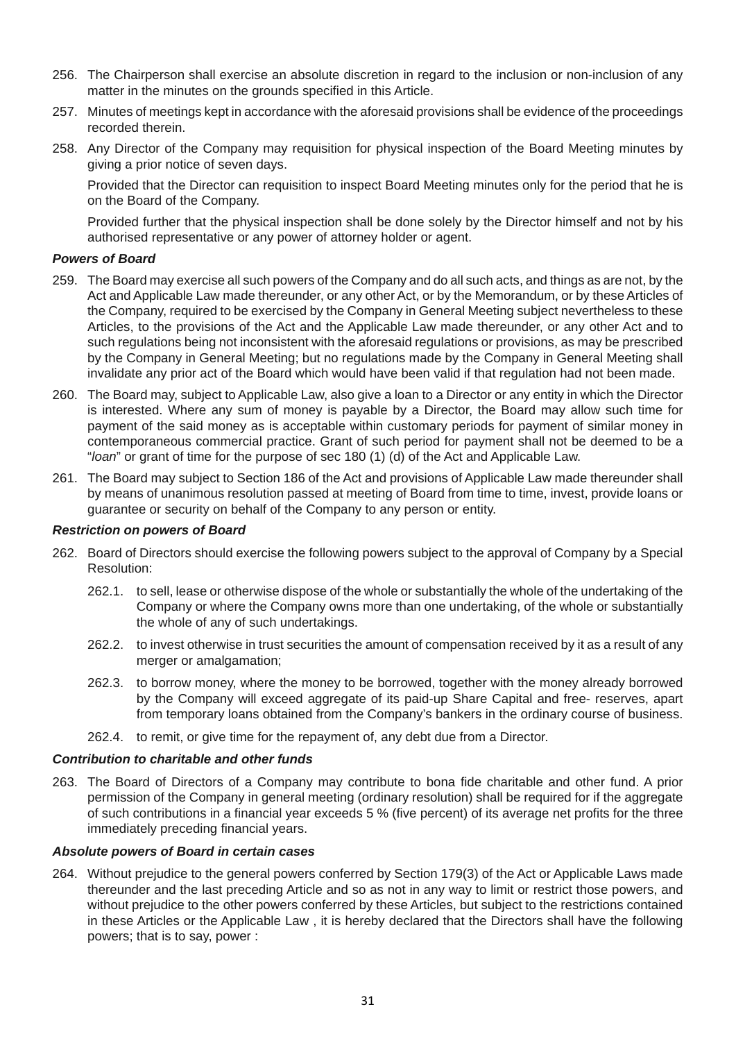256. The Chairperson shall exercise an absolute discretion in regard to the inclusion or non-inclusion of any matter in the minutes on the grounds specified in this Article.

257. Minutes of meetings kept in accordance with the aforesaid provisions shall be evidence of the proceedings recorded therein.

258. Any Director of the Company may requisition for physical inspection of the Board Meeting minutes by giving a prior notice of seven days.

Provided that the Director can requisition to inspect Board Meeting minutes only for the period that he is on the Board of the Company.

Provided further that the physical inspection shall be done solely by the Director himself and not by his authorised representative or any power of attorney holder or agent.

***Powers of Board***

259. The Board may exercise all such powers of the Company and do all such acts, and things as are not, by the Act and Applicable Law made thereunder, or any other Act, or by the Memorandum, or by these Articles of the Company, required to be exercised by the Company in General Meeting subject nevertheless to these Articles, to the provisions of the Act and the Applicable Law made thereunder, or any other Act and to such regulations being not inconsistent with the aforesaid regulations or provisions, as may be prescribed by the Company in General Meeting; but no regulations made by the Company in General Meeting shall invalidate any prior act of the Board which would have been valid if that regulation had not been made.

260. The Board may, subject to Applicable Law, also give a loan to a Director or any entity in which the Director is interested. Where any sum of money is payable by a Director, the Board may allow such time for payment of the said money as is acceptable within customary periods for payment of similar money in contemporaneous commercial practice. Grant of such period for payment shall not be deemed to be a "*loan*" or grant of time for the purpose of sec 180 (1) (d) of the Act and Applicable Law.

261. The Board may subject to Section 186 of the Act and provisions of Applicable Law made thereunder shall by means of unanimous resolution passed at meeting of Board from time to time, invest, provide loans or guarantee or security on behalf of the Company to any person or entity.

***Restriction on powers of Board***

262. Board of Directors should exercise the following powers subject to the approval of Company by a Special Resolution:

    262.1. to sell, lease or otherwise dispose of the whole or substantially the whole of the undertaking of the Company or where the Company owns more than one undertaking, of the whole or substantially the whole of any of such undertakings.

    262.2. to invest otherwise in trust securities the amount of compensation received by it as a result of any merger or amalgamation;

    262.3. to borrow money, where the money to be borrowed, together with the money already borrowed by the Company will exceed aggregate of its paid-up Share Capital and free- reserves, apart from temporary loans obtained from the Company's bankers in the ordinary course of business.

    262.4. to remit, or give time for the repayment of, any debt due from a Director.

***Contribution to charitable and other funds***

263. The Board of Directors of a Company may contribute to bona fide charitable and other fund. A prior permission of the Company in general meeting (ordinary resolution) shall be required for if the aggregate of such contributions in a financial year exceeds 5 % (five percent) of its average net profits for the three immediately preceding financial years.

***Absolute powers of Board in certain cases***

264. Without prejudice to the general powers conferred by Section 179(3) of the Act or Applicable Laws made thereunder and the last preceding Article and so as not in any way to limit or restrict those powers, and without prejudice to the other powers conferred by these Articles, but subject to the restrictions contained in these Articles or the Applicable Law , it is hereby declared that the Directors shall have the following powers; that is to say, power :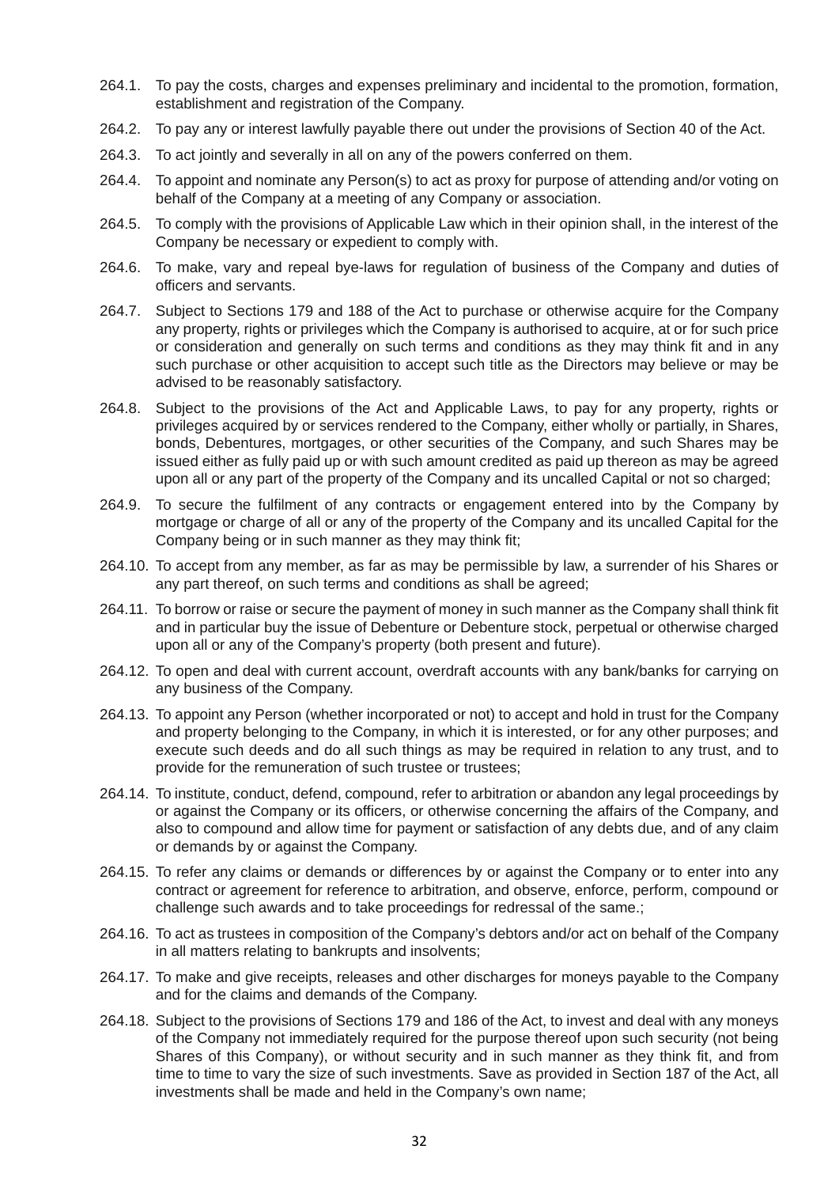264.1. To pay the costs, charges and expenses preliminary and incidental to the promotion, formation, establishment and registration of the Company.

264.2. To pay any or interest lawfully payable there out under the provisions of Section 40 of the Act.

264.3. To act jointly and severally in all on any of the powers conferred on them.

264.4. To appoint and nominate any Person(s) to act as proxy for purpose of attending and/or voting on behalf of the Company at a meeting of any Company or association.

264.5. To comply with the provisions of Applicable Law which in their opinion shall, in the interest of the Company be necessary or expedient to comply with.

264.6. To make, vary and repeal bye-laws for regulation of business of the Company and duties of officers and servants.

264.7. Subject to Sections 179 and 188 of the Act to purchase or otherwise acquire for the Company any property, rights or privileges which the Company is authorised to acquire, at or for such price or consideration and generally on such terms and conditions as they may think fit and in any such purchase or other acquisition to accept such title as the Directors may believe or may be advised to be reasonably satisfactory.

264.8. Subject to the provisions of the Act and Applicable Laws, to pay for any property, rights or privileges acquired by or services rendered to the Company, either wholly or partially, in Shares, bonds, Debentures, mortgages, or other securities of the Company, and such Shares may be issued either as fully paid up or with such amount credited as paid up thereon as may be agreed upon all or any part of the property of the Company and its uncalled Capital or not so charged;

264.9. To secure the fulfilment of any contracts or engagement entered into by the Company by mortgage or charge of all or any of the property of the Company and its uncalled Capital for the Company being or in such manner as they may think fit;

264.10. To accept from any member, as far as may be permissible by law, a surrender of his Shares or any part thereof, on such terms and conditions as shall be agreed;

264.11. To borrow or raise or secure the payment of money in such manner as the Company shall think fit and in particular buy the issue of Debenture or Debenture stock, perpetual or otherwise charged upon all or any of the Company's property (both present and future).

264.12. To open and deal with current account, overdraft accounts with any bank/banks for carrying on any business of the Company.

264.13. To appoint any Person (whether incorporated or not) to accept and hold in trust for the Company and property belonging to the Company, in which it is interested, or for any other purposes; and execute such deeds and do all such things as may be required in relation to any trust, and to provide for the remuneration of such trustee or trustees;

264.14. To institute, conduct, defend, compound, refer to arbitration or abandon any legal proceedings by or against the Company or its officers, or otherwise concerning the affairs of the Company, and also to compound and allow time for payment or satisfaction of any debts due, and of any claim or demands by or against the Company.

264.15. To refer any claims or demands or differences by or against the Company or to enter into any contract or agreement for reference to arbitration, and observe, enforce, perform, compound or challenge such awards and to take proceedings for redressal of the same.;

264.16. To act as trustees in composition of the Company's debtors and/or act on behalf of the Company in all matters relating to bankrupts and insolvents;

264.17. To make and give receipts, releases and other discharges for moneys payable to the Company and for the claims and demands of the Company.

264.18. Subject to the provisions of Sections 179 and 186 of the Act, to invest and deal with any moneys of the Company not immediately required for the purpose thereof upon such security (not being Shares of this Company), or without security and in such manner as they think fit, and from time to time to vary the size of such investments. Save as provided in Section 187 of the Act, all investments shall be made and held in the Company's own name;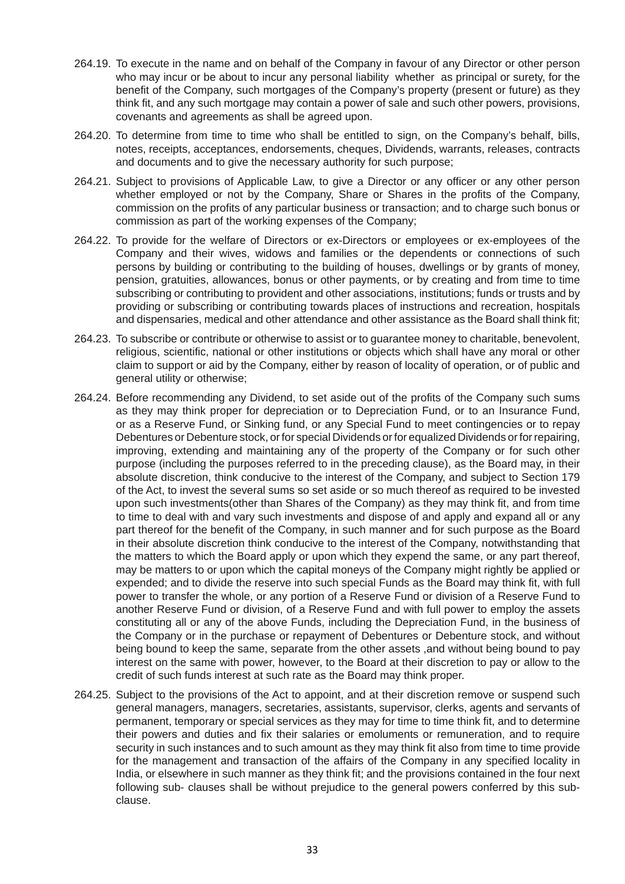264.19. To execute in the name and on behalf of the Company in favour of any Director or other person who may incur or be about to incur any personal liability whether as principal or surety, for the benefit of the Company, such mortgages of the Company's property (present or future) as they think fit, and any such mortgage may contain a power of sale and such other powers, provisions, covenants and agreements as shall be agreed upon.

264.20. To determine from time to time who shall be entitled to sign, on the Company's behalf, bills, notes, receipts, acceptances, endorsements, cheques, Dividends, warrants, releases, contracts and documents and to give the necessary authority for such purpose;

264.21. Subject to provisions of Applicable Law, to give a Director or any officer or any other person whether employed or not by the Company, Share or Shares in the profits of the Company, commission on the profits of any particular business or transaction; and to charge such bonus or commission as part of the working expenses of the Company;

264.22. To provide for the welfare of Directors or ex-Directors or employees or ex-employees of the Company and their wives, widows and families or the dependents or connections of such persons by building or contributing to the building of houses, dwellings or by grants of money, pension, gratuities, allowances, bonus or other payments, or by creating and from time to time subscribing or contributing to provident and other associations, institutions; funds or trusts and by providing or subscribing or contributing towards places of instructions and recreation, hospitals and dispensaries, medical and other attendance and other assistance as the Board shall think fit;

264.23. To subscribe or contribute or otherwise to assist or to guarantee money to charitable, benevolent, religious, scientific, national or other institutions or objects which shall have any moral or other claim to support or aid by the Company, either by reason of locality of operation, or of public and general utility or otherwise;

264.24. Before recommending any Dividend, to set aside out of the profits of the Company such sums as they may think proper for depreciation or to Depreciation Fund, or to an Insurance Fund, or as a Reserve Fund, or Sinking fund, or any Special Fund to meet contingencies or to repay Debentures or Debenture stock, or for special Dividends or for equalized Dividends or for repairing, improving, extending and maintaining any of the property of the Company or for such other purpose (including the purposes referred to in the preceding clause), as the Board may, in their absolute discretion, think conducive to the interest of the Company, and subject to Section 179 of the Act, to invest the several sums so set aside or so much thereof as required to be invested upon such investments(other than Shares of the Company) as they may think fit, and from time to time to deal with and vary such investments and dispose of and apply and expand all or any part thereof for the benefit of the Company, in such manner and for such purpose as the Board in their absolute discretion think conducive to the interest of the Company, notwithstanding that the matters to which the Board apply or upon which they expend the same, or any part thereof, may be matters to or upon which the capital moneys of the Company might rightly be applied or expended; and to divide the reserve into such special Funds as the Board may think fit, with full power to transfer the whole, or any portion of a Reserve Fund or division of a Reserve Fund to another Reserve Fund or division, of a Reserve Fund and with full power to employ the assets constituting all or any of the above Funds, including the Depreciation Fund, in the business of the Company or in the purchase or repayment of Debentures or Debenture stock, and without being bound to keep the same, separate from the other assets ,and without being bound to pay interest on the same with power, however, to the Board at their discretion to pay or allow to the credit of such funds interest at such rate as the Board may think proper.

264.25. Subject to the provisions of the Act to appoint, and at their discretion remove or suspend such general managers, managers, secretaries, assistants, supervisor, clerks, agents and servants of permanent, temporary or special services as they may for time to time think fit, and to determine their powers and duties and fix their salaries or emoluments or remuneration, and to require security in such instances and to such amount as they may think fit also from time to time provide for the management and transaction of the affairs of the Company in any specified locality in India, or elsewhere in such manner as they think fit; and the provisions contained in the four next following sub- clauses shall be without prejudice to the general powers conferred by this sub-clause.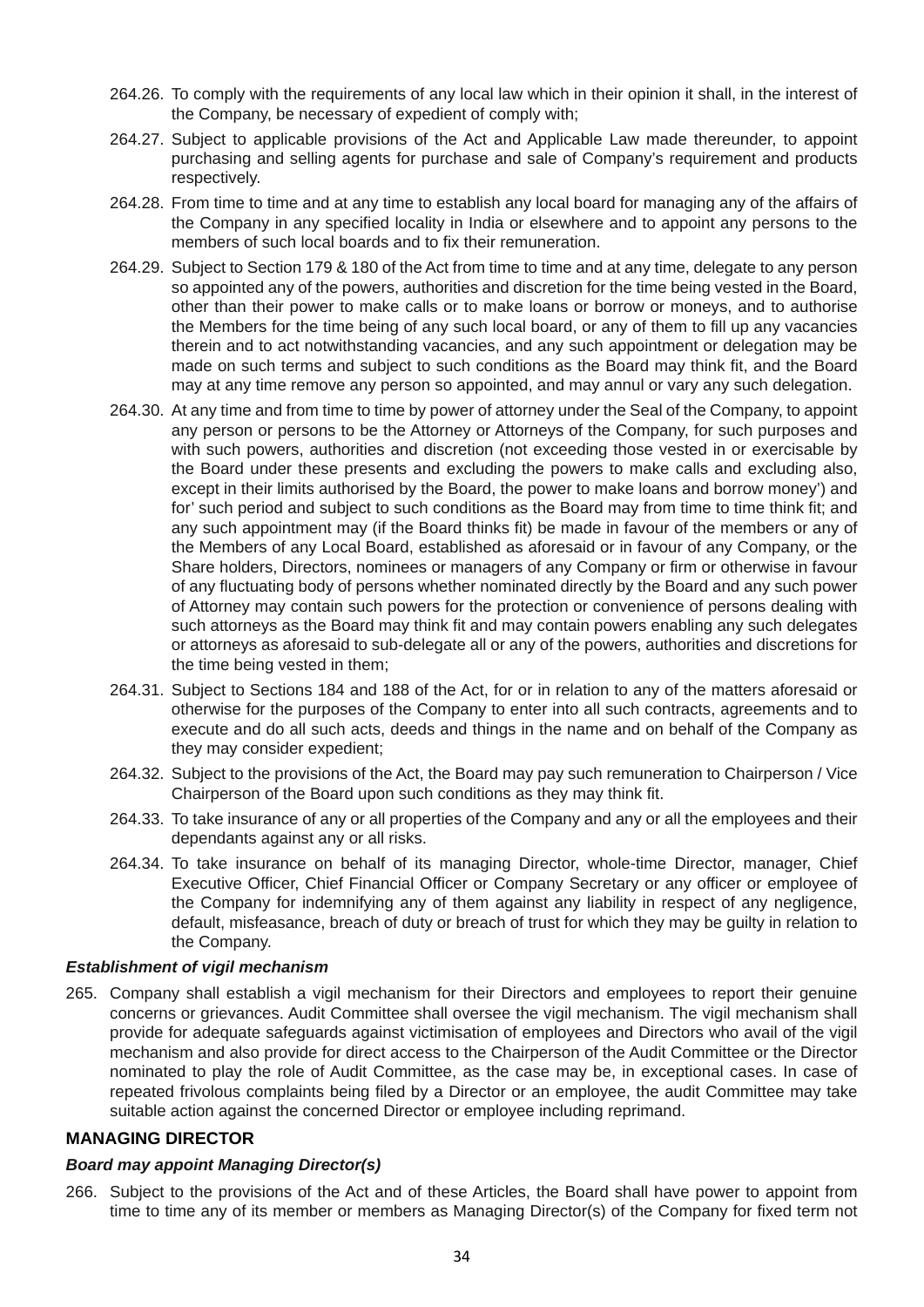264.26. To comply with the requirements of any local law which in their opinion it shall, in the interest of the Company, be necessary of expedient of comply with;

264.27. Subject to applicable provisions of the Act and Applicable Law made thereunder, to appoint purchasing and selling agents for purchase and sale of Company's requirement and products respectively.

264.28. From time to time and at any time to establish any local board for managing any of the affairs of the Company in any specified locality in India or elsewhere and to appoint any persons to the members of such local boards and to fix their remuneration.

264.29. Subject to Section 179 & 180 of the Act from time to time and at any time, delegate to any person so appointed any of the powers, authorities and discretion for the time being vested in the Board, other than their power to make calls or to make loans or borrow or moneys, and to authorise the Members for the time being of any such local board, or any of them to fill up any vacancies therein and to act notwithstanding vacancies, and any such appointment or delegation may be made on such terms and subject to such conditions as the Board may think fit, and the Board may at any time remove any person so appointed, and may annul or vary any such delegation.

264.30. At any time and from time to time by power of attorney under the Seal of the Company, to appoint any person or persons to be the Attorney or Attorneys of the Company, for such purposes and with such powers, authorities and discretion (not exceeding those vested in or exercisable by the Board under these presents and excluding the powers to make calls and excluding also, except in their limits authorised by the Board, the power to make loans and borrow money') and for' such period and subject to such conditions as the Board may from time to time think fit; and any such appointment may (if the Board thinks fit) be made in favour of the members or any of the Members of any Local Board, established as aforesaid or in favour of any Company, or the Share holders, Directors, nominees or managers of any Company or firm or otherwise in favour of any fluctuating body of persons whether nominated directly by the Board and any such power of Attorney may contain such powers for the protection or convenience of persons dealing with such attorneys as the Board may think fit and may contain powers enabling any such delegates or attorneys as aforesaid to sub-delegate all or any of the powers, authorities and discretions for the time being vested in them;

264.31. Subject to Sections 184 and 188 of the Act, for or in relation to any of the matters aforesaid or otherwise for the purposes of the Company to enter into all such contracts, agreements and to execute and do all such acts, deeds and things in the name and on behalf of the Company as they may consider expedient;

264.32. Subject to the provisions of the Act, the Board may pay such remuneration to Chairperson / Vice Chairperson of the Board upon such conditions as they may think fit.

264.33. To take insurance of any or all properties of the Company and any or all the employees and their dependants against any or all risks.

264.34. To take insurance on behalf of its managing Director, whole-time Director, manager, Chief Executive Officer, Chief Financial Officer or Company Secretary or any officer or employee of the Company for indemnifying any of them against any liability in respect of any negligence, default, misfeasance, breach of duty or breach of trust for which they may be guilty in relation to the Company.

***Establishment of vigil mechanism***

265. Company shall establish a vigil mechanism for their Directors and employees to report their genuine concerns or grievances. Audit Committee shall oversee the vigil mechanism. The vigil mechanism shall provide for adequate safeguards against victimisation of employees and Directors who avail of the vigil mechanism and also provide for direct access to the Chairperson of the Audit Committee or the Director nominated to play the role of Audit Committee, as the case may be, in exceptional cases. In case of repeated frivolous complaints being filed by a Director or an employee, the audit Committee may take suitable action against the concerned Director or employee including reprimand.

## MANAGING DIRECTOR

***Board may appoint Managing Director(s)***

266. Subject to the provisions of the Act and of these Articles, the Board shall have power to appoint from time to time any of its member or members as Managing Director(s) of the Company for fixed term not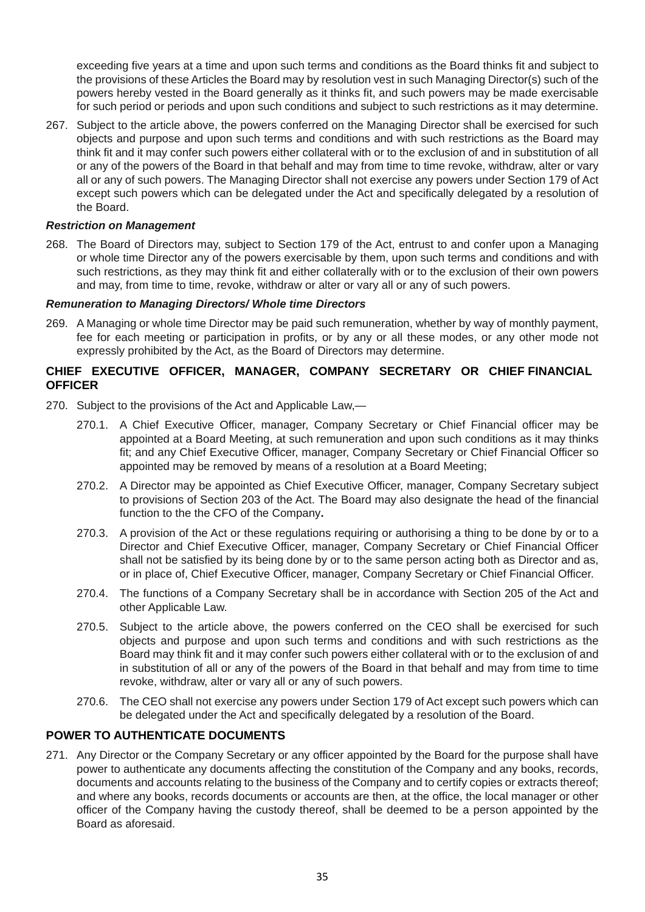exceeding five years at a time and upon such terms and conditions as the Board thinks fit and subject to the provisions of these Articles the Board may by resolution vest in such Managing Director(s) such of the powers hereby vested in the Board generally as it thinks fit, and such powers may be made exercisable for such period or periods and upon such conditions and subject to such restrictions as it may determine.

267. Subject to the article above, the powers conferred on the Managing Director shall be exercised for such objects and purpose and upon such terms and conditions and with such restrictions as the Board may think fit and it may confer such powers either collateral with or to the exclusion of and in substitution of all or any of the powers of the Board in that behalf and may from time to time revoke, withdraw, alter or vary all or any of such powers. The Managing Director shall not exercise any powers under Section 179 of Act except such powers which can be delegated under the Act and specifically delegated by a resolution of the Board.

***Restriction on Management***

268. The Board of Directors may, subject to Section 179 of the Act, entrust to and confer upon a Managing or whole time Director any of the powers exercisable by them, upon such terms and conditions and with such restrictions, as they may think fit and either collaterally with or to the exclusion of their own powers and may, from time to time, revoke, withdraw or alter or vary all or any of such powers.

***Remuneration to Managing Directors/ Whole time Directors***

269. A Managing or whole time Director may be paid such remuneration, whether by way of monthly payment, fee for each meeting or participation in profits, or by any or all these modes, or any other mode not expressly prohibited by the Act, as the Board of Directors may determine.

## CHIEF EXECUTIVE OFFICER, MANAGER, COMPANY SECRETARY OR CHIEF FINANCIAL OFFICER

270. Subject to the provisions of the Act and Applicable Law,—

270.1. A Chief Executive Officer, manager, Company Secretary or Chief Financial officer may be appointed at a Board Meeting, at such remuneration and upon such conditions as it may thinks fit; and any Chief Executive Officer, manager, Company Secretary or Chief Financial Officer so appointed may be removed by means of a resolution at a Board Meeting;

270.2. A Director may be appointed as Chief Executive Officer, manager, Company Secretary subject to provisions of Section 203 of the Act. The Board may also designate the head of the financial function to the the CFO of the Company**.**

270.3. A provision of the Act or these regulations requiring or authorising a thing to be done by or to a Director and Chief Executive Officer, manager, Company Secretary or Chief Financial Officer shall not be satisfied by its being done by or to the same person acting both as Director and as, or in place of, Chief Executive Officer, manager, Company Secretary or Chief Financial Officer.

270.4. The functions of a Company Secretary shall be in accordance with Section 205 of the Act and other Applicable Law.

270.5. Subject to the article above, the powers conferred on the CEO shall be exercised for such objects and purpose and upon such terms and conditions and with such restrictions as the Board may think fit and it may confer such powers either collateral with or to the exclusion of and in substitution of all or any of the powers of the Board in that behalf and may from time to time revoke, withdraw, alter or vary all or any of such powers.

270.6. The CEO shall not exercise any powers under Section 179 of Act except such powers which can be delegated under the Act and specifically delegated by a resolution of the Board.

## POWER TO AUTHENTICATE DOCUMENTS

271. Any Director or the Company Secretary or any officer appointed by the Board for the purpose shall have power to authenticate any documents affecting the constitution of the Company and any books, records, documents and accounts relating to the business of the Company and to certify copies or extracts thereof; and where any books, records documents or accounts are then, at the office, the local manager or other officer of the Company having the custody thereof, shall be deemed to be a person appointed by the Board as aforesaid.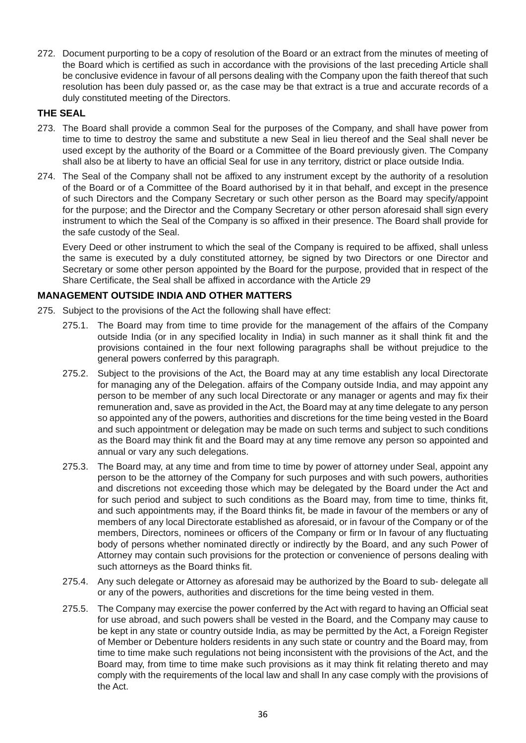272. Document purporting to be a copy of resolution of the Board or an extract from the minutes of meeting of the Board which is certified as such in accordance with the provisions of the last preceding Article shall be conclusive evidence in favour of all persons dealing with the Company upon the faith thereof that such resolution has been duly passed or, as the case may be that extract is a true and accurate records of a duly constituted meeting of the Directors.

## THE SEAL

273. The Board shall provide a common Seal for the purposes of the Company, and shall have power from time to time to destroy the same and substitute a new Seal in lieu thereof and the Seal shall never be used except by the authority of the Board or a Committee of the Board previously given. The Company shall also be at liberty to have an official Seal for use in any territory, district or place outside India.

274. The Seal of the Company shall not be affixed to any instrument except by the authority of a resolution of the Board or of a Committee of the Board authorised by it in that behalf, and except in the presence of such Directors and the Company Secretary or such other person as the Board may specify/appoint for the purpose; and the Director and the Company Secretary or other person aforesaid shall sign every instrument to which the Seal of the Company is so affixed in their presence. The Board shall provide for the safe custody of the Seal.

    Every Deed or other instrument to which the seal of the Company is required to be affixed, shall unless the same is executed by a duly constituted attorney, be signed by two Directors or one Director and Secretary or some other person appointed by the Board for the purpose, provided that in respect of the Share Certificate, the Seal shall be affixed in accordance with the Article 29

## MANAGEMENT OUTSIDE INDIA AND OTHER MATTERS

275. Subject to the provisions of the Act the following shall have effect:

    275.1. The Board may from time to time provide for the management of the affairs of the Company outside India (or in any specified locality in India) in such manner as it shall think fit and the provisions contained in the four next following paragraphs shall be without prejudice to the general powers conferred by this paragraph.

    275.2. Subject to the provisions of the Act, the Board may at any time establish any local Directorate for managing any of the Delegation. affairs of the Company outside India, and may appoint any person to be member of any such local Directorate or any manager or agents and may fix their remuneration and, save as provided in the Act, the Board may at any time delegate to any person so appointed any of the powers, authorities and discretions for the time being vested in the Board and such appointment or delegation may be made on such terms and subject to such conditions as the Board may think fit and the Board may at any time remove any person so appointed and annual or vary any such delegations.

    275.3. The Board may, at any time and from time to time by power of attorney under Seal, appoint any person to be the attorney of the Company for such purposes and with such powers, authorities and discretions not exceeding those which may be delegated by the Board under the Act and for such period and subject to such conditions as the Board may, from time to time, thinks fit, and such appointments may, if the Board thinks fit, be made in favour of the members or any of members of any local Directorate established as aforesaid, or in favour of the Company or of the members, Directors, nominees or officers of the Company or firm or In favour of any fluctuating body of persons whether nominated directly or indirectly by the Board, and any such Power of Attorney may contain such provisions for the protection or convenience of persons dealing with such attorneys as the Board thinks fit.

    275.4. Any such delegate or Attorney as aforesaid may be authorized by the Board to sub- delegate all or any of the powers, authorities and discretions for the time being vested in them.

    275.5. The Company may exercise the power conferred by the Act with regard to having an Official seat for use abroad, and such powers shall be vested in the Board, and the Company may cause to be kept in any state or country outside India, as may be permitted by the Act, a Foreign Register of Member or Debenture holders residents in any such state or country and the Board may, from time to time make such regulations not being inconsistent with the provisions of the Act, and the Board may, from time to time make such provisions as it may think fit relating thereto and may comply with the requirements of the local law and shall In any case comply with the provisions of the Act.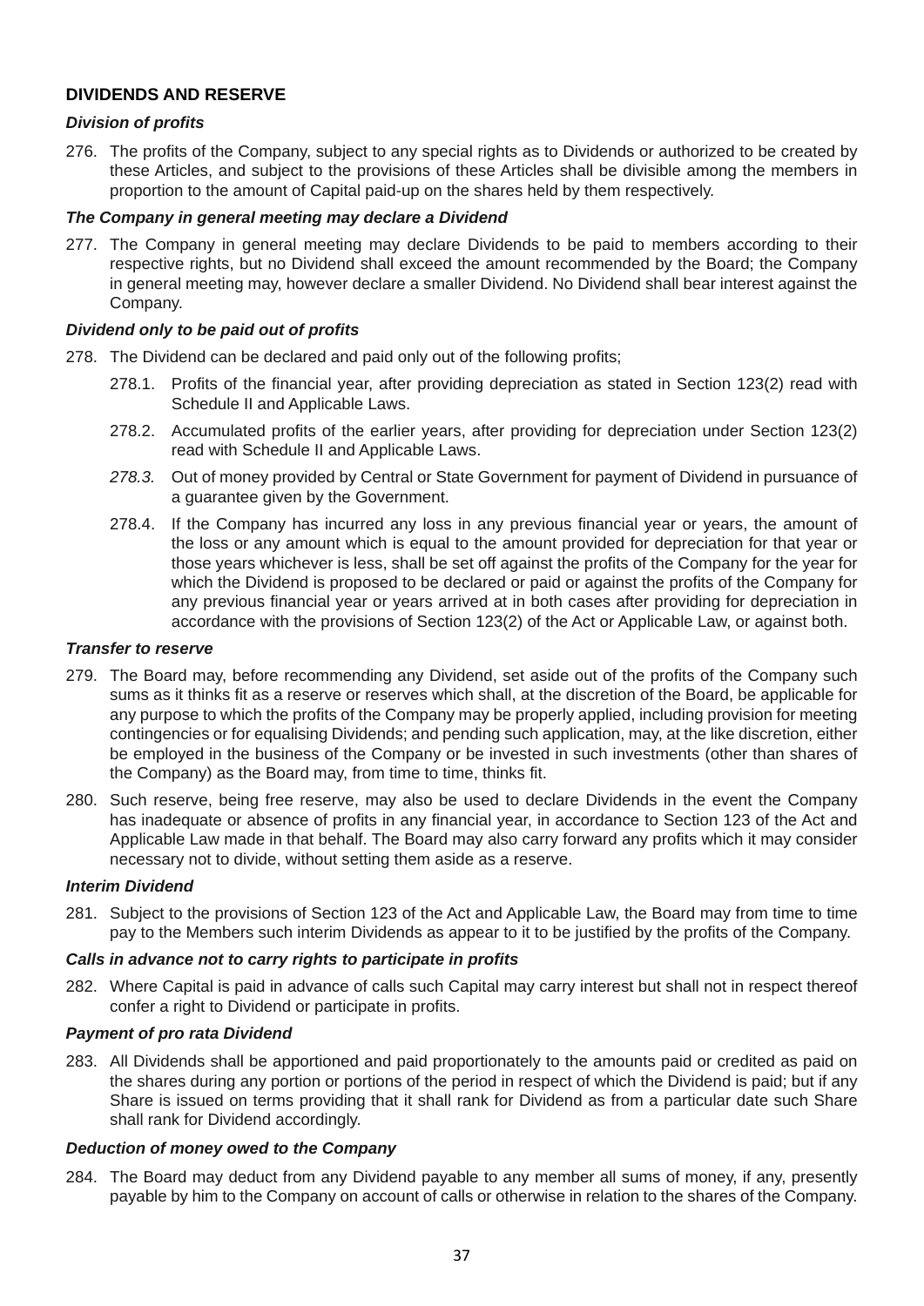## DIVIDENDS AND RESERVE

### *Division of profits*

276. The profits of the Company, subject to any special rights as to Dividends or authorized to be created by these Articles, and subject to the provisions of these Articles shall be divisible among the members in proportion to the amount of Capital paid-up on the shares held by them respectively.

### *The Company in general meeting may declare a Dividend*

277. The Company in general meeting may declare Dividends to be paid to members according to their respective rights, but no Dividend shall exceed the amount recommended by the Board; the Company in general meeting may, however declare a smaller Dividend. No Dividend shall bear interest against the Company.

### *Dividend only to be paid out of profits*

278. The Dividend can be declared and paid only out of the following profits;

    278.1. Profits of the financial year, after providing depreciation as stated in Section 123(2) read with Schedule II and Applicable Laws.

    278.2. Accumulated profits of the earlier years, after providing for depreciation under Section 123(2) read with Schedule II and Applicable Laws.

    *278.3.* Out of money provided by Central or State Government for payment of Dividend in pursuance of a guarantee given by the Government.

    278.4. If the Company has incurred any loss in any previous financial year or years, the amount of the loss or any amount which is equal to the amount provided for depreciation for that year or those years whichever is less, shall be set off against the profits of the Company for the year for which the Dividend is proposed to be declared or paid or against the profits of the Company for any previous financial year or years arrived at in both cases after providing for depreciation in accordance with the provisions of Section 123(2) of the Act or Applicable Law, or against both.

### *Transfer to reserve*

279. The Board may, before recommending any Dividend, set aside out of the profits of the Company such sums as it thinks fit as a reserve or reserves which shall, at the discretion of the Board, be applicable for any purpose to which the profits of the Company may be properly applied, including provision for meeting contingencies or for equalising Dividends; and pending such application, may, at the like discretion, either be employed in the business of the Company or be invested in such investments (other than shares of the Company) as the Board may, from time to time, thinks fit.

280. Such reserve, being free reserve, may also be used to declare Dividends in the event the Company has inadequate or absence of profits in any financial year, in accordance to Section 123 of the Act and Applicable Law made in that behalf. The Board may also carry forward any profits which it may consider necessary not to divide, without setting them aside as a reserve.

### *Interim Dividend*

281. Subject to the provisions of Section 123 of the Act and Applicable Law, the Board may from time to time pay to the Members such interim Dividends as appear to it to be justified by the profits of the Company.

### *Calls in advance not to carry rights to participate in profits*

282. Where Capital is paid in advance of calls such Capital may carry interest but shall not in respect thereof confer a right to Dividend or participate in profits.

### *Payment of pro rata Dividend*

283. All Dividends shall be apportioned and paid proportionately to the amounts paid or credited as paid on the shares during any portion or portions of the period in respect of which the Dividend is paid; but if any Share is issued on terms providing that it shall rank for Dividend as from a particular date such Share shall rank for Dividend accordingly.

### *Deduction of money owed to the Company*

284. The Board may deduct from any Dividend payable to any member all sums of money, if any, presently payable by him to the Company on account of calls or otherwise in relation to the shares of the Company.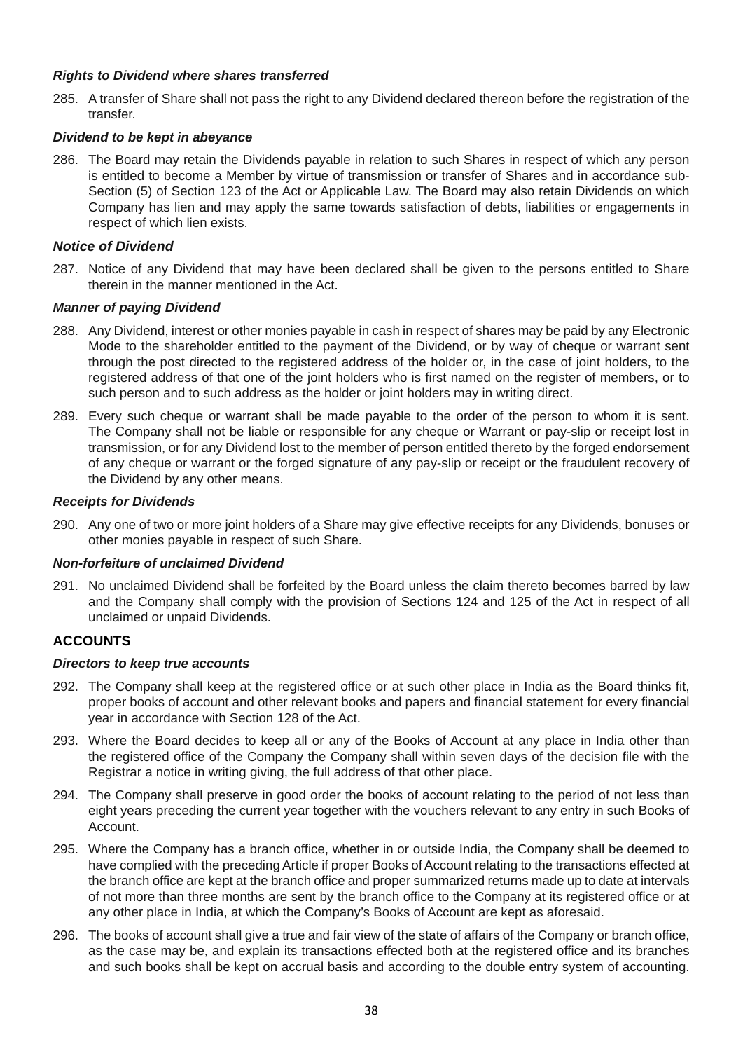***Rights to Dividend where shares transferred***

285. A transfer of Share shall not pass the right to any Dividend declared thereon before the registration of the transfer.

***Dividend to be kept in abeyance***

286. The Board may retain the Dividends payable in relation to such Shares in respect of which any person is entitled to become a Member by virtue of transmission or transfer of Shares and in accordance sub-Section (5) of Section 123 of the Act or Applicable Law. The Board may also retain Dividends on which Company has lien and may apply the same towards satisfaction of debts, liabilities or engagements in respect of which lien exists.

***Notice of Dividend***

287. Notice of any Dividend that may have been declared shall be given to the persons entitled to Share therein in the manner mentioned in the Act.

***Manner of paying Dividend***

288. Any Dividend, interest or other monies payable in cash in respect of shares may be paid by any Electronic Mode to the shareholder entitled to the payment of the Dividend, or by way of cheque or warrant sent through the post directed to the registered address of the holder or, in the case of joint holders, to the registered address of that one of the joint holders who is first named on the register of members, or to such person and to such address as the holder or joint holders may in writing direct.

289. Every such cheque or warrant shall be made payable to the order of the person to whom it is sent. The Company shall not be liable or responsible for any cheque or Warrant or pay-slip or receipt lost in transmission, or for any Dividend lost to the member of person entitled thereto by the forged endorsement of any cheque or warrant or the forged signature of any pay-slip or receipt or the fraudulent recovery of the Dividend by any other means.

***Receipts for Dividends***

290. Any one of two or more joint holders of a Share may give effective receipts for any Dividends, bonuses or other monies payable in respect of such Share.

***Non-forfeiture of unclaimed Dividend***

291. No unclaimed Dividend shall be forfeited by the Board unless the claim thereto becomes barred by law and the Company shall comply with the provision of Sections 124 and 125 of the Act in respect of all unclaimed or unpaid Dividends.

## ACCOUNTS

***Directors to keep true accounts***

292. The Company shall keep at the registered office or at such other place in India as the Board thinks fit, proper books of account and other relevant books and papers and financial statement for every financial year in accordance with Section 128 of the Act.

293. Where the Board decides to keep all or any of the Books of Account at any place in India other than the registered office of the Company the Company shall within seven days of the decision file with the Registrar a notice in writing giving, the full address of that other place.

294. The Company shall preserve in good order the books of account relating to the period of not less than eight years preceding the current year together with the vouchers relevant to any entry in such Books of Account.

295. Where the Company has a branch office, whether in or outside India, the Company shall be deemed to have complied with the preceding Article if proper Books of Account relating to the transactions effected at the branch office are kept at the branch office and proper summarized returns made up to date at intervals of not more than three months are sent by the branch office to the Company at its registered office or at any other place in India, at which the Company's Books of Account are kept as aforesaid.

296. The books of account shall give a true and fair view of the state of affairs of the Company or branch office, as the case may be, and explain its transactions effected both at the registered office and its branches and such books shall be kept on accrual basis and according to the double entry system of accounting.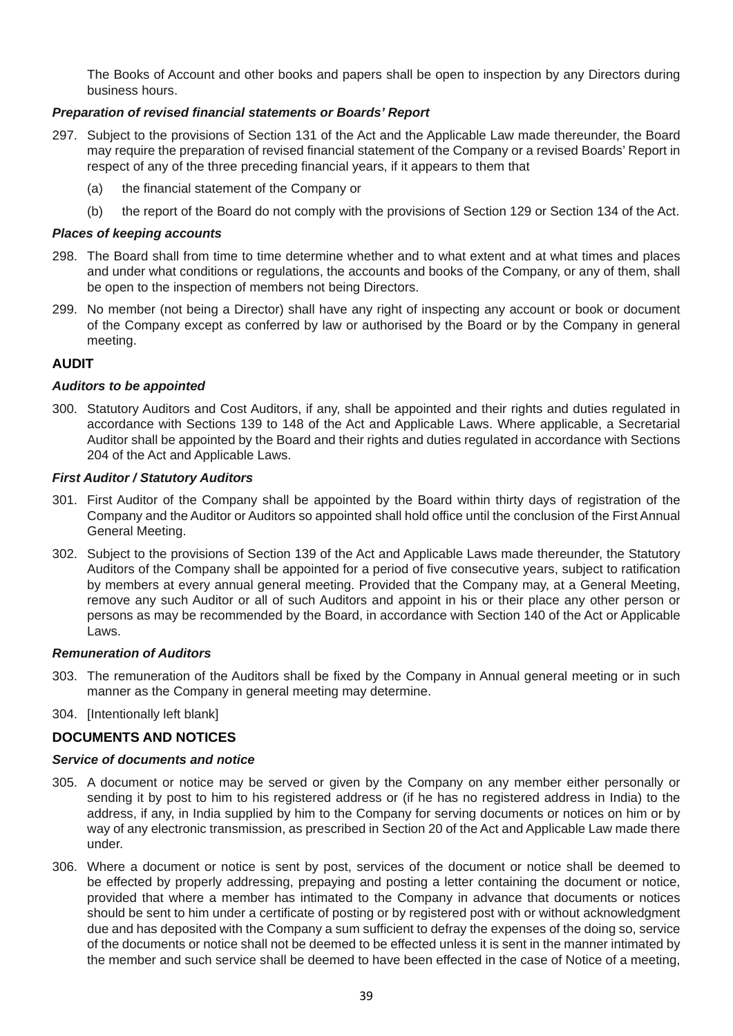The Books of Account and other books and papers shall be open to inspection by any Directors during business hours.

***Preparation of revised financial statements or Boards' Report***

297. Subject to the provisions of Section 131 of the Act and the Applicable Law made thereunder, the Board may require the preparation of revised financial statement of the Company or a revised Boards' Report in respect of any of the three preceding financial years, if it appears to them that

    (a) the financial statement of the Company or

    (b) the report of the Board do not comply with the provisions of Section 129 or Section 134 of the Act.

***Places of keeping accounts***

298. The Board shall from time to time determine whether and to what extent and at what times and places and under what conditions or regulations, the accounts and books of the Company, or any of them, shall be open to the inspection of members not being Directors.

299. No member (not being a Director) shall have any right of inspecting any account or book or document of the Company except as conferred by law or authorised by the Board or by the Company in general meeting.

## AUDIT

***Auditors to be appointed***

300. Statutory Auditors and Cost Auditors, if any, shall be appointed and their rights and duties regulated in accordance with Sections 139 to 148 of the Act and Applicable Laws. Where applicable, a Secretarial Auditor shall be appointed by the Board and their rights and duties regulated in accordance with Sections 204 of the Act and Applicable Laws.

***First Auditor / Statutory Auditors***

301. First Auditor of the Company shall be appointed by the Board within thirty days of registration of the Company and the Auditor or Auditors so appointed shall hold office until the conclusion of the First Annual General Meeting.

302. Subject to the provisions of Section 139 of the Act and Applicable Laws made thereunder, the Statutory Auditors of the Company shall be appointed for a period of five consecutive years, subject to ratification by members at every annual general meeting. Provided that the Company may, at a General Meeting, remove any such Auditor or all of such Auditors and appoint in his or their place any other person or persons as may be recommended by the Board, in accordance with Section 140 of the Act or Applicable Laws.

***Remuneration of Auditors***

303. The remuneration of the Auditors shall be fixed by the Company in Annual general meeting or in such manner as the Company in general meeting may determine.

304. [Intentionally left blank]

## DOCUMENTS AND NOTICES

***Service of documents and notice***

305. A document or notice may be served or given by the Company on any member either personally or sending it by post to him to his registered address or (if he has no registered address in India) to the address, if any, in India supplied by him to the Company for serving documents or notices on him or by way of any electronic transmission, as prescribed in Section 20 of the Act and Applicable Law made there under.

306. Where a document or notice is sent by post, services of the document or notice shall be deemed to be effected by properly addressing, prepaying and posting a letter containing the document or notice, provided that where a member has intimated to the Company in advance that documents or notices should be sent to him under a certificate of posting or by registered post with or without acknowledgment due and has deposited with the Company a sum sufficient to defray the expenses of the doing so, service of the documents or notice shall not be deemed to be effected unless it is sent in the manner intimated by the member and such service shall be deemed to have been effected in the case of Notice of a meeting,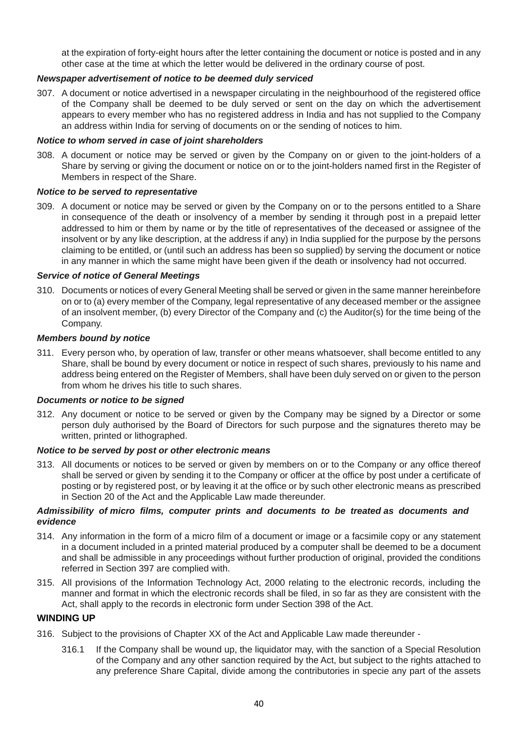at the expiration of forty-eight hours after the letter containing the document or notice is posted and in any other case at the time at which the letter would be delivered in the ordinary course of post.

***Newspaper advertisement of notice to be deemed duly serviced***

307. A document or notice advertised in a newspaper circulating in the neighbourhood of the registered office of the Company shall be deemed to be duly served or sent on the day on which the advertisement appears to every member who has no registered address in India and has not supplied to the Company an address within India for serving of documents on or the sending of notices to him.

***Notice to whom served in case of joint shareholders***

308. A document or notice may be served or given by the Company on or given to the joint-holders of a Share by serving or giving the document or notice on or to the joint-holders named first in the Register of Members in respect of the Share.

***Notice to be served to representative***

309. A document or notice may be served or given by the Company on or to the persons entitled to a Share in consequence of the death or insolvency of a member by sending it through post in a prepaid letter addressed to him or them by name or by the title of representatives of the deceased or assignee of the insolvent or by any like description, at the address if any) in India supplied for the purpose by the persons claiming to be entitled, or (until such an address has been so supplied) by serving the document or notice in any manner in which the same might have been given if the death or insolvency had not occurred.

***Service of notice of General Meetings***

310. Documents or notices of every General Meeting shall be served or given in the same manner hereinbefore on or to (a) every member of the Company, legal representative of any deceased member or the assignee of an insolvent member, (b) every Director of the Company and (c) the Auditor(s) for the time being of the Company.

***Members bound by notice***

311. Every person who, by operation of law, transfer or other means whatsoever, shall become entitled to any Share, shall be bound by every document or notice in respect of such shares, previously to his name and address being entered on the Register of Members, shall have been duly served on or given to the person from whom he drives his title to such shares.

***Documents or notice to be signed***

312. Any document or notice to be served or given by the Company may be signed by a Director or some person duly authorised by the Board of Directors for such purpose and the signatures thereto may be written, printed or lithographed.

***Notice to be served by post or other electronic means***

313. All documents or notices to be served or given by members on or to the Company or any office thereof shall be served or given by sending it to the Company or officer at the office by post under a certificate of posting or by registered post, or by leaving it at the office or by such other electronic means as prescribed in Section 20 of the Act and the Applicable Law made thereunder.

***Admissibility of micro films, computer prints and documents to be treated as documents and evidence***

314. Any information in the form of a micro film of a document or image or a facsimile copy or any statement in a document included in a printed material produced by a computer shall be deemed to be a document and shall be admissible in any proceedings without further production of original, provided the conditions referred in Section 397 are complied with.

315. All provisions of the Information Technology Act, 2000 relating to the electronic records, including the manner and format in which the electronic records shall be filed, in so far as they are consistent with the Act, shall apply to the records in electronic form under Section 398 of the Act.

**WINDING UP**

316. Subject to the provisions of Chapter XX of the Act and Applicable Law made thereunder -

    316.1 If the Company shall be wound up, the liquidator may, with the sanction of a Special Resolution of the Company and any other sanction required by the Act, but subject to the rights attached to any preference Share Capital, divide among the contributories in specie any part of the assets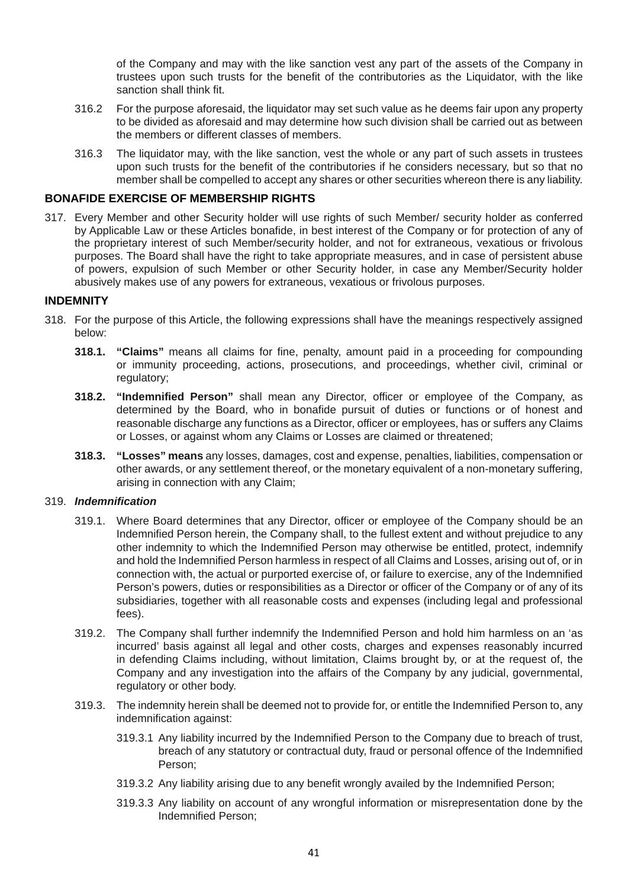of the Company and may with the like sanction vest any part of the assets of the Company in trustees upon such trusts for the benefit of the contributories as the Liquidator, with the like sanction shall think fit.

316.2 For the purpose aforesaid, the liquidator may set such value as he deems fair upon any property to be divided as aforesaid and may determine how such division shall be carried out as between the members or different classes of members.

316.3 The liquidator may, with the like sanction, vest the whole or any part of such assets in trustees upon such trusts for the benefit of the contributories if he considers necessary, but so that no member shall be compelled to accept any shares or other securities whereon there is any liability.

## BONAFIDE EXERCISE OF MEMBERSHIP RIGHTS

317. Every Member and other Security holder will use rights of such Member/ security holder as conferred by Applicable Law or these Articles bonafide, in best interest of the Company or for protection of any of the proprietary interest of such Member/security holder, and not for extraneous, vexatious or frivolous purposes. The Board shall have the right to take appropriate measures, and in case of persistent abuse of powers, expulsion of such Member or other Security holder, in case any Member/Security holder abusively makes use of any powers for extraneous, vexatious or frivolous purposes.

## INDEMNITY

318. For the purpose of this Article, the following expressions shall have the meanings respectively assigned below:

**318.1. "Claims"** means all claims for fine, penalty, amount paid in a proceeding for compounding or immunity proceeding, actions, prosecutions, and proceedings, whether civil, criminal or regulatory;

**318.2. "Indemnified Person"** shall mean any Director, officer or employee of the Company, as determined by the Board, who in bonafide pursuit of duties or functions or of honest and reasonable discharge any functions as a Director, officer or employees, has or suffers any Claims or Losses, or against whom any Claims or Losses are claimed or threatened;

**318.3. "Losses" means** any losses, damages, cost and expense, penalties, liabilities, compensation or other awards, or any settlement thereof, or the monetary equivalent of a non-monetary suffering, arising in connection with any Claim;

319. ***Indemnification***

319.1. Where Board determines that any Director, officer or employee of the Company should be an Indemnified Person herein, the Company shall, to the fullest extent and without prejudice to any other indemnity to which the Indemnified Person may otherwise be entitled, protect, indemnify and hold the Indemnified Person harmless in respect of all Claims and Losses, arising out of, or in connection with, the actual or purported exercise of, or failure to exercise, any of the Indemnified Person's powers, duties or responsibilities as a Director or officer of the Company or of any of its subsidiaries, together with all reasonable costs and expenses (including legal and professional fees).

319.2. The Company shall further indemnify the Indemnified Person and hold him harmless on an 'as incurred' basis against all legal and other costs, charges and expenses reasonably incurred in defending Claims including, without limitation, Claims brought by, or at the request of, the Company and any investigation into the affairs of the Company by any judicial, governmental, regulatory or other body.

319.3. The indemnity herein shall be deemed not to provide for, or entitle the Indemnified Person to, any indemnification against:

319.3.1 Any liability incurred by the Indemnified Person to the Company due to breach of trust, breach of any statutory or contractual duty, fraud or personal offence of the Indemnified Person;

319.3.2 Any liability arising due to any benefit wrongly availed by the Indemnified Person;

319.3.3 Any liability on account of any wrongful information or misrepresentation done by the Indemnified Person;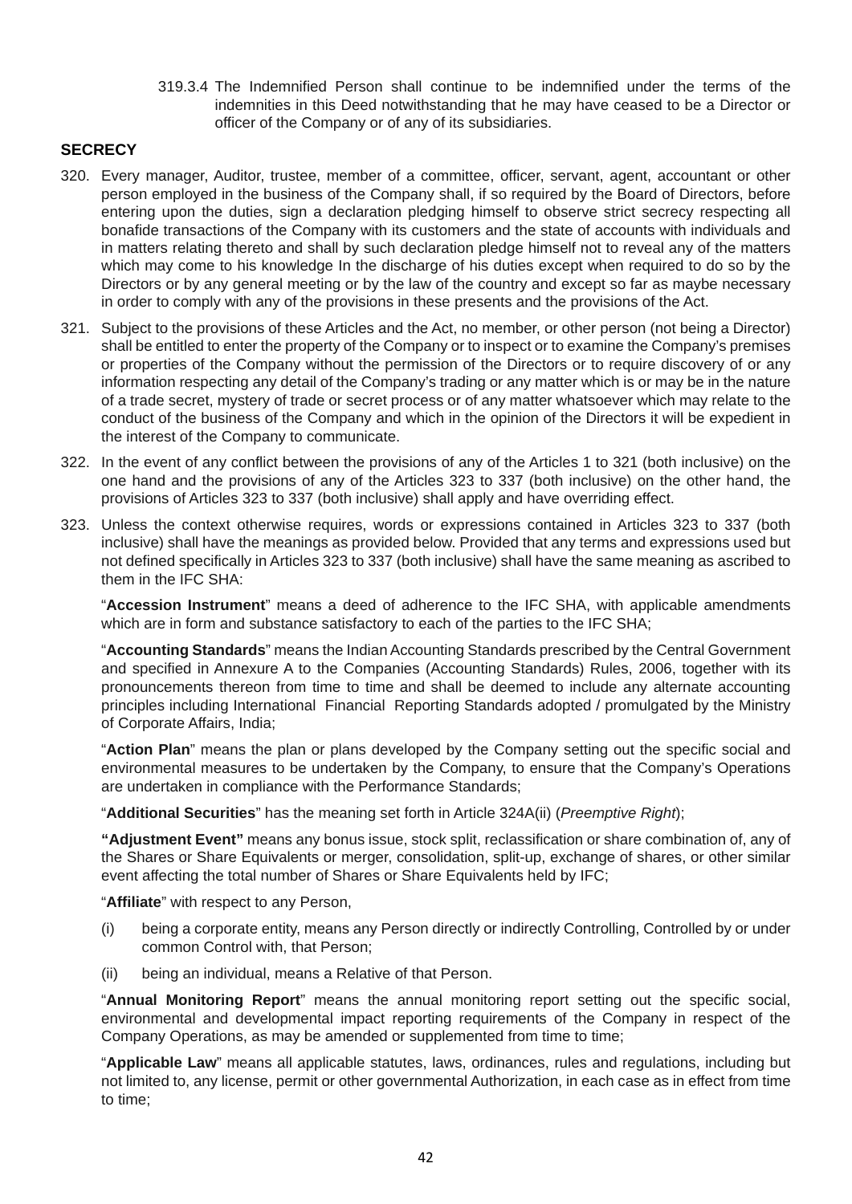319.3.4 The Indemnified Person shall continue to be indemnified under the terms of the indemnities in this Deed notwithstanding that he may have ceased to be a Director or officer of the Company or of any of its subsidiaries.

**SECRECY**

320. Every manager, Auditor, trustee, member of a committee, officer, servant, agent, accountant or other person employed in the business of the Company shall, if so required by the Board of Directors, before entering upon the duties, sign a declaration pledging himself to observe strict secrecy respecting all bonafide transactions of the Company with its customers and the state of accounts with individuals and in matters relating thereto and shall by such declaration pledge himself not to reveal any of the matters which may come to his knowledge In the discharge of his duties except when required to do so by the Directors or by any general meeting or by the law of the country and except so far as maybe necessary in order to comply with any of the provisions in these presents and the provisions of the Act.

321. Subject to the provisions of these Articles and the Act, no member, or other person (not being a Director) shall be entitled to enter the property of the Company or to inspect or to examine the Company's premises or properties of the Company without the permission of the Directors or to require discovery of or any information respecting any detail of the Company's trading or any matter which is or may be in the nature of a trade secret, mystery of trade or secret process or of any matter whatsoever which may relate to the conduct of the business of the Company and which in the opinion of the Directors it will be expedient in the interest of the Company to communicate.

322. In the event of any conflict between the provisions of any of the Articles 1 to 321 (both inclusive) on the one hand and the provisions of any of the Articles 323 to 337 (both inclusive) on the other hand, the provisions of Articles 323 to 337 (both inclusive) shall apply and have overriding effect.

323. Unless the context otherwise requires, words or expressions contained in Articles 323 to 337 (both inclusive) shall have the meanings as provided below. Provided that any terms and expressions used but not defined specifically in Articles 323 to 337 (both inclusive) shall have the same meaning as ascribed to them in the IFC SHA:

"**Accession Instrument**" means a deed of adherence to the IFC SHA, with applicable amendments which are in form and substance satisfactory to each of the parties to the IFC SHA;

"**Accounting Standards**" means the Indian Accounting Standards prescribed by the Central Government and specified in Annexure A to the Companies (Accounting Standards) Rules, 2006, together with its pronouncements thereon from time to time and shall be deemed to include any alternate accounting principles including International Financial Reporting Standards adopted / promulgated by the Ministry of Corporate Affairs, India;

"**Action Plan**" means the plan or plans developed by the Company setting out the specific social and environmental measures to be undertaken by the Company, to ensure that the Company's Operations are undertaken in compliance with the Performance Standards;

"**Additional Securities**" has the meaning set forth in Article 324A(ii) (*Preemptive Right*);

**"Adjustment Event"** means any bonus issue, stock split, reclassification or share combination of, any of the Shares or Share Equivalents or merger, consolidation, split-up, exchange of shares, or other similar event affecting the total number of Shares or Share Equivalents held by IFC;

"**Affiliate**" with respect to any Person,

(i) being a corporate entity, means any Person directly or indirectly Controlling, Controlled by or under common Control with, that Person;

(ii) being an individual, means a Relative of that Person.

"**Annual Monitoring Report**" means the annual monitoring report setting out the specific social, environmental and developmental impact reporting requirements of the Company in respect of the Company Operations, as may be amended or supplemented from time to time;

"**Applicable Law**" means all applicable statutes, laws, ordinances, rules and regulations, including but not limited to, any license, permit or other governmental Authorization, in each case as in effect from time to time;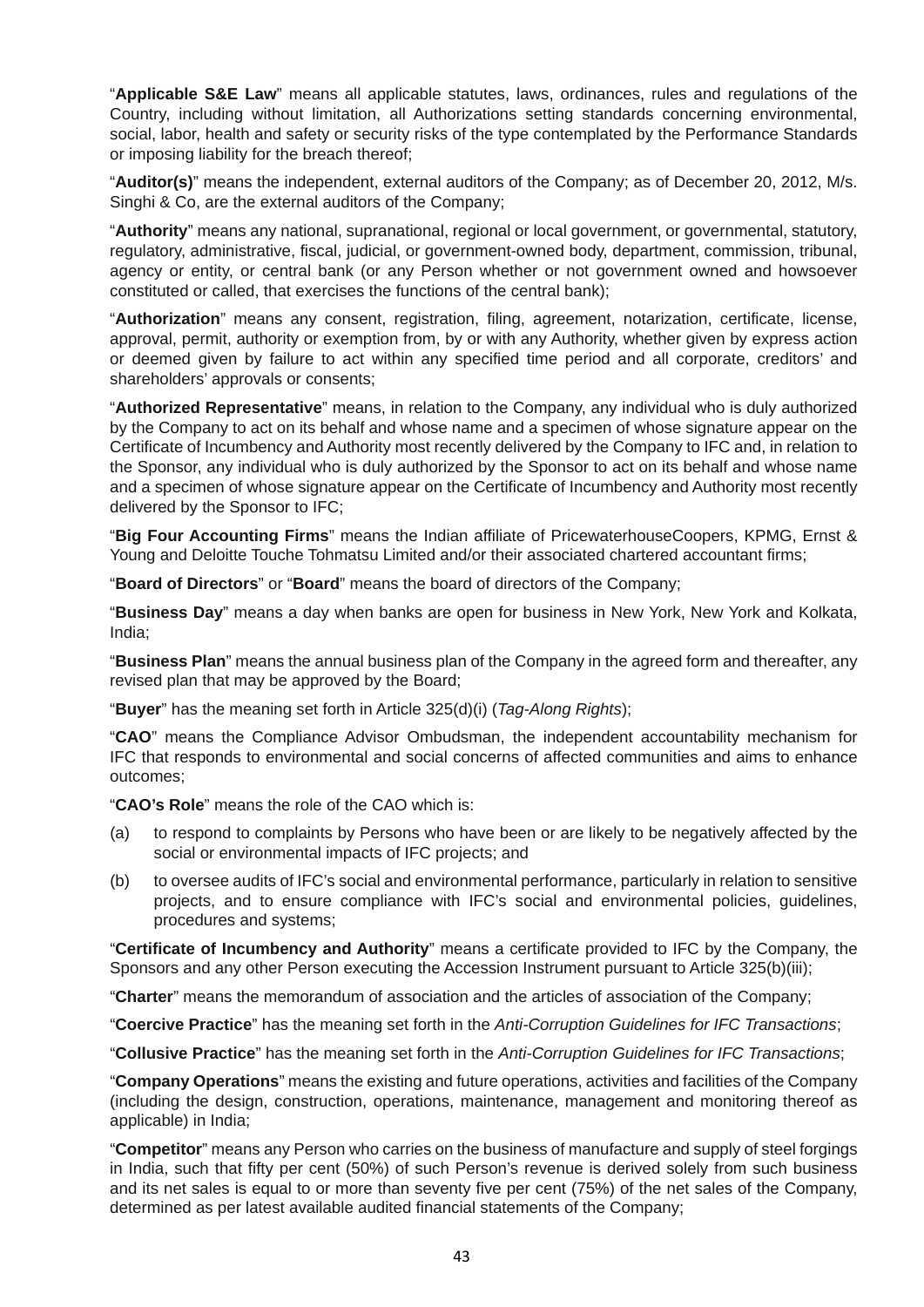"**Applicable S&E Law**" means all applicable statutes, laws, ordinances, rules and regulations of the Country, including without limitation, all Authorizations setting standards concerning environmental, social, labor, health and safety or security risks of the type contemplated by the Performance Standards or imposing liability for the breach thereof;

"**Auditor(s)**" means the independent, external auditors of the Company; as of December 20, 2012, M/s. Singhi & Co, are the external auditors of the Company;

"**Authority**" means any national, supranational, regional or local government, or governmental, statutory, regulatory, administrative, fiscal, judicial, or government-owned body, department, commission, tribunal, agency or entity, or central bank (or any Person whether or not government owned and howsoever constituted or called, that exercises the functions of the central bank);

"**Authorization**" means any consent, registration, filing, agreement, notarization, certificate, license, approval, permit, authority or exemption from, by or with any Authority, whether given by express action or deemed given by failure to act within any specified time period and all corporate, creditors' and shareholders' approvals or consents;

"**Authorized Representative**" means, in relation to the Company, any individual who is duly authorized by the Company to act on its behalf and whose name and a specimen of whose signature appear on the Certificate of Incumbency and Authority most recently delivered by the Company to IFC and, in relation to the Sponsor, any individual who is duly authorized by the Sponsor to act on its behalf and whose name and a specimen of whose signature appear on the Certificate of Incumbency and Authority most recently delivered by the Sponsor to IFC;

"**Big Four Accounting Firms**" means the Indian affiliate of PricewaterhouseCoopers, KPMG, Ernst & Young and Deloitte Touche Tohmatsu Limited and/or their associated chartered accountant firms;

"**Board of Directors**" or "**Board**" means the board of directors of the Company;

"**Business Day**" means a day when banks are open for business in New York, New York and Kolkata, India;

"**Business Plan**" means the annual business plan of the Company in the agreed form and thereafter, any revised plan that may be approved by the Board;

"**Buyer**" has the meaning set forth in Article 325(d)(i) (*Tag-Along Rights*);

"**CAO**" means the Compliance Advisor Ombudsman, the independent accountability mechanism for IFC that responds to environmental and social concerns of affected communities and aims to enhance outcomes;

"**CAO's Role**" means the role of the CAO which is:

(a) to respond to complaints by Persons who have been or are likely to be negatively affected by the social or environmental impacts of IFC projects; and

(b) to oversee audits of IFC's social and environmental performance, particularly in relation to sensitive projects, and to ensure compliance with IFC's social and environmental policies, guidelines, procedures and systems;

"**Certificate of Incumbency and Authority**" means a certificate provided to IFC by the Company, the Sponsors and any other Person executing the Accession Instrument pursuant to Article 325(b)(iii);

"**Charter**" means the memorandum of association and the articles of association of the Company;

"**Coercive Practice**" has the meaning set forth in the *Anti-Corruption Guidelines for IFC Transactions*;

"**Collusive Practice**" has the meaning set forth in the *Anti-Corruption Guidelines for IFC Transactions*;

"**Company Operations**" means the existing and future operations, activities and facilities of the Company (including the design, construction, operations, maintenance, management and monitoring thereof as applicable) in India;

"**Competitor**" means any Person who carries on the business of manufacture and supply of steel forgings in India, such that fifty per cent (50%) of such Person's revenue is derived solely from such business and its net sales is equal to or more than seventy five per cent (75%) of the net sales of the Company, determined as per latest available audited financial statements of the Company;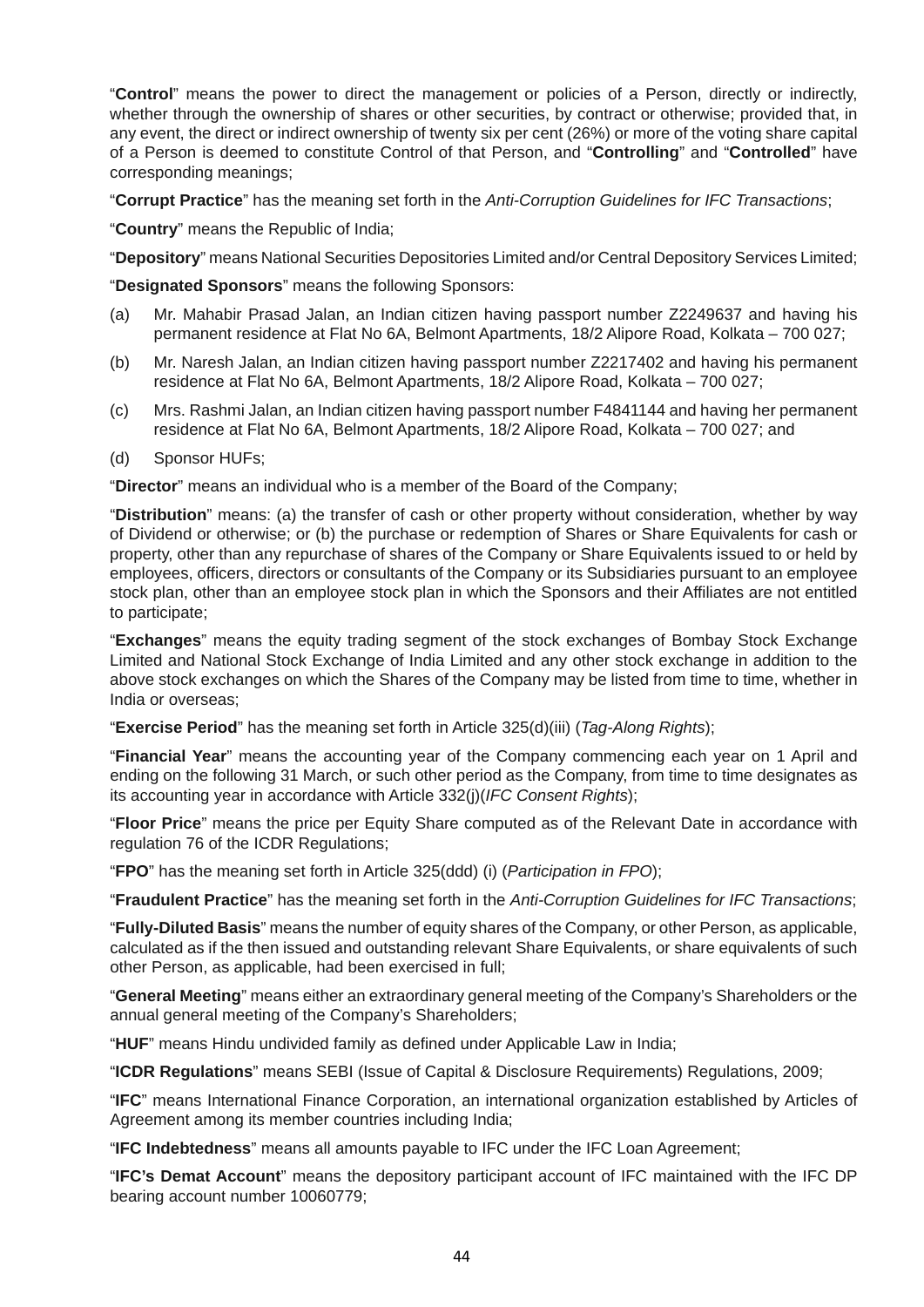"**Control**" means the power to direct the management or policies of a Person, directly or indirectly, whether through the ownership of shares or other securities, by contract or otherwise; provided that, in any event, the direct or indirect ownership of twenty six per cent (26%) or more of the voting share capital of a Person is deemed to constitute Control of that Person, and "**Controlling**" and "**Controlled**" have corresponding meanings;

"**Corrupt Practice**" has the meaning set forth in the *Anti-Corruption Guidelines for IFC Transactions*;

"**Country**" means the Republic of India;

"**Depository**" means National Securities Depositories Limited and/or Central Depository Services Limited;

"**Designated Sponsors**" means the following Sponsors:

(a) Mr. Mahabir Prasad Jalan, an Indian citizen having passport number Z2249637 and having his permanent residence at Flat No 6A, Belmont Apartments, 18/2 Alipore Road, Kolkata – 700 027;

(b) Mr. Naresh Jalan, an Indian citizen having passport number Z2217402 and having his permanent residence at Flat No 6A, Belmont Apartments, 18/2 Alipore Road, Kolkata – 700 027;

(c) Mrs. Rashmi Jalan, an Indian citizen having passport number F4841144 and having her permanent residence at Flat No 6A, Belmont Apartments, 18/2 Alipore Road, Kolkata – 700 027; and

(d) Sponsor HUFs;

"**Director**" means an individual who is a member of the Board of the Company;

"**Distribution**" means: (a) the transfer of cash or other property without consideration, whether by way of Dividend or otherwise; or (b) the purchase or redemption of Shares or Share Equivalents for cash or property, other than any repurchase of shares of the Company or Share Equivalents issued to or held by employees, officers, directors or consultants of the Company or its Subsidiaries pursuant to an employee stock plan, other than an employee stock plan in which the Sponsors and their Affiliates are not entitled to participate;

"**Exchanges**" means the equity trading segment of the stock exchanges of Bombay Stock Exchange Limited and National Stock Exchange of India Limited and any other stock exchange in addition to the above stock exchanges on which the Shares of the Company may be listed from time to time, whether in India or overseas;

"**Exercise Period**" has the meaning set forth in Article 325(d)(iii) (*Tag-Along Rights*);

"**Financial Year**" means the accounting year of the Company commencing each year on 1 April and ending on the following 31 March, or such other period as the Company, from time to time designates as its accounting year in accordance with Article 332(j)(*IFC Consent Rights*);

"**Floor Price**" means the price per Equity Share computed as of the Relevant Date in accordance with regulation 76 of the ICDR Regulations;

"**FPO**" has the meaning set forth in Article 325(ddd) (i) (*Participation in FPO*);

"**Fraudulent Practice**" has the meaning set forth in the *Anti-Corruption Guidelines for IFC Transactions*;

"**Fully-Diluted Basis**" means the number of equity shares of the Company, or other Person, as applicable, calculated as if the then issued and outstanding relevant Share Equivalents, or share equivalents of such other Person, as applicable, had been exercised in full;

"**General Meeting**" means either an extraordinary general meeting of the Company's Shareholders or the annual general meeting of the Company's Shareholders;

"**HUF**" means Hindu undivided family as defined under Applicable Law in India;

"**ICDR Regulations**" means SEBI (Issue of Capital & Disclosure Requirements) Regulations, 2009;

"**IFC**" means International Finance Corporation, an international organization established by Articles of Agreement among its member countries including India;

"**IFC Indebtedness**" means all amounts payable to IFC under the IFC Loan Agreement;

"**IFC's Demat Account**" means the depository participant account of IFC maintained with the IFC DP bearing account number 10060779;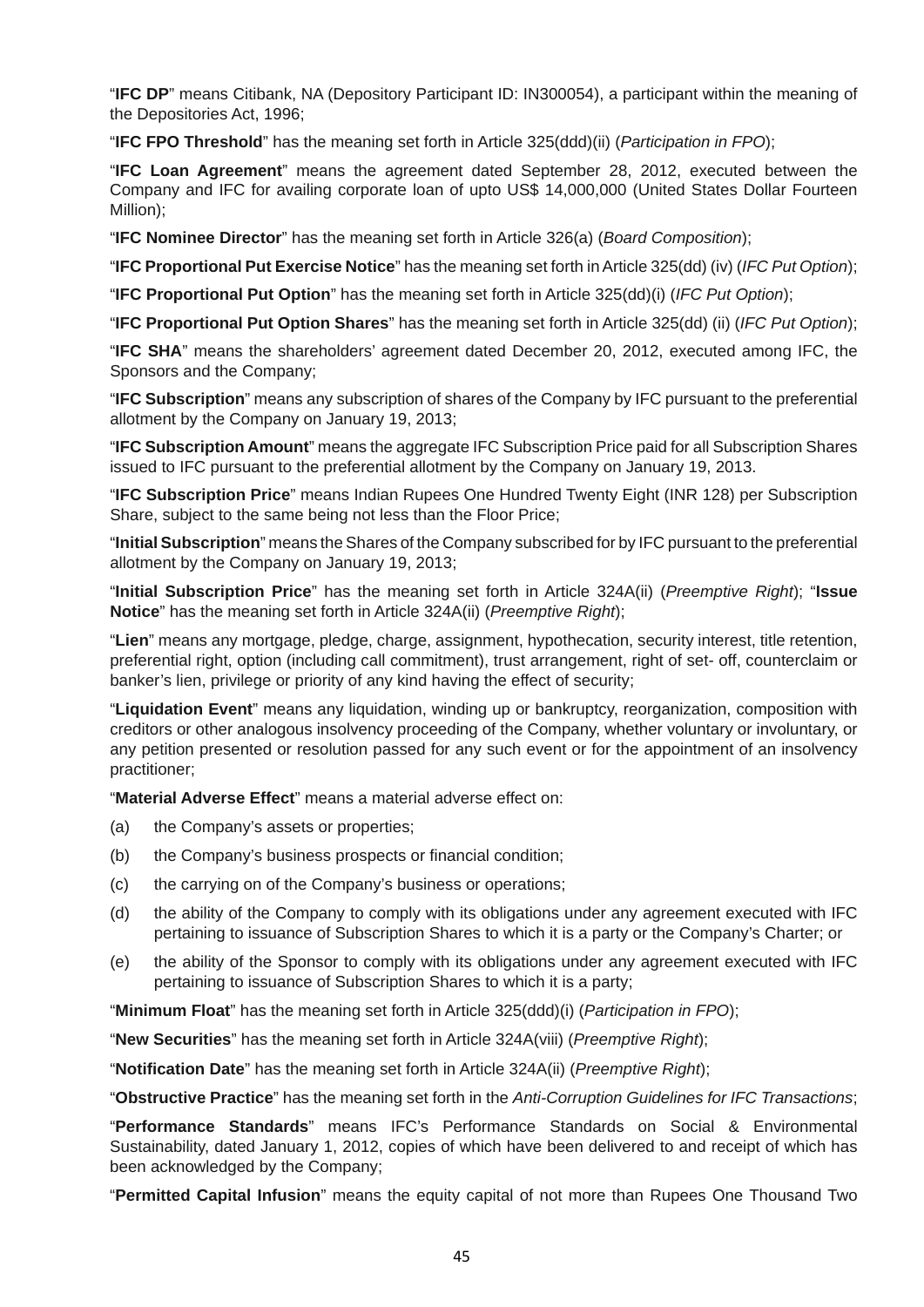"**IFC DP**" means Citibank, NA (Depository Participant ID: IN300054), a participant within the meaning of the Depositories Act, 1996;

"**IFC FPO Threshold**" has the meaning set forth in Article 325(ddd)(ii) (*Participation in FPO*);

"**IFC Loan Agreement**" means the agreement dated September 28, 2012, executed between the Company and IFC for availing corporate loan of upto US$ 14,000,000 (United States Dollar Fourteen Million);

"**IFC Nominee Director**" has the meaning set forth in Article 326(a) (*Board Composition*);

"**IFC Proportional Put Exercise Notice**" has the meaning set forth in Article 325(dd) (iv) (*IFC Put Option*);

"**IFC Proportional Put Option**" has the meaning set forth in Article 325(dd)(i) (*IFC Put Option*);

"**IFC Proportional Put Option Shares**" has the meaning set forth in Article 325(dd) (ii) (*IFC Put Option*);

"**IFC SHA**" means the shareholders' agreement dated December 20, 2012, executed among IFC, the Sponsors and the Company;

"**IFC Subscription**" means any subscription of shares of the Company by IFC pursuant to the preferential allotment by the Company on January 19, 2013;

"**IFC Subscription Amount**" means the aggregate IFC Subscription Price paid for all Subscription Shares issued to IFC pursuant to the preferential allotment by the Company on January 19, 2013.

"**IFC Subscription Price**" means Indian Rupees One Hundred Twenty Eight (INR 128) per Subscription Share, subject to the same being not less than the Floor Price;

"**Initial Subscription**" means the Shares of the Company subscribed for by IFC pursuant to the preferential allotment by the Company on January 19, 2013;

"**Initial Subscription Price**" has the meaning set forth in Article 324A(ii) (*Preemptive Right*); "**Issue Notice**" has the meaning set forth in Article 324A(ii) (*Preemptive Right*);

"**Lien**" means any mortgage, pledge, charge, assignment, hypothecation, security interest, title retention, preferential right, option (including call commitment), trust arrangement, right of set- off, counterclaim or banker's lien, privilege or priority of any kind having the effect of security;

"**Liquidation Event**" means any liquidation, winding up or bankruptcy, reorganization, composition with creditors or other analogous insolvency proceeding of the Company, whether voluntary or involuntary, or any petition presented or resolution passed for any such event or for the appointment of an insolvency practitioner;

"**Material Adverse Effect**" means a material adverse effect on:

(a) the Company's assets or properties;

(b) the Company's business prospects or financial condition;

(c) the carrying on of the Company's business or operations;

(d) the ability of the Company to comply with its obligations under any agreement executed with IFC pertaining to issuance of Subscription Shares to which it is a party or the Company's Charter; or

(e) the ability of the Sponsor to comply with its obligations under any agreement executed with IFC pertaining to issuance of Subscription Shares to which it is a party;

"**Minimum Float**" has the meaning set forth in Article 325(ddd)(i) (*Participation in FPO*);

"**New Securities**" has the meaning set forth in Article 324A(viii) (*Preemptive Right*);

"**Notification Date**" has the meaning set forth in Article 324A(ii) (*Preemptive Right*);

"**Obstructive Practice**" has the meaning set forth in the *Anti-Corruption Guidelines for IFC Transactions*;

"**Performance Standards**" means IFC's Performance Standards on Social & Environmental Sustainability, dated January 1, 2012, copies of which have been delivered to and receipt of which has been acknowledged by the Company;

"**Permitted Capital Infusion**" means the equity capital of not more than Rupees One Thousand Two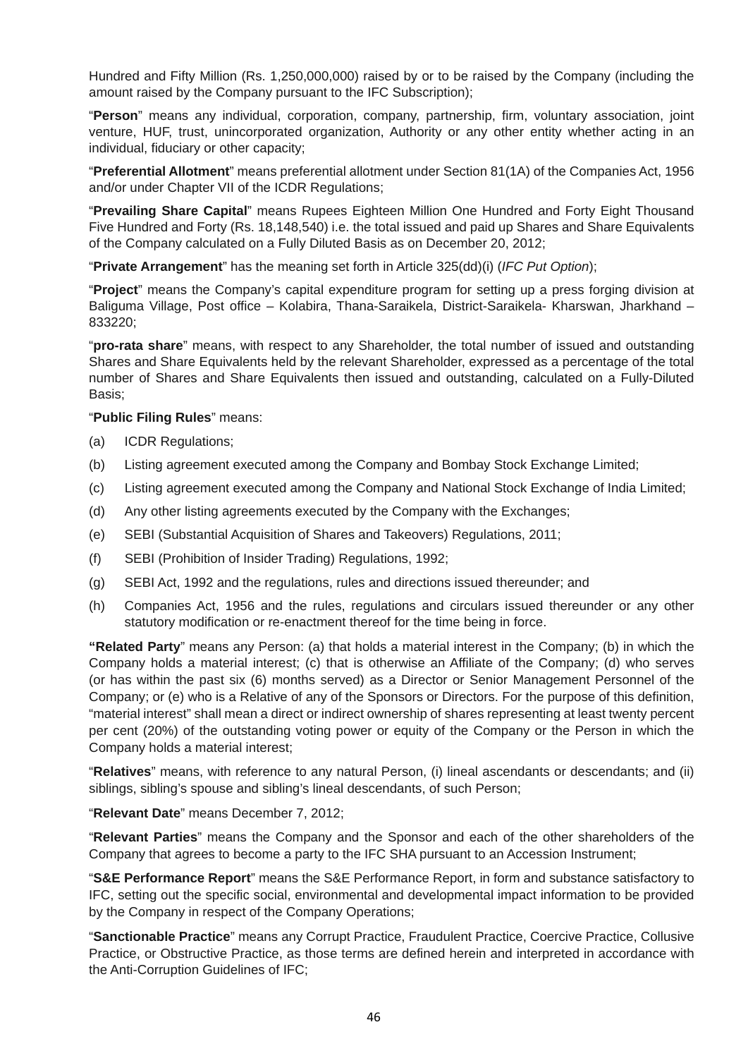Hundred and Fifty Million (Rs. 1,250,000,000) raised by or to be raised by the Company (including the amount raised by the Company pursuant to the IFC Subscription);

"**Person**" means any individual, corporation, company, partnership, firm, voluntary association, joint venture, HUF, trust, unincorporated organization, Authority or any other entity whether acting in an individual, fiduciary or other capacity;

"**Preferential Allotment**" means preferential allotment under Section 81(1A) of the Companies Act, 1956 and/or under Chapter VII of the ICDR Regulations;

"**Prevailing Share Capital**" means Rupees Eighteen Million One Hundred and Forty Eight Thousand Five Hundred and Forty (Rs. 18,148,540) i.e. the total issued and paid up Shares and Share Equivalents of the Company calculated on a Fully Diluted Basis as on December 20, 2012;

"**Private Arrangement**" has the meaning set forth in Article 325(dd)(i) (*IFC Put Option*);

"**Project**" means the Company's capital expenditure program for setting up a press forging division at Baliguma Village, Post office – Kolabira, Thana-Saraikela, District-Saraikela- Kharswan, Jharkhand – 833220;

"**pro-rata share**" means, with respect to any Shareholder, the total number of issued and outstanding Shares and Share Equivalents held by the relevant Shareholder, expressed as a percentage of the total number of Shares and Share Equivalents then issued and outstanding, calculated on a Fully-Diluted Basis;

"**Public Filing Rules**" means:

(a) ICDR Regulations;

(b) Listing agreement executed among the Company and Bombay Stock Exchange Limited;

(c) Listing agreement executed among the Company and National Stock Exchange of India Limited;

(d) Any other listing agreements executed by the Company with the Exchanges;

(e) SEBI (Substantial Acquisition of Shares and Takeovers) Regulations, 2011;

(f) SEBI (Prohibition of Insider Trading) Regulations, 1992;

(g) SEBI Act, 1992 and the regulations, rules and directions issued thereunder; and

(h) Companies Act, 1956 and the rules, regulations and circulars issued thereunder or any other statutory modification or re-enactment thereof for the time being in force.

"**Related Party**" means any Person: (a) that holds a material interest in the Company; (b) in which the Company holds a material interest; (c) that is otherwise an Affiliate of the Company; (d) who serves (or has within the past six (6) months served) as a Director or Senior Management Personnel of the Company; or (e) who is a Relative of any of the Sponsors or Directors. For the purpose of this definition, "material interest" shall mean a direct or indirect ownership of shares representing at least twenty percent per cent (20%) of the outstanding voting power or equity of the Company or the Person in which the Company holds a material interest;

"**Relatives**" means, with reference to any natural Person, (i) lineal ascendants or descendants; and (ii) siblings, sibling's spouse and sibling's lineal descendants, of such Person;

"**Relevant Date**" means December 7, 2012;

"**Relevant Parties**" means the Company and the Sponsor and each of the other shareholders of the Company that agrees to become a party to the IFC SHA pursuant to an Accession Instrument;

"**S&E Performance Report**" means the S&E Performance Report, in form and substance satisfactory to IFC, setting out the specific social, environmental and developmental impact information to be provided by the Company in respect of the Company Operations;

"**Sanctionable Practice**" means any Corrupt Practice, Fraudulent Practice, Coercive Practice, Collusive Practice, or Obstructive Practice, as those terms are defined herein and interpreted in accordance with the Anti-Corruption Guidelines of IFC;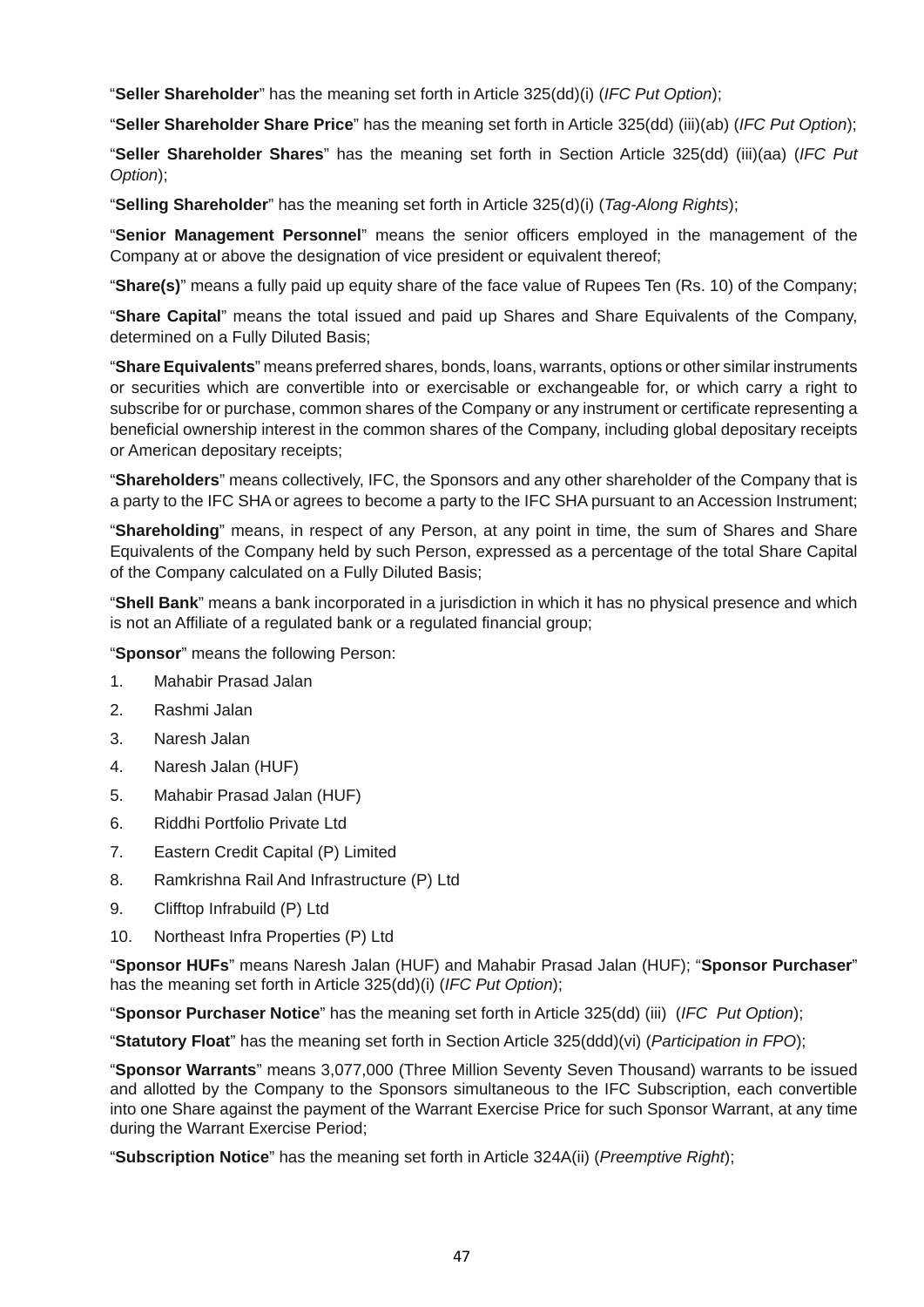"**Seller Shareholder**" has the meaning set forth in Article 325(dd)(i) (*IFC Put Option*);

"**Seller Shareholder Share Price**" has the meaning set forth in Article 325(dd) (iii)(ab) (*IFC Put Option*);

"**Seller Shareholder Shares**" has the meaning set forth in Section Article 325(dd) (iii)(aa) (*IFC Put Option*);

"**Selling Shareholder**" has the meaning set forth in Article 325(d)(i) (*Tag-Along Rights*);

"**Senior Management Personnel**" means the senior officers employed in the management of the Company at or above the designation of vice president or equivalent thereof;

"**Share(s)**" means a fully paid up equity share of the face value of Rupees Ten (Rs. 10) of the Company;

"**Share Capital**" means the total issued and paid up Shares and Share Equivalents of the Company, determined on a Fully Diluted Basis;

"**Share Equivalents**" means preferred shares, bonds, loans, warrants, options or other similar instruments or securities which are convertible into or exercisable or exchangeable for, or which carry a right to subscribe for or purchase, common shares of the Company or any instrument or certificate representing a beneficial ownership interest in the common shares of the Company, including global depositary receipts or American depositary receipts;

"**Shareholders**" means collectively, IFC, the Sponsors and any other shareholder of the Company that is a party to the IFC SHA or agrees to become a party to the IFC SHA pursuant to an Accession Instrument;

"**Shareholding**" means, in respect of any Person, at any point in time, the sum of Shares and Share Equivalents of the Company held by such Person, expressed as a percentage of the total Share Capital of the Company calculated on a Fully Diluted Basis;

"**Shell Bank**" means a bank incorporated in a jurisdiction in which it has no physical presence and which is not an Affiliate of a regulated bank or a regulated financial group;

"**Sponsor**" means the following Person:

1. Mahabir Prasad Jalan
2. Rashmi Jalan
3. Naresh Jalan
4. Naresh Jalan (HUF)
5. Mahabir Prasad Jalan (HUF)
6. Riddhi Portfolio Private Ltd
7. Eastern Credit Capital (P) Limited
8. Ramkrishna Rail And Infrastructure (P) Ltd
9. Clifftop Infrabuild (P) Ltd
10. Northeast Infra Properties (P) Ltd

"**Sponsor HUFs**" means Naresh Jalan (HUF) and Mahabir Prasad Jalan (HUF); "**Sponsor Purchaser**" has the meaning set forth in Article 325(dd)(i) (*IFC Put Option*);

"**Sponsor Purchaser Notice**" has the meaning set forth in Article 325(dd) (iii) (*IFC Put Option*);

"**Statutory Float**" has the meaning set forth in Section Article 325(ddd)(vi) (*Participation in FPO*);

"**Sponsor Warrants**" means 3,077,000 (Three Million Seventy Seven Thousand) warrants to be issued and allotted by the Company to the Sponsors simultaneous to the IFC Subscription, each convertible into one Share against the payment of the Warrant Exercise Price for such Sponsor Warrant, at any time during the Warrant Exercise Period;

"**Subscription Notice**" has the meaning set forth in Article 324A(ii) (*Preemptive Right*);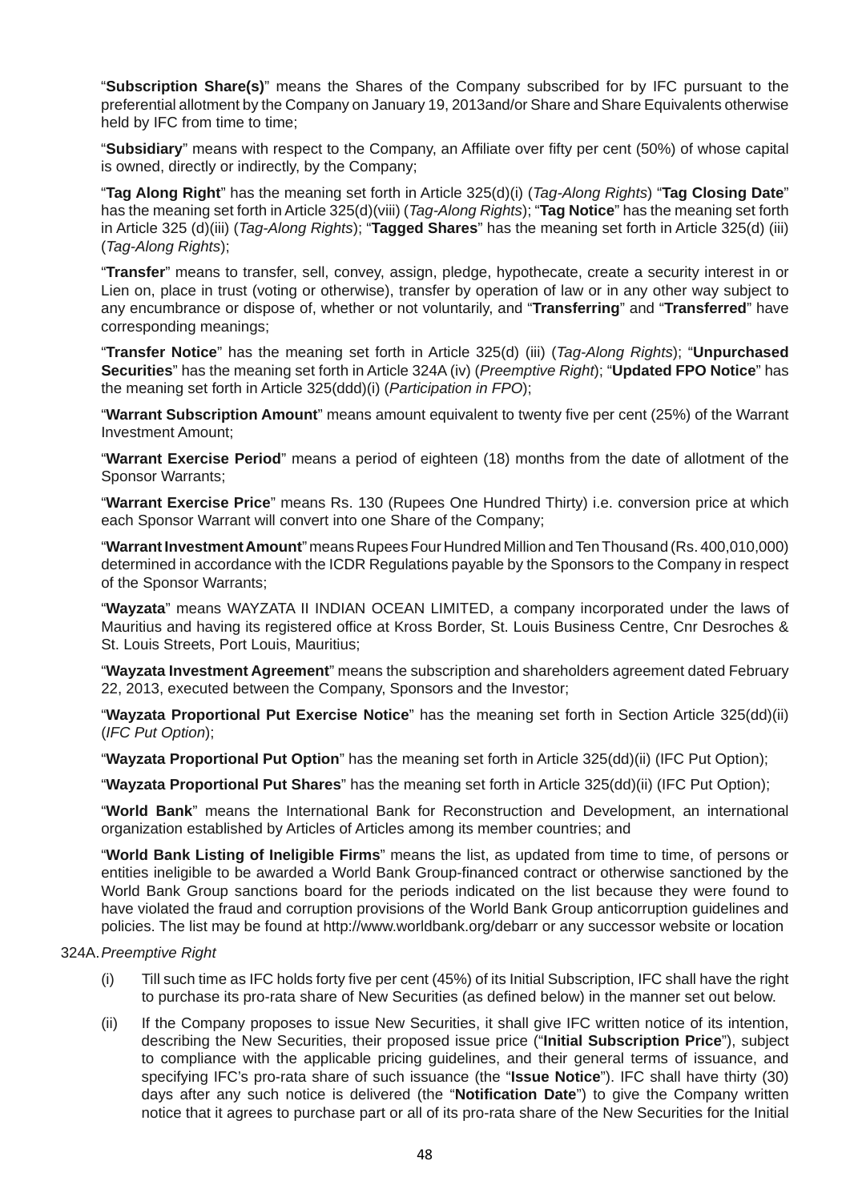"**Subscription Share(s)**" means the Shares of the Company subscribed for by IFC pursuant to the preferential allotment by the Company on January 19, 2013and/or Share and Share Equivalents otherwise held by IFC from time to time;

"**Subsidiary**" means with respect to the Company, an Affiliate over fifty per cent (50%) of whose capital is owned, directly or indirectly, by the Company;

"**Tag Along Right**" has the meaning set forth in Article 325(d)(i) (*Tag-Along Rights*) "**Tag Closing Date**" has the meaning set forth in Article 325(d)(viii) (*Tag-Along Rights*); "**Tag Notice**" has the meaning set forth in Article 325 (d)(iii) (*Tag-Along Rights*); "**Tagged Shares**" has the meaning set forth in Article 325(d) (iii) (*Tag-Along Rights*);

"**Transfer**" means to transfer, sell, convey, assign, pledge, hypothecate, create a security interest in or Lien on, place in trust (voting or otherwise), transfer by operation of law or in any other way subject to any encumbrance or dispose of, whether or not voluntarily, and "**Transferring**" and "**Transferred**" have corresponding meanings;

"**Transfer Notice**" has the meaning set forth in Article 325(d) (iii) (*Tag-Along Rights*); "**Unpurchased Securities**" has the meaning set forth in Article 324A (iv) (*Preemptive Right*); "**Updated FPO Notice**" has the meaning set forth in Article 325(ddd)(i) (*Participation in FPO*);

"**Warrant Subscription Amount**" means amount equivalent to twenty five per cent (25%) of the Warrant Investment Amount;

"**Warrant Exercise Period**" means a period of eighteen (18) months from the date of allotment of the Sponsor Warrants;

"**Warrant Exercise Price**" means Rs. 130 (Rupees One Hundred Thirty) i.e. conversion price at which each Sponsor Warrant will convert into one Share of the Company;

"**Warrant Investment Amount**" means Rupees Four Hundred Million and Ten Thousand (Rs. 400,010,000) determined in accordance with the ICDR Regulations payable by the Sponsors to the Company in respect of the Sponsor Warrants;

"**Wayzata**" means WAYZATA II INDIAN OCEAN LIMITED, a company incorporated under the laws of Mauritius and having its registered office at Kross Border, St. Louis Business Centre, Cnr Desroches & St. Louis Streets, Port Louis, Mauritius;

"**Wayzata Investment Agreement**" means the subscription and shareholders agreement dated February 22, 2013, executed between the Company, Sponsors and the Investor;

"**Wayzata Proportional Put Exercise Notice**" has the meaning set forth in Section Article 325(dd)(ii) (*IFC Put Option*);

"**Wayzata Proportional Put Option**" has the meaning set forth in Article 325(dd)(ii) (IFC Put Option);

"**Wayzata Proportional Put Shares**" has the meaning set forth in Article 325(dd)(ii) (IFC Put Option);

"**World Bank**" means the International Bank for Reconstruction and Development, an international organization established by Articles of Articles among its member countries; and

"**World Bank Listing of Ineligible Firms**" means the list, as updated from time to time, of persons or entities ineligible to be awarded a World Bank Group-financed contract or otherwise sanctioned by the World Bank Group sanctions board for the periods indicated on the list because they were found to have violated the fraud and corruption provisions of the World Bank Group anticorruption guidelines and policies. The list may be found at http://www.worldbank.org/debarr or any successor website or location

324A. *Preemptive Right*

(i) Till such time as IFC holds forty five per cent (45%) of its Initial Subscription, IFC shall have the right to purchase its pro-rata share of New Securities (as defined below) in the manner set out below.

(ii) If the Company proposes to issue New Securities, it shall give IFC written notice of its intention, describing the New Securities, their proposed issue price ("**Initial Subscription Price**"), subject to compliance with the applicable pricing guidelines, and their general terms of issuance, and specifying IFC's pro-rata share of such issuance (the "**Issue Notice**"). IFC shall have thirty (30) days after any such notice is delivered (the "**Notification Date**") to give the Company written notice that it agrees to purchase part or all of its pro-rata share of the New Securities for the Initial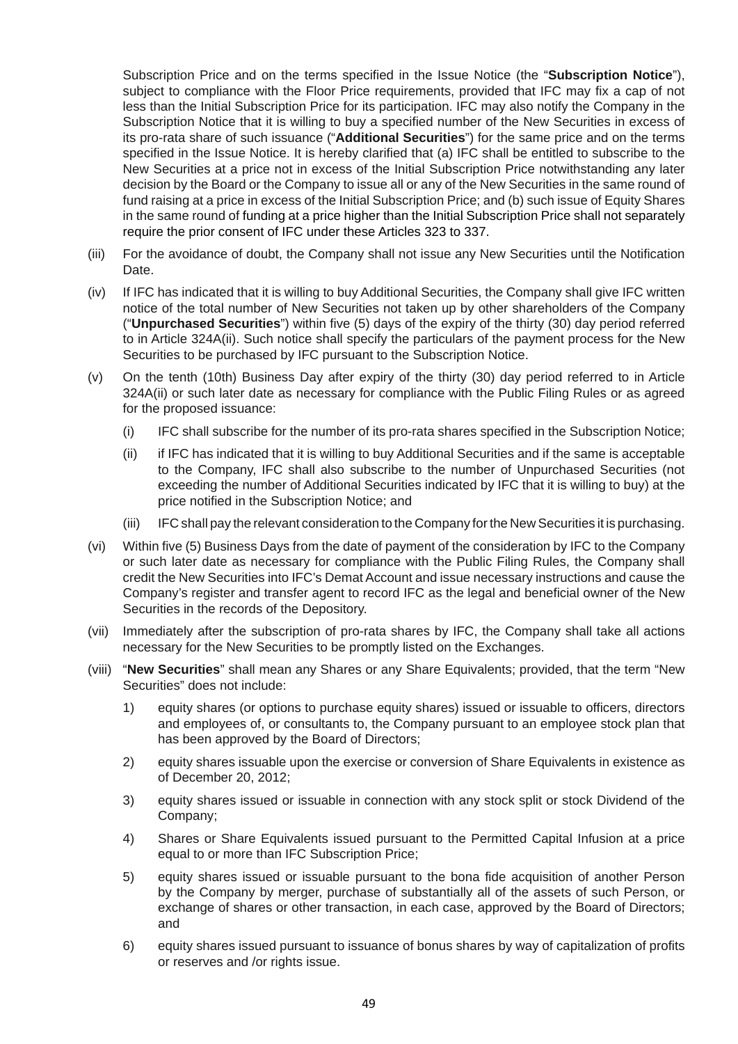Subscription Price and on the terms specified in the Issue Notice (the "**Subscription Notice**"), subject to compliance with the Floor Price requirements, provided that IFC may fix a cap of not less than the Initial Subscription Price for its participation. IFC may also notify the Company in the Subscription Notice that it is willing to buy a specified number of the New Securities in excess of its pro-rata share of such issuance ("**Additional Securities**") for the same price and on the terms specified in the Issue Notice. It is hereby clarified that (a) IFC shall be entitled to subscribe to the New Securities at a price not in excess of the Initial Subscription Price notwithstanding any later decision by the Board or the Company to issue all or any of the New Securities in the same round of fund raising at a price in excess of the Initial Subscription Price; and (b) such issue of Equity Shares in the same round of funding at a price higher than the Initial Subscription Price shall not separately require the prior consent of IFC under these Articles 323 to 337.

(iii) For the avoidance of doubt, the Company shall not issue any New Securities until the Notification Date.

(iv) If IFC has indicated that it is willing to buy Additional Securities, the Company shall give IFC written notice of the total number of New Securities not taken up by other shareholders of the Company ("**Unpurchased Securities**") within five (5) days of the expiry of the thirty (30) day period referred to in Article 324A(ii). Such notice shall specify the particulars of the payment process for the New Securities to be purchased by IFC pursuant to the Subscription Notice.

(v) On the tenth (10th) Business Day after expiry of the thirty (30) day period referred to in Article 324A(ii) or such later date as necessary for compliance with the Public Filing Rules or as agreed for the proposed issuance:

 (i) IFC shall subscribe for the number of its pro-rata shares specified in the Subscription Notice;

 (ii) if IFC has indicated that it is willing to buy Additional Securities and if the same is acceptable to the Company, IFC shall also subscribe to the number of Unpurchased Securities (not exceeding the number of Additional Securities indicated by IFC that it is willing to buy) at the price notified in the Subscription Notice; and

 (iii) IFC shall pay the relevant consideration to the Company for the New Securities it is purchasing.

(vi) Within five (5) Business Days from the date of payment of the consideration by IFC to the Company or such later date as necessary for compliance with the Public Filing Rules, the Company shall credit the New Securities into IFC's Demat Account and issue necessary instructions and cause the Company's register and transfer agent to record IFC as the legal and beneficial owner of the New Securities in the records of the Depository.

(vii) Immediately after the subscription of pro-rata shares by IFC, the Company shall take all actions necessary for the New Securities to be promptly listed on the Exchanges.

(viii) "**New Securities**" shall mean any Shares or any Share Equivalents; provided, that the term "New Securities" does not include:

 1) equity shares (or options to purchase equity shares) issued or issuable to officers, directors and employees of, or consultants to, the Company pursuant to an employee stock plan that has been approved by the Board of Directors;

 2) equity shares issuable upon the exercise or conversion of Share Equivalents in existence as of December 20, 2012;

 3) equity shares issued or issuable in connection with any stock split or stock Dividend of the Company;

 4) Shares or Share Equivalents issued pursuant to the Permitted Capital Infusion at a price equal to or more than IFC Subscription Price;

 5) equity shares issued or issuable pursuant to the bona fide acquisition of another Person by the Company by merger, purchase of substantially all of the assets of such Person, or exchange of shares or other transaction, in each case, approved by the Board of Directors; and

 6) equity shares issued pursuant to issuance of bonus shares by way of capitalization of profits or reserves and /or rights issue.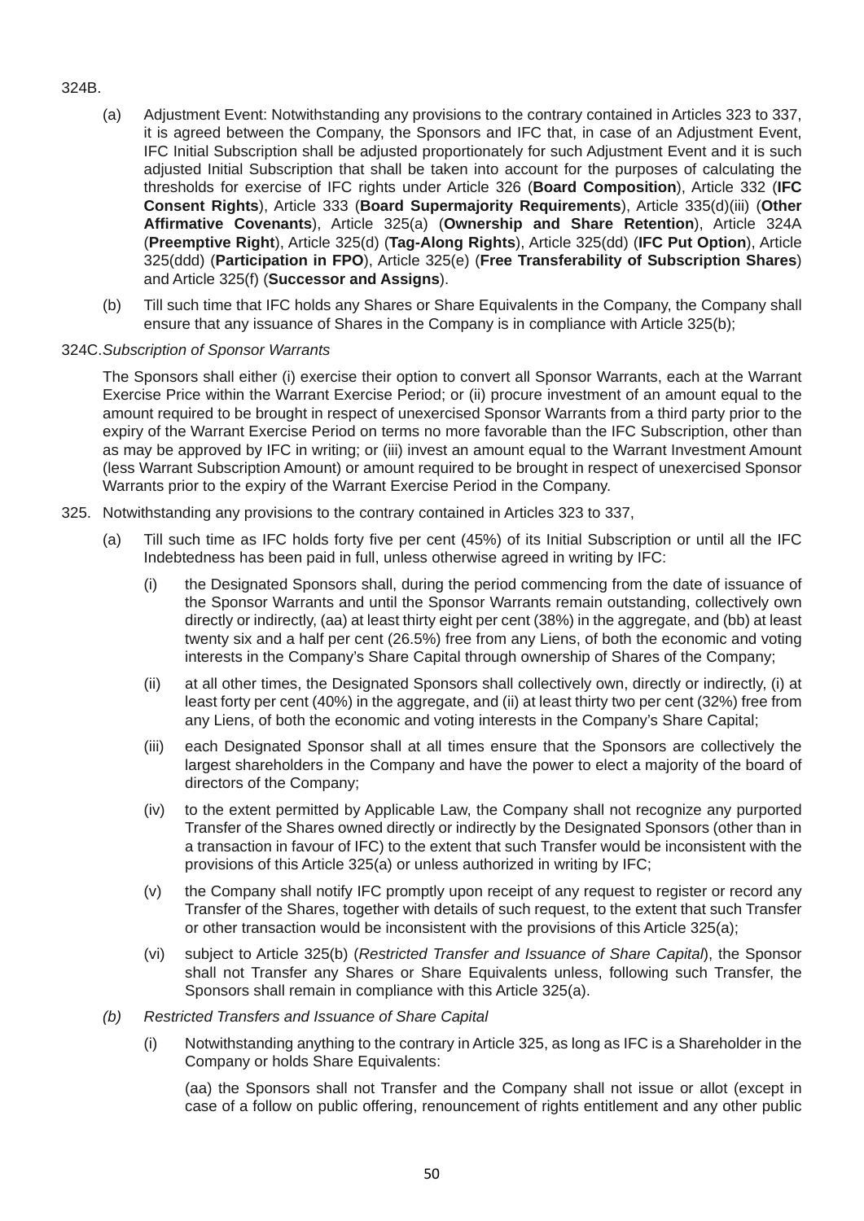324B.

(a) Adjustment Event: Notwithstanding any provisions to the contrary contained in Articles 323 to 337, it is agreed between the Company, the Sponsors and IFC that, in case of an Adjustment Event, IFC Initial Subscription shall be adjusted proportionately for such Adjustment Event and it is such adjusted Initial Subscription that shall be taken into account for the purposes of calculating the thresholds for exercise of IFC rights under Article 326 (**Board Composition**), Article 332 (**IFC Consent Rights**), Article 333 (**Board Supermajority Requirements**), Article 335(d)(iii) (**Other Affirmative Covenants**), Article 325(a) (**Ownership and Share Retention**), Article 324A (**Preemptive Right**), Article 325(d) (**Tag-Along Rights**), Article 325(dd) (**IFC Put Option**), Article 325(ddd) (**Participation in FPO**), Article 325(e) (**Free Transferability of Subscription Shares**) and Article 325(f) (**Successor and Assigns**).

(b) Till such time that IFC holds any Shares or Share Equivalents in the Company, the Company shall ensure that any issuance of Shares in the Company is in compliance with Article 325(b);

324C. *Subscription of Sponsor Warrants*

The Sponsors shall either (i) exercise their option to convert all Sponsor Warrants, each at the Warrant Exercise Price within the Warrant Exercise Period; or (ii) procure investment of an amount equal to the amount required to be brought in respect of unexercised Sponsor Warrants from a third party prior to the expiry of the Warrant Exercise Period on terms no more favorable than the IFC Subscription, other than as may be approved by IFC in writing; or (iii) invest an amount equal to the Warrant Investment Amount (less Warrant Subscription Amount) or amount required to be brought in respect of unexercised Sponsor Warrants prior to the expiry of the Warrant Exercise Period in the Company.

325. Notwithstanding any provisions to the contrary contained in Articles 323 to 337,

(a) Till such time as IFC holds forty five per cent (45%) of its Initial Subscription or until all the IFC Indebtedness has been paid in full, unless otherwise agreed in writing by IFC:

(i) the Designated Sponsors shall, during the period commencing from the date of issuance of the Sponsor Warrants and until the Sponsor Warrants remain outstanding, collectively own directly or indirectly, (aa) at least thirty eight per cent (38%) in the aggregate, and (bb) at least twenty six and a half per cent (26.5%) free from any Liens, of both the economic and voting interests in the Company's Share Capital through ownership of Shares of the Company;

(ii) at all other times, the Designated Sponsors shall collectively own, directly or indirectly, (i) at least forty per cent (40%) in the aggregate, and (ii) at least thirty two per cent (32%) free from any Liens, of both the economic and voting interests in the Company's Share Capital;

(iii) each Designated Sponsor shall at all times ensure that the Sponsors are collectively the largest shareholders in the Company and have the power to elect a majority of the board of directors of the Company;

(iv) to the extent permitted by Applicable Law, the Company shall not recognize any purported Transfer of the Shares owned directly or indirectly by the Designated Sponsors (other than in a transaction in favour of IFC) to the extent that such Transfer would be inconsistent with the provisions of this Article 325(a) or unless authorized in writing by IFC;

(v) the Company shall notify IFC promptly upon receipt of any request to register or record any Transfer of the Shares, together with details of such request, to the extent that such Transfer or other transaction would be inconsistent with the provisions of this Article 325(a);

(vi) subject to Article 325(b) (*Restricted Transfer and Issuance of Share Capital*), the Sponsor shall not Transfer any Shares or Share Equivalents unless, following such Transfer, the Sponsors shall remain in compliance with this Article 325(a).

*(b) Restricted Transfers and Issuance of Share Capital*

(i) Notwithstanding anything to the contrary in Article 325, as long as IFC is a Shareholder in the Company or holds Share Equivalents:

(aa) the Sponsors shall not Transfer and the Company shall not issue or allot (except in case of a follow on public offering, renouncement of rights entitlement and any other public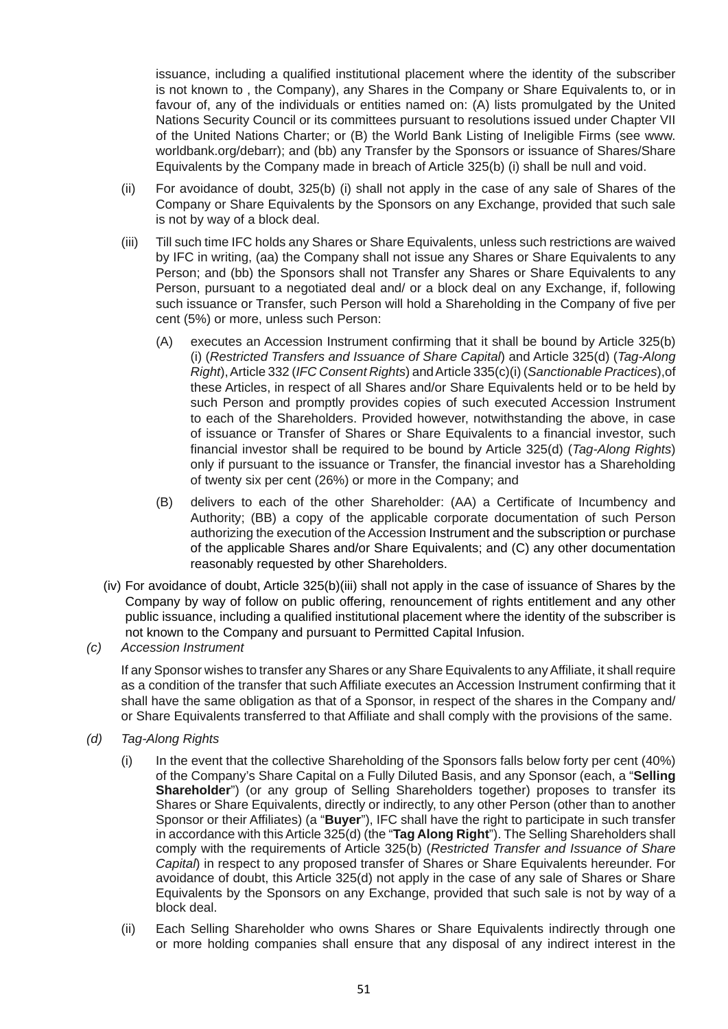issuance, including a qualified institutional placement where the identity of the subscriber is not known to , the Company), any Shares in the Company or Share Equivalents to, or in favour of, any of the individuals or entities named on: (A) lists promulgated by the United Nations Security Council or its committees pursuant to resolutions issued under Chapter VII of the United Nations Charter; or (B) the World Bank Listing of Ineligible Firms (see www.worldbank.org/debarr); and (bb) any Transfer by the Sponsors or issuance of Shares/Share Equivalents by the Company made in breach of Article 325(b) (i) shall be null and void.

(ii) For avoidance of doubt, 325(b) (i) shall not apply in the case of any sale of Shares of the Company or Share Equivalents by the Sponsors on any Exchange, provided that such sale is not by way of a block deal.

(iii) Till such time IFC holds any Shares or Share Equivalents, unless such restrictions are waived by IFC in writing, (aa) the Company shall not issue any Shares or Share Equivalents to any Person; and (bb) the Sponsors shall not Transfer any Shares or Share Equivalents to any Person, pursuant to a negotiated deal and/ or a block deal on any Exchange, if, following such issuance or Transfer, such Person will hold a Shareholding in the Company of five per cent (5%) or more, unless such Person:

(A) executes an Accession Instrument confirming that it shall be bound by Article 325(b) (i) (*Restricted Transfers and Issuance of Share Capital*) and Article 325(d) (*Tag-Along Right*), Article 332 (*IFC Consent Rights*) and Article 335(c)(i) (*Sanctionable Practices*),of these Articles, in respect of all Shares and/or Share Equivalents held or to be held by such Person and promptly provides copies of such executed Accession Instrument to each of the Shareholders. Provided however, notwithstanding the above, in case of issuance or Transfer of Shares or Share Equivalents to a financial investor, such financial investor shall be required to be bound by Article 325(d) (*Tag-Along Rights*) only if pursuant to the issuance or Transfer, the financial investor has a Shareholding of twenty six per cent (26%) or more in the Company; and

(B) delivers to each of the other Shareholder: (AA) a Certificate of Incumbency and Authority; (BB) a copy of the applicable corporate documentation of such Person authorizing the execution of the Accession Instrument and the subscription or purchase of the applicable Shares and/or Share Equivalents; and (C) any other documentation reasonably requested by other Shareholders.

(iv) For avoidance of doubt, Article 325(b)(iii) shall not apply in the case of issuance of Shares by the Company by way of follow on public offering, renouncement of rights entitlement and any other public issuance, including a qualified institutional placement where the identity of the subscriber is not known to the Company and pursuant to Permitted Capital Infusion.

*(c) Accession Instrument*

If any Sponsor wishes to transfer any Shares or any Share Equivalents to any Affiliate, it shall require as a condition of the transfer that such Affiliate executes an Accession Instrument confirming that it shall have the same obligation as that of a Sponsor, in respect of the shares in the Company and/ or Share Equivalents transferred to that Affiliate and shall comply with the provisions of the same.

*(d) Tag-Along Rights*

(i) In the event that the collective Shareholding of the Sponsors falls below forty per cent (40%) of the Company's Share Capital on a Fully Diluted Basis, and any Sponsor (each, a "**Selling Shareholder**") (or any group of Selling Shareholders together) proposes to transfer its Shares or Share Equivalents, directly or indirectly, to any other Person (other than to another Sponsor or their Affiliates) (a "**Buyer**"), IFC shall have the right to participate in such transfer in accordance with this Article 325(d) (the "**Tag Along Right**"). The Selling Shareholders shall comply with the requirements of Article 325(b) (*Restricted Transfer and Issuance of Share Capital*) in respect to any proposed transfer of Shares or Share Equivalents hereunder. For avoidance of doubt, this Article 325(d) not apply in the case of any sale of Shares or Share Equivalents by the Sponsors on any Exchange, provided that such sale is not by way of a block deal.

(ii) Each Selling Shareholder who owns Shares or Share Equivalents indirectly through one or more holding companies shall ensure that any disposal of any indirect interest in the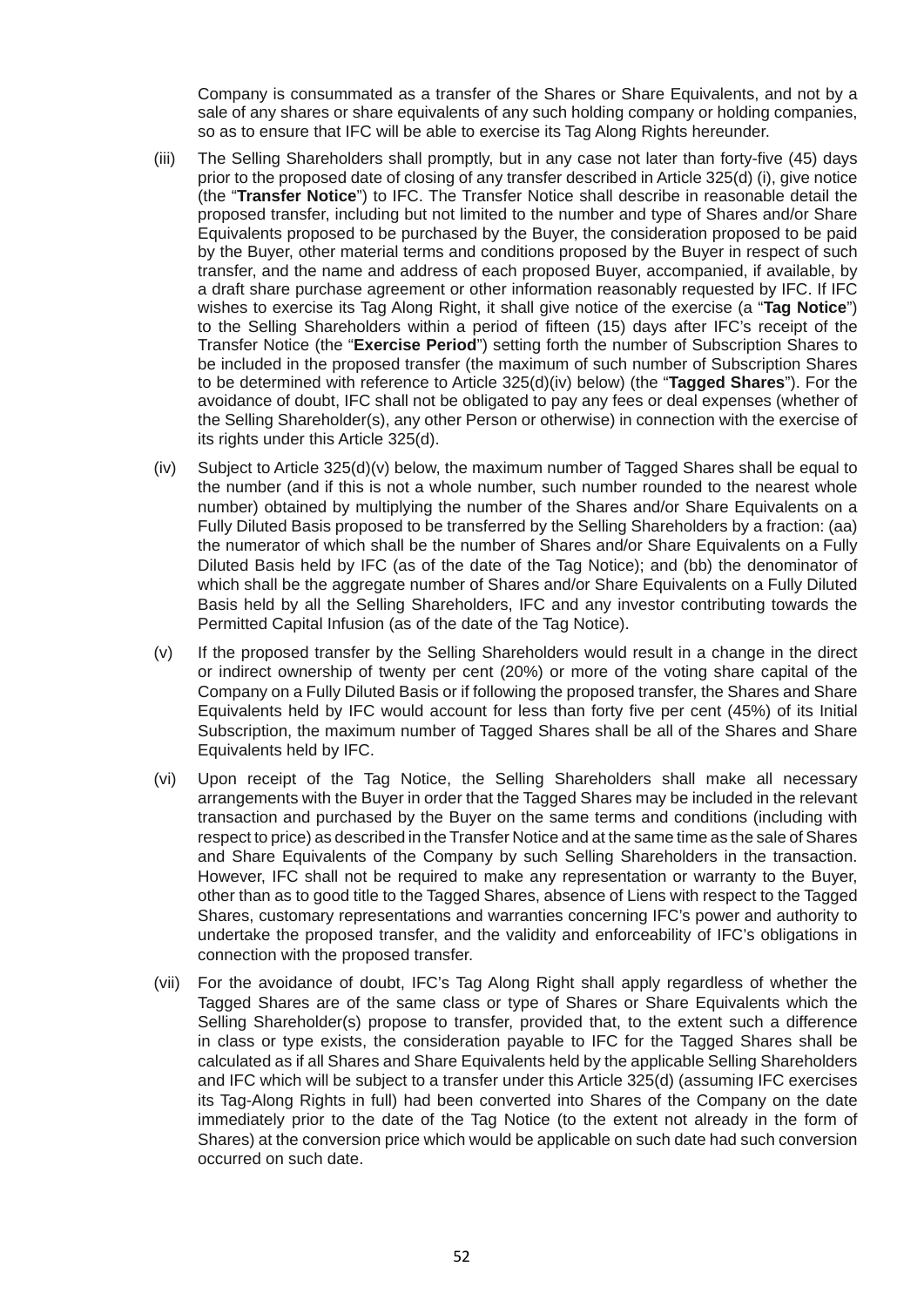Company is consummated as a transfer of the Shares or Share Equivalents, and not by a sale of any shares or share equivalents of any such holding company or holding companies, so as to ensure that IFC will be able to exercise its Tag Along Rights hereunder.

(iii) The Selling Shareholders shall promptly, but in any case not later than forty-five (45) days prior to the proposed date of closing of any transfer described in Article 325(d) (i), give notice (the "**Transfer Notice**") to IFC. The Transfer Notice shall describe in reasonable detail the proposed transfer, including but not limited to the number and type of Shares and/or Share Equivalents proposed to be purchased by the Buyer, the consideration proposed to be paid by the Buyer, other material terms and conditions proposed by the Buyer in respect of such transfer, and the name and address of each proposed Buyer, accompanied, if available, by a draft share purchase agreement or other information reasonably requested by IFC. If IFC wishes to exercise its Tag Along Right, it shall give notice of the exercise (a "**Tag Notice**") to the Selling Shareholders within a period of fifteen (15) days after IFC's receipt of the Transfer Notice (the "**Exercise Period**") setting forth the number of Subscription Shares to be included in the proposed transfer (the maximum of such number of Subscription Shares to be determined with reference to Article 325(d)(iv) below) (the "**Tagged Shares**"). For the avoidance of doubt, IFC shall not be obligated to pay any fees or deal expenses (whether of the Selling Shareholder(s), any other Person or otherwise) in connection with the exercise of its rights under this Article 325(d).

(iv) Subject to Article 325(d)(v) below, the maximum number of Tagged Shares shall be equal to the number (and if this is not a whole number, such number rounded to the nearest whole number) obtained by multiplying the number of the Shares and/or Share Equivalents on a Fully Diluted Basis proposed to be transferred by the Selling Shareholders by a fraction: (aa) the numerator of which shall be the number of Shares and/or Share Equivalents on a Fully Diluted Basis held by IFC (as of the date of the Tag Notice); and (bb) the denominator of which shall be the aggregate number of Shares and/or Share Equivalents on a Fully Diluted Basis held by all the Selling Shareholders, IFC and any investor contributing towards the Permitted Capital Infusion (as of the date of the Tag Notice).

(v) If the proposed transfer by the Selling Shareholders would result in a change in the direct or indirect ownership of twenty per cent (20%) or more of the voting share capital of the Company on a Fully Diluted Basis or if following the proposed transfer, the Shares and Share Equivalents held by IFC would account for less than forty five per cent (45%) of its Initial Subscription, the maximum number of Tagged Shares shall be all of the Shares and Share Equivalents held by IFC.

(vi) Upon receipt of the Tag Notice, the Selling Shareholders shall make all necessary arrangements with the Buyer in order that the Tagged Shares may be included in the relevant transaction and purchased by the Buyer on the same terms and conditions (including with respect to price) as described in the Transfer Notice and at the same time as the sale of Shares and Share Equivalents of the Company by such Selling Shareholders in the transaction. However, IFC shall not be required to make any representation or warranty to the Buyer, other than as to good title to the Tagged Shares, absence of Liens with respect to the Tagged Shares, customary representations and warranties concerning IFC's power and authority to undertake the proposed transfer, and the validity and enforceability of IFC's obligations in connection with the proposed transfer.

(vii) For the avoidance of doubt, IFC's Tag Along Right shall apply regardless of whether the Tagged Shares are of the same class or type of Shares or Share Equivalents which the Selling Shareholder(s) propose to transfer, provided that, to the extent such a difference in class or type exists, the consideration payable to IFC for the Tagged Shares shall be calculated as if all Shares and Share Equivalents held by the applicable Selling Shareholders and IFC which will be subject to a transfer under this Article 325(d) (assuming IFC exercises its Tag-Along Rights in full) had been converted into Shares of the Company on the date immediately prior to the date of the Tag Notice (to the extent not already in the form of Shares) at the conversion price which would be applicable on such date had such conversion occurred on such date.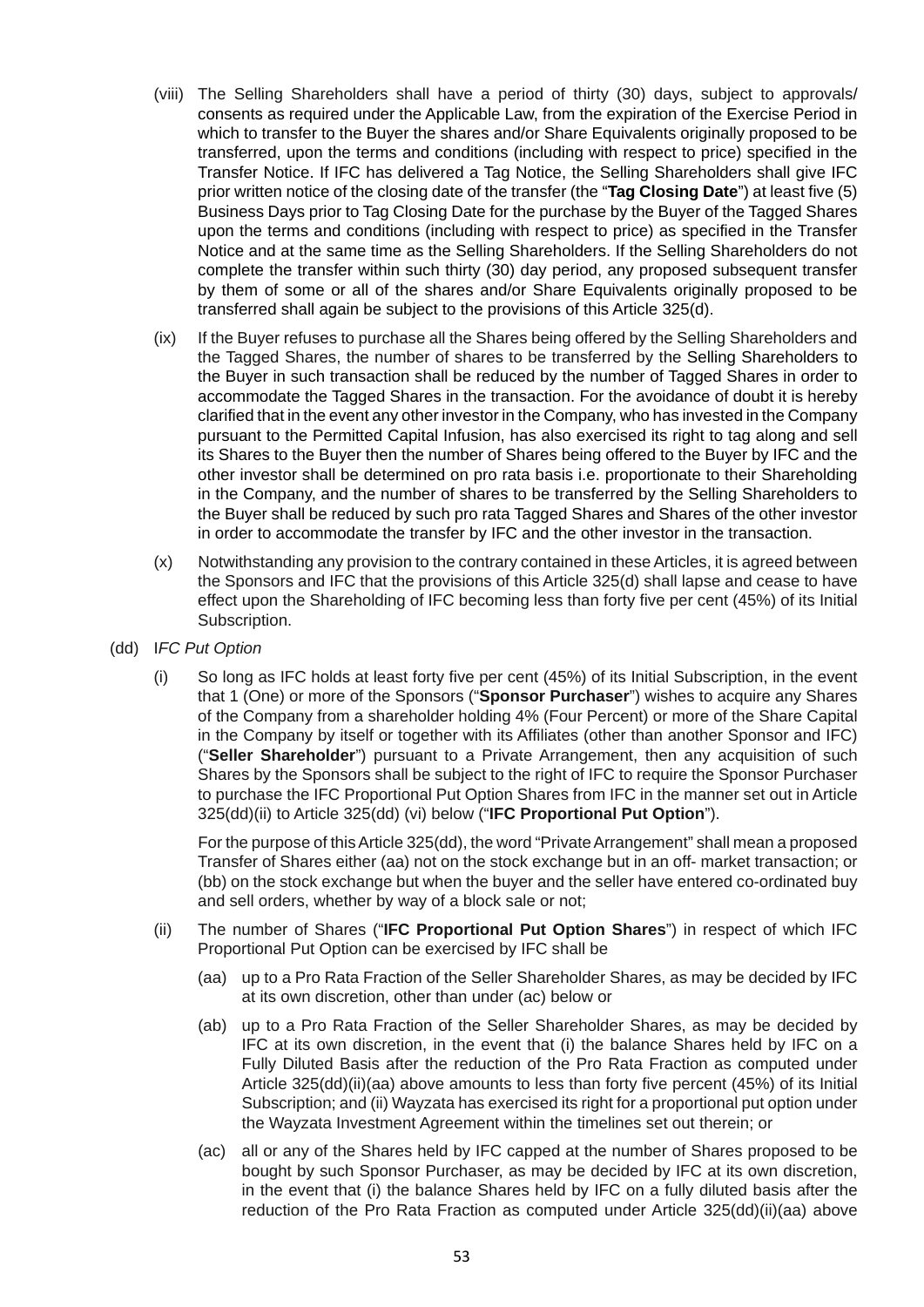(viii) The Selling Shareholders shall have a period of thirty (30) days, subject to approvals/ consents as required under the Applicable Law, from the expiration of the Exercise Period in which to transfer to the Buyer the shares and/or Share Equivalents originally proposed to be transferred, upon the terms and conditions (including with respect to price) specified in the Transfer Notice. If IFC has delivered a Tag Notice, the Selling Shareholders shall give IFC prior written notice of the closing date of the transfer (the "**Tag Closing Date**") at least five (5) Business Days prior to Tag Closing Date for the purchase by the Buyer of the Tagged Shares upon the terms and conditions (including with respect to price) as specified in the Transfer Notice and at the same time as the Selling Shareholders. If the Selling Shareholders do not complete the transfer within such thirty (30) day period, any proposed subsequent transfer by them of some or all of the shares and/or Share Equivalents originally proposed to be transferred shall again be subject to the provisions of this Article 325(d).

(ix) If the Buyer refuses to purchase all the Shares being offered by the Selling Shareholders and the Tagged Shares, the number of shares to be transferred by the Selling Shareholders to the Buyer in such transaction shall be reduced by the number of Tagged Shares in order to accommodate the Tagged Shares in the transaction. For the avoidance of doubt it is hereby clarified that in the event any other investor in the Company, who has invested in the Company pursuant to the Permitted Capital Infusion, has also exercised its right to tag along and sell its Shares to the Buyer then the number of Shares being offered to the Buyer by IFC and the other investor shall be determined on pro rata basis i.e. proportionate to their Shareholding in the Company, and the number of shares to be transferred by the Selling Shareholders to the Buyer shall be reduced by such pro rata Tagged Shares and Shares of the other investor in order to accommodate the transfer by IFC and the other investor in the transaction.

(x) Notwithstanding any provision to the contrary contained in these Articles, it is agreed between the Sponsors and IFC that the provisions of this Article 325(d) shall lapse and cease to have effect upon the Shareholding of IFC becoming less than forty five per cent (45%) of its Initial Subscription.

(dd) *IFC Put Option*

(i) So long as IFC holds at least forty five per cent (45%) of its Initial Subscription, in the event that 1 (One) or more of the Sponsors ("**Sponsor Purchaser**") wishes to acquire any Shares of the Company from a shareholder holding 4% (Four Percent) or more of the Share Capital in the Company by itself or together with its Affiliates (other than another Sponsor and IFC) ("**Seller Shareholder**") pursuant to a Private Arrangement, then any acquisition of such Shares by the Sponsors shall be subject to the right of IFC to require the Sponsor Purchaser to purchase the IFC Proportional Put Option Shares from IFC in the manner set out in Article 325(dd)(ii) to Article 325(dd) (vi) below ("**IFC Proportional Put Option**").

For the purpose of this Article 325(dd), the word "Private Arrangement" shall mean a proposed Transfer of Shares either (aa) not on the stock exchange but in an off- market transaction; or (bb) on the stock exchange but when the buyer and the seller have entered co-ordinated buy and sell orders, whether by way of a block sale or not;

(ii) The number of Shares ("**IFC Proportional Put Option Shares**") in respect of which IFC Proportional Put Option can be exercised by IFC shall be

(aa) up to a Pro Rata Fraction of the Seller Shareholder Shares, as may be decided by IFC at its own discretion, other than under (ac) below or

(ab) up to a Pro Rata Fraction of the Seller Shareholder Shares, as may be decided by IFC at its own discretion, in the event that (i) the balance Shares held by IFC on a Fully Diluted Basis after the reduction of the Pro Rata Fraction as computed under Article 325(dd)(ii)(aa) above amounts to less than forty five percent (45%) of its Initial Subscription; and (ii) Wayzata has exercised its right for a proportional put option under the Wayzata Investment Agreement within the timelines set out therein; or

(ac) all or any of the Shares held by IFC capped at the number of Shares proposed to be bought by such Sponsor Purchaser, as may be decided by IFC at its own discretion, in the event that (i) the balance Shares held by IFC on a fully diluted basis after the reduction of the Pro Rata Fraction as computed under Article 325(dd)(ii)(aa) above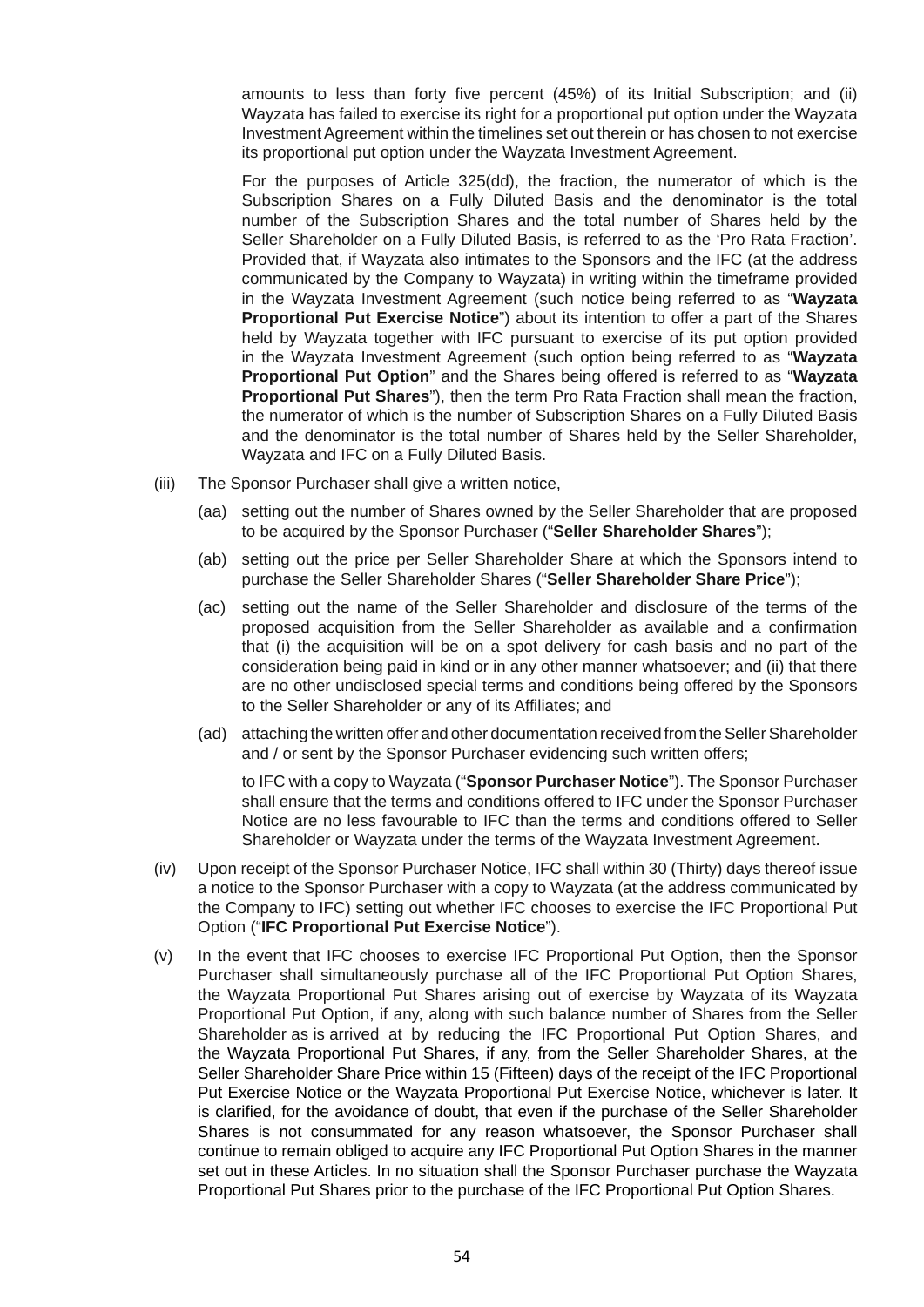amounts to less than forty five percent (45%) of its Initial Subscription; and (ii) Wayzata has failed to exercise its right for a proportional put option under the Wayzata Investment Agreement within the timelines set out therein or has chosen to not exercise its proportional put option under the Wayzata Investment Agreement.

For the purposes of Article 325(dd), the fraction, the numerator of which is the Subscription Shares on a Fully Diluted Basis and the denominator is the total number of the Subscription Shares and the total number of Shares held by the Seller Shareholder on a Fully Diluted Basis, is referred to as the 'Pro Rata Fraction'. Provided that, if Wayzata also intimates to the Sponsors and the IFC (at the address communicated by the Company to Wayzata) in writing within the timeframe provided in the Wayzata Investment Agreement (such notice being referred to as "**Wayzata Proportional Put Exercise Notice**") about its intention to offer a part of the Shares held by Wayzata together with IFC pursuant to exercise of its put option provided in the Wayzata Investment Agreement (such option being referred to as "**Wayzata Proportional Put Option**" and the Shares being offered is referred to as "**Wayzata Proportional Put Shares**"), then the term Pro Rata Fraction shall mean the fraction, the numerator of which is the number of Subscription Shares on a Fully Diluted Basis and the denominator is the total number of Shares held by the Seller Shareholder, Wayzata and IFC on a Fully Diluted Basis.

(iii) The Sponsor Purchaser shall give a written notice,

(aa) setting out the number of Shares owned by the Seller Shareholder that are proposed to be acquired by the Sponsor Purchaser ("**Seller Shareholder Shares**");

(ab) setting out the price per Seller Shareholder Share at which the Sponsors intend to purchase the Seller Shareholder Shares ("**Seller Shareholder Share Price**");

(ac) setting out the name of the Seller Shareholder and disclosure of the terms of the proposed acquisition from the Seller Shareholder as available and a confirmation that (i) the acquisition will be on a spot delivery for cash basis and no part of the consideration being paid in kind or in any other manner whatsoever; and (ii) that there are no other undisclosed special terms and conditions being offered by the Sponsors to the Seller Shareholder or any of its Affiliates; and

(ad) attaching the written offer and other documentation received from the Seller Shareholder and / or sent by the Sponsor Purchaser evidencing such written offers;

to IFC with a copy to Wayzata ("**Sponsor Purchaser Notice**"). The Sponsor Purchaser shall ensure that the terms and conditions offered to IFC under the Sponsor Purchaser Notice are no less favourable to IFC than the terms and conditions offered to Seller Shareholder or Wayzata under the terms of the Wayzata Investment Agreement.

(iv) Upon receipt of the Sponsor Purchaser Notice, IFC shall within 30 (Thirty) days thereof issue a notice to the Sponsor Purchaser with a copy to Wayzata (at the address communicated by the Company to IFC) setting out whether IFC chooses to exercise the IFC Proportional Put Option ("**IFC Proportional Put Exercise Notice**").

(v) In the event that IFC chooses to exercise IFC Proportional Put Option, then the Sponsor Purchaser shall simultaneously purchase all of the IFC Proportional Put Option Shares, the Wayzata Proportional Put Shares arising out of exercise by Wayzata of its Wayzata Proportional Put Option, if any, along with such balance number of Shares from the Seller Shareholder as is arrived at by reducing the IFC Proportional Put Option Shares, and the Wayzata Proportional Put Shares, if any, from the Seller Shareholder Shares, at the Seller Shareholder Share Price within 15 (Fifteen) days of the receipt of the IFC Proportional Put Exercise Notice or the Wayzata Proportional Put Exercise Notice, whichever is later. It is clarified, for the avoidance of doubt, that even if the purchase of the Seller Shareholder Shares is not consummated for any reason whatsoever, the Sponsor Purchaser shall continue to remain obliged to acquire any IFC Proportional Put Option Shares in the manner set out in these Articles. In no situation shall the Sponsor Purchaser purchase the Wayzata Proportional Put Shares prior to the purchase of the IFC Proportional Put Option Shares.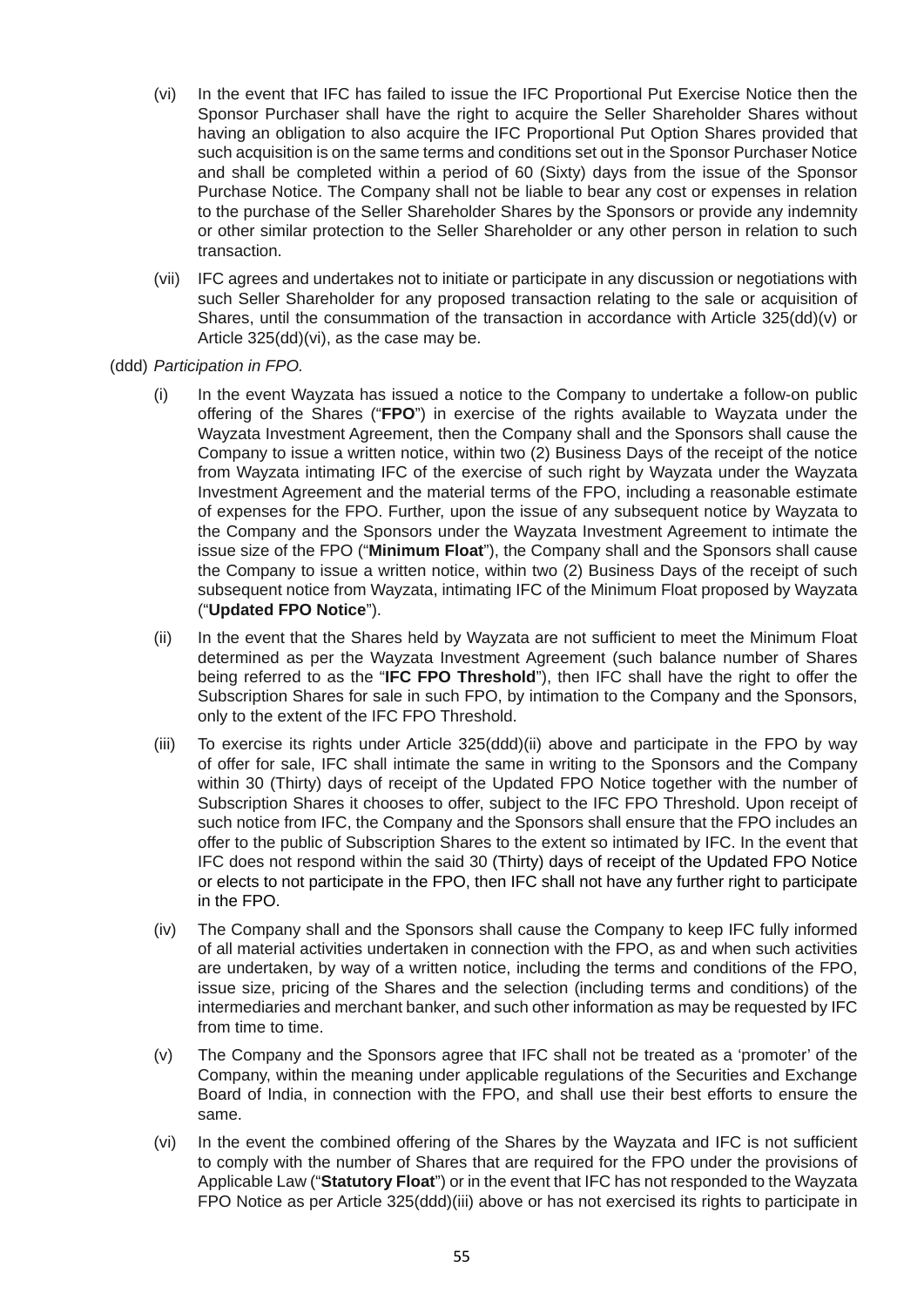(vi) In the event that IFC has failed to issue the IFC Proportional Put Exercise Notice then the Sponsor Purchaser shall have the right to acquire the Seller Shareholder Shares without having an obligation to also acquire the IFC Proportional Put Option Shares provided that such acquisition is on the same terms and conditions set out in the Sponsor Purchaser Notice and shall be completed within a period of 60 (Sixty) days from the issue of the Sponsor Purchase Notice. The Company shall not be liable to bear any cost or expenses in relation to the purchase of the Seller Shareholder Shares by the Sponsors or provide any indemnity or other similar protection to the Seller Shareholder or any other person in relation to such transaction.

(vii) IFC agrees and undertakes not to initiate or participate in any discussion or negotiations with such Seller Shareholder for any proposed transaction relating to the sale or acquisition of Shares, until the consummation of the transaction in accordance with Article 325(dd)(v) or Article 325(dd)(vi), as the case may be.

(ddd) *Participation in FPO.*

(i) In the event Wayzata has issued a notice to the Company to undertake a follow-on public offering of the Shares ("**FPO**") in exercise of the rights available to Wayzata under the Wayzata Investment Agreement, then the Company shall and the Sponsors shall cause the Company to issue a written notice, within two (2) Business Days of the receipt of the notice from Wayzata intimating IFC of the exercise of such right by Wayzata under the Wayzata Investment Agreement and the material terms of the FPO, including a reasonable estimate of expenses for the FPO. Further, upon the issue of any subsequent notice by Wayzata to the Company and the Sponsors under the Wayzata Investment Agreement to intimate the issue size of the FPO ("**Minimum Float**"), the Company shall and the Sponsors shall cause the Company to issue a written notice, within two (2) Business Days of the receipt of such subsequent notice from Wayzata, intimating IFC of the Minimum Float proposed by Wayzata ("**Updated FPO Notice**").

(ii) In the event that the Shares held by Wayzata are not sufficient to meet the Minimum Float determined as per the Wayzata Investment Agreement (such balance number of Shares being referred to as the "**IFC FPO Threshold**"), then IFC shall have the right to offer the Subscription Shares for sale in such FPO, by intimation to the Company and the Sponsors, only to the extent of the IFC FPO Threshold.

(iii) To exercise its rights under Article 325(ddd)(ii) above and participate in the FPO by way of offer for sale, IFC shall intimate the same in writing to the Sponsors and the Company within 30 (Thirty) days of receipt of the Updated FPO Notice together with the number of Subscription Shares it chooses to offer, subject to the IFC FPO Threshold. Upon receipt of such notice from IFC, the Company and the Sponsors shall ensure that the FPO includes an offer to the public of Subscription Shares to the extent so intimated by IFC. In the event that IFC does not respond within the said 30 (Thirty) days of receipt of the Updated FPO Notice or elects to not participate in the FPO, then IFC shall not have any further right to participate in the FPO.

(iv) The Company shall and the Sponsors shall cause the Company to keep IFC fully informed of all material activities undertaken in connection with the FPO, as and when such activities are undertaken, by way of a written notice, including the terms and conditions of the FPO, issue size, pricing of the Shares and the selection (including terms and conditions) of the intermediaries and merchant banker, and such other information as may be requested by IFC from time to time.

(v) The Company and the Sponsors agree that IFC shall not be treated as a 'promoter' of the Company, within the meaning under applicable regulations of the Securities and Exchange Board of India, in connection with the FPO, and shall use their best efforts to ensure the same.

(vi) In the event the combined offering of the Shares by the Wayzata and IFC is not sufficient to comply with the number of Shares that are required for the FPO under the provisions of Applicable Law ("**Statutory Float**") or in the event that IFC has not responded to the Wayzata FPO Notice as per Article 325(ddd)(iii) above or has not exercised its rights to participate in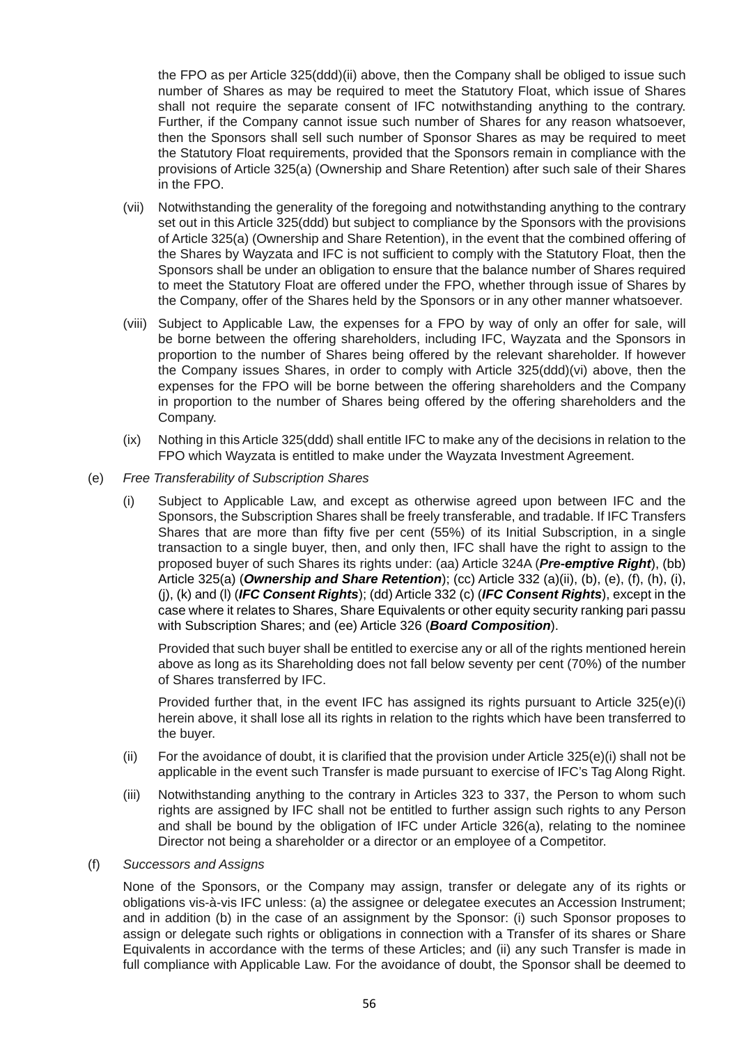the FPO as per Article 325(ddd)(ii) above, then the Company shall be obliged to issue such number of Shares as may be required to meet the Statutory Float, which issue of Shares shall not require the separate consent of IFC notwithstanding anything to the contrary. Further, if the Company cannot issue such number of Shares for any reason whatsoever, then the Sponsors shall sell such number of Sponsor Shares as may be required to meet the Statutory Float requirements, provided that the Sponsors remain in compliance with the provisions of Article 325(a) (Ownership and Share Retention) after such sale of their Shares in the FPO.

(vii) Notwithstanding the generality of the foregoing and notwithstanding anything to the contrary set out in this Article 325(ddd) but subject to compliance by the Sponsors with the provisions of Article 325(a) (Ownership and Share Retention), in the event that the combined offering of the Shares by Wayzata and IFC is not sufficient to comply with the Statutory Float, then the Sponsors shall be under an obligation to ensure that the balance number of Shares required to meet the Statutory Float are offered under the FPO, whether through issue of Shares by the Company, offer of the Shares held by the Sponsors or in any other manner whatsoever.

(viii) Subject to Applicable Law, the expenses for a FPO by way of only an offer for sale, will be borne between the offering shareholders, including IFC, Wayzata and the Sponsors in proportion to the number of Shares being offered by the relevant shareholder. If however the Company issues Shares, in order to comply with Article 325(ddd)(vi) above, then the expenses for the FPO will be borne between the offering shareholders and the Company in proportion to the number of Shares being offered by the offering shareholders and the Company.

(ix) Nothing in this Article 325(ddd) shall entitle IFC to make any of the decisions in relation to the FPO which Wayzata is entitled to make under the Wayzata Investment Agreement.

(e) *Free Transferability of Subscription Shares*

(i) Subject to Applicable Law, and except as otherwise agreed upon between IFC and the Sponsors, the Subscription Shares shall be freely transferable, and tradable. If IFC Transfers Shares that are more than fifty five per cent (55%) of its Initial Subscription, in a single transaction to a single buyer, then, and only then, IFC shall have the right to assign to the proposed buyer of such Shares its rights under: (aa) Article 324A (***Pre-emptive Right***), (bb) Article 325(a) (***Ownership and Share Retention***); (cc) Article 332 (a)(ii), (b), (e), (f), (h), (i), (j), (k) and (l) (***IFC Consent Rights***); (dd) Article 332 (c) (***IFC Consent Rights***), except in the case where it relates to Shares, Share Equivalents or other equity security ranking pari passu with Subscription Shares; and (ee) Article 326 (***Board Composition***).

Provided that such buyer shall be entitled to exercise any or all of the rights mentioned herein above as long as its Shareholding does not fall below seventy per cent (70%) of the number of Shares transferred by IFC.

Provided further that, in the event IFC has assigned its rights pursuant to Article 325(e)(i) herein above, it shall lose all its rights in relation to the rights which have been transferred to the buyer.

(ii) For the avoidance of doubt, it is clarified that the provision under Article 325(e)(i) shall not be applicable in the event such Transfer is made pursuant to exercise of IFC's Tag Along Right.

(iii) Notwithstanding anything to the contrary in Articles 323 to 337, the Person to whom such rights are assigned by IFC shall not be entitled to further assign such rights to any Person and shall be bound by the obligation of IFC under Article 326(a), relating to the nominee Director not being a shareholder or a director or an employee of a Competitor.

(f) *Successors and Assigns*

None of the Sponsors, or the Company may assign, transfer or delegate any of its rights or obligations vis-à-vis IFC unless: (a) the assignee or delegatee executes an Accession Instrument; and in addition (b) in the case of an assignment by the Sponsor: (i) such Sponsor proposes to assign or delegate such rights or obligations in connection with a Transfer of its shares or Share Equivalents in accordance with the terms of these Articles; and (ii) any such Transfer is made in full compliance with Applicable Law. For the avoidance of doubt, the Sponsor shall be deemed to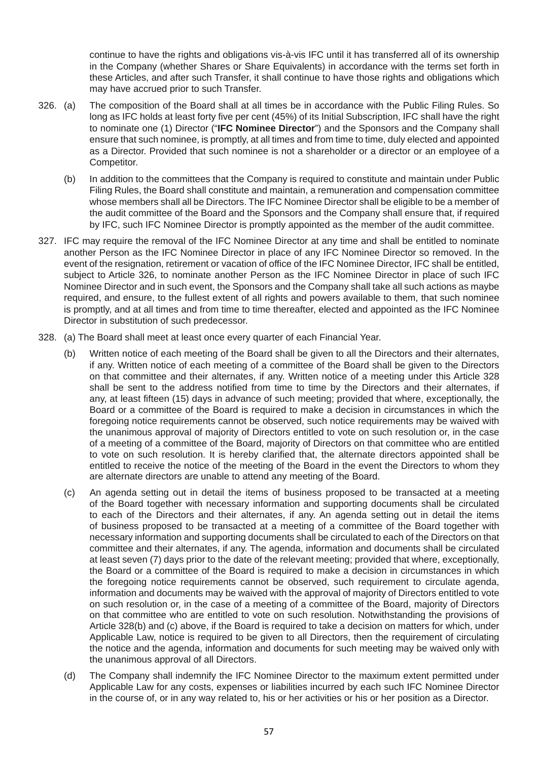continue to have the rights and obligations vis-à-vis IFC until it has transferred all of its ownership in the Company (whether Shares or Share Equivalents) in accordance with the terms set forth in these Articles, and after such Transfer, it shall continue to have those rights and obligations which may have accrued prior to such Transfer.

326. (a) The composition of the Board shall at all times be in accordance with the Public Filing Rules. So long as IFC holds at least forty five per cent (45%) of its Initial Subscription, IFC shall have the right to nominate one (1) Director ("**IFC Nominee Director**") and the Sponsors and the Company shall ensure that such nominee, is promptly, at all times and from time to time, duly elected and appointed as a Director. Provided that such nominee is not a shareholder or a director or an employee of a Competitor.

(b) In addition to the committees that the Company is required to constitute and maintain under Public Filing Rules, the Board shall constitute and maintain, a remuneration and compensation committee whose members shall all be Directors. The IFC Nominee Director shall be eligible to be a member of the audit committee of the Board and the Sponsors and the Company shall ensure that, if required by IFC, such IFC Nominee Director is promptly appointed as the member of the audit committee.

327. IFC may require the removal of the IFC Nominee Director at any time and shall be entitled to nominate another Person as the IFC Nominee Director in place of any IFC Nominee Director so removed. In the event of the resignation, retirement or vacation of office of the IFC Nominee Director, IFC shall be entitled, subject to Article 326, to nominate another Person as the IFC Nominee Director in place of such IFC Nominee Director and in such event, the Sponsors and the Company shall take all such actions as maybe required, and ensure, to the fullest extent of all rights and powers available to them, that such nominee is promptly, and at all times and from time to time thereafter, elected and appointed as the IFC Nominee Director in substitution of such predecessor.

328. (a) The Board shall meet at least once every quarter of each Financial Year.

(b) Written notice of each meeting of the Board shall be given to all the Directors and their alternates, if any. Written notice of each meeting of a committee of the Board shall be given to the Directors on that committee and their alternates, if any. Written notice of a meeting under this Article 328 shall be sent to the address notified from time to time by the Directors and their alternates, if any, at least fifteen (15) days in advance of such meeting; provided that where, exceptionally, the Board or a committee of the Board is required to make a decision in circumstances in which the foregoing notice requirements cannot be observed, such notice requirements may be waived with the unanimous approval of majority of Directors entitled to vote on such resolution or, in the case of a meeting of a committee of the Board, majority of Directors on that committee who are entitled to vote on such resolution. It is hereby clarified that, the alternate directors appointed shall be entitled to receive the notice of the meeting of the Board in the event the Directors to whom they are alternate directors are unable to attend any meeting of the Board.

(c) An agenda setting out in detail the items of business proposed to be transacted at a meeting of the Board together with necessary information and supporting documents shall be circulated to each of the Directors and their alternates, if any. An agenda setting out in detail the items of business proposed to be transacted at a meeting of a committee of the Board together with necessary information and supporting documents shall be circulated to each of the Directors on that committee and their alternates, if any. The agenda, information and documents shall be circulated at least seven (7) days prior to the date of the relevant meeting; provided that where, exceptionally, the Board or a committee of the Board is required to make a decision in circumstances in which the foregoing notice requirements cannot be observed, such requirement to circulate agenda, information and documents may be waived with the approval of majority of Directors entitled to vote on such resolution or, in the case of a meeting of a committee of the Board, majority of Directors on that committee who are entitled to vote on such resolution. Notwithstanding the provisions of Article 328(b) and (c) above, if the Board is required to take a decision on matters for which, under Applicable Law, notice is required to be given to all Directors, then the requirement of circulating the notice and the agenda, information and documents for such meeting may be waived only with the unanimous approval of all Directors.

(d) The Company shall indemnify the IFC Nominee Director to the maximum extent permitted under Applicable Law for any costs, expenses or liabilities incurred by each such IFC Nominee Director in the course of, or in any way related to, his or her activities or his or her position as a Director.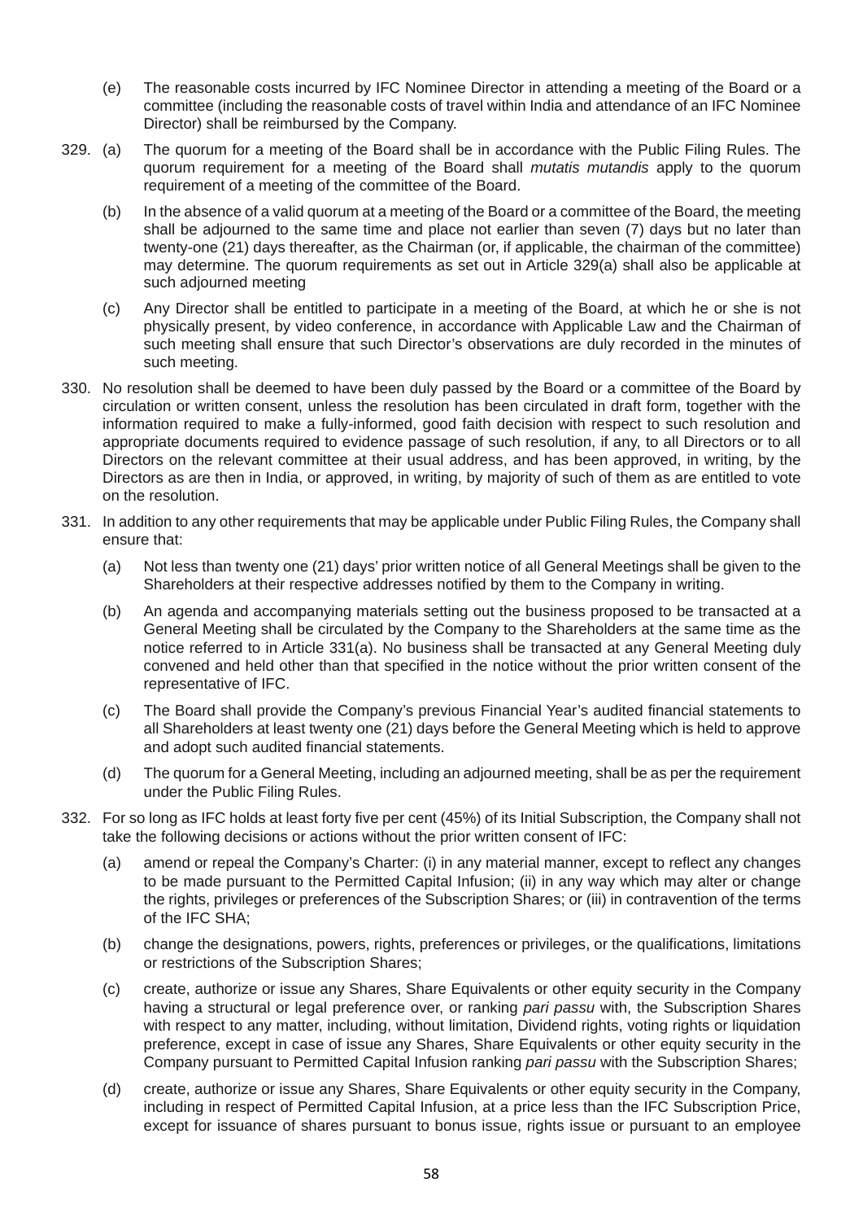(e) The reasonable costs incurred by IFC Nominee Director in attending a meeting of the Board or a committee (including the reasonable costs of travel within India and attendance of an IFC Nominee Director) shall be reimbursed by the Company.

329. (a) The quorum for a meeting of the Board shall be in accordance with the Public Filing Rules. The quorum requirement for a meeting of the Board shall *mutatis mutandis* apply to the quorum requirement of a meeting of the committee of the Board.

(b) In the absence of a valid quorum at a meeting of the Board or a committee of the Board, the meeting shall be adjourned to the same time and place not earlier than seven (7) days but no later than twenty-one (21) days thereafter, as the Chairman (or, if applicable, the chairman of the committee) may determine. The quorum requirements as set out in Article 329(a) shall also be applicable at such adjourned meeting

(c) Any Director shall be entitled to participate in a meeting of the Board, at which he or she is not physically present, by video conference, in accordance with Applicable Law and the Chairman of such meeting shall ensure that such Director's observations are duly recorded in the minutes of such meeting.

330. No resolution shall be deemed to have been duly passed by the Board or a committee of the Board by circulation or written consent, unless the resolution has been circulated in draft form, together with the information required to make a fully-informed, good faith decision with respect to such resolution and appropriate documents required to evidence passage of such resolution, if any, to all Directors or to all Directors on the relevant committee at their usual address, and has been approved, in writing, by the Directors as are then in India, or approved, in writing, by majority of such of them as are entitled to vote on the resolution.

331. In addition to any other requirements that may be applicable under Public Filing Rules, the Company shall ensure that:

(a) Not less than twenty one (21) days' prior written notice of all General Meetings shall be given to the Shareholders at their respective addresses notified by them to the Company in writing.

(b) An agenda and accompanying materials setting out the business proposed to be transacted at a General Meeting shall be circulated by the Company to the Shareholders at the same time as the notice referred to in Article 331(a). No business shall be transacted at any General Meeting duly convened and held other than that specified in the notice without the prior written consent of the representative of IFC.

(c) The Board shall provide the Company's previous Financial Year's audited financial statements to all Shareholders at least twenty one (21) days before the General Meeting which is held to approve and adopt such audited financial statements.

(d) The quorum for a General Meeting, including an adjourned meeting, shall be as per the requirement under the Public Filing Rules.

332. For so long as IFC holds at least forty five per cent (45%) of its Initial Subscription, the Company shall not take the following decisions or actions without the prior written consent of IFC:

(a) amend or repeal the Company's Charter: (i) in any material manner, except to reflect any changes to be made pursuant to the Permitted Capital Infusion; (ii) in any way which may alter or change the rights, privileges or preferences of the Subscription Shares; or (iii) in contravention of the terms of the IFC SHA;

(b) change the designations, powers, rights, preferences or privileges, or the qualifications, limitations or restrictions of the Subscription Shares;

(c) create, authorize or issue any Shares, Share Equivalents or other equity security in the Company having a structural or legal preference over, or ranking *pari passu* with, the Subscription Shares with respect to any matter, including, without limitation, Dividend rights, voting rights or liquidation preference, except in case of issue any Shares, Share Equivalents or other equity security in the Company pursuant to Permitted Capital Infusion ranking *pari passu* with the Subscription Shares;

(d) create, authorize or issue any Shares, Share Equivalents or other equity security in the Company, including in respect of Permitted Capital Infusion, at a price less than the IFC Subscription Price, except for issuance of shares pursuant to bonus issue, rights issue or pursuant to an employee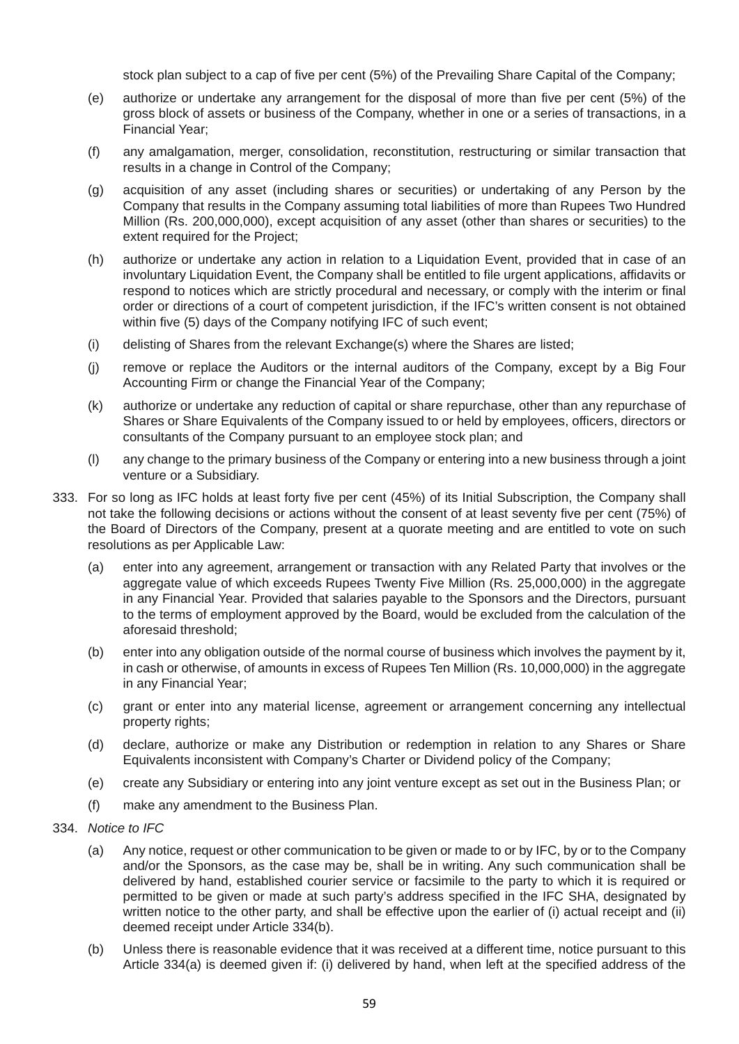stock plan subject to a cap of five per cent (5%) of the Prevailing Share Capital of the Company;

(e) authorize or undertake any arrangement for the disposal of more than five per cent (5%) of the gross block of assets or business of the Company, whether in one or a series of transactions, in a Financial Year;

(f) any amalgamation, merger, consolidation, reconstitution, restructuring or similar transaction that results in a change in Control of the Company;

(g) acquisition of any asset (including shares or securities) or undertaking of any Person by the Company that results in the Company assuming total liabilities of more than Rupees Two Hundred Million (Rs. 200,000,000), except acquisition of any asset (other than shares or securities) to the extent required for the Project;

(h) authorize or undertake any action in relation to a Liquidation Event, provided that in case of an involuntary Liquidation Event, the Company shall be entitled to file urgent applications, affidavits or respond to notices which are strictly procedural and necessary, or comply with the interim or final order or directions of a court of competent jurisdiction, if the IFC's written consent is not obtained within five (5) days of the Company notifying IFC of such event;

(i) delisting of Shares from the relevant Exchange(s) where the Shares are listed;

(j) remove or replace the Auditors or the internal auditors of the Company, except by a Big Four Accounting Firm or change the Financial Year of the Company;

(k) authorize or undertake any reduction of capital or share repurchase, other than any repurchase of Shares or Share Equivalents of the Company issued to or held by employees, officers, directors or consultants of the Company pursuant to an employee stock plan; and

(l) any change to the primary business of the Company or entering into a new business through a joint venture or a Subsidiary.

333. For so long as IFC holds at least forty five per cent (45%) of its Initial Subscription, the Company shall not take the following decisions or actions without the consent of at least seventy five per cent (75%) of the Board of Directors of the Company, present at a quorate meeting and are entitled to vote on such resolutions as per Applicable Law:

(a) enter into any agreement, arrangement or transaction with any Related Party that involves or the aggregate value of which exceeds Rupees Twenty Five Million (Rs. 25,000,000) in the aggregate in any Financial Year. Provided that salaries payable to the Sponsors and the Directors, pursuant to the terms of employment approved by the Board, would be excluded from the calculation of the aforesaid threshold;

(b) enter into any obligation outside of the normal course of business which involves the payment by it, in cash or otherwise, of amounts in excess of Rupees Ten Million (Rs. 10,000,000) in the aggregate in any Financial Year;

(c) grant or enter into any material license, agreement or arrangement concerning any intellectual property rights;

(d) declare, authorize or make any Distribution or redemption in relation to any Shares or Share Equivalents inconsistent with Company's Charter or Dividend policy of the Company;

(e) create any Subsidiary or entering into any joint venture except as set out in the Business Plan; or

(f) make any amendment to the Business Plan.

334. *Notice to IFC*

(a) Any notice, request or other communication to be given or made to or by IFC, by or to the Company and/or the Sponsors, as the case may be, shall be in writing. Any such communication shall be delivered by hand, established courier service or facsimile to the party to which it is required or permitted to be given or made at such party's address specified in the IFC SHA, designated by written notice to the other party, and shall be effective upon the earlier of (i) actual receipt and (ii) deemed receipt under Article 334(b).

(b) Unless there is reasonable evidence that it was received at a different time, notice pursuant to this Article 334(a) is deemed given if: (i) delivered by hand, when left at the specified address of the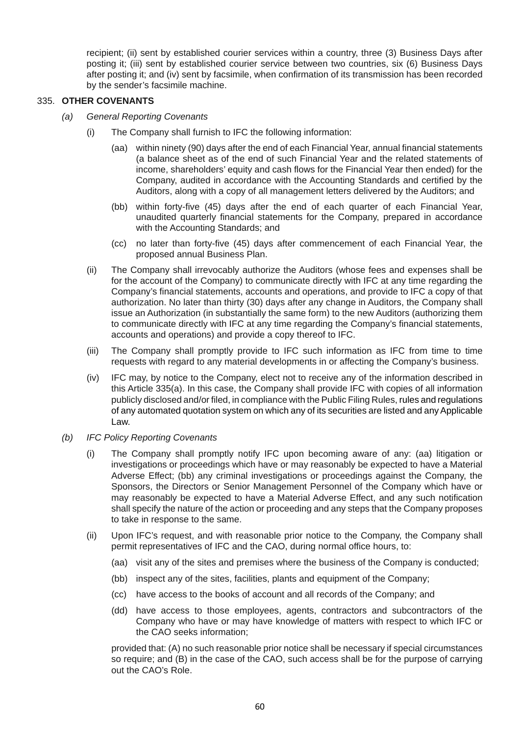recipient; (ii) sent by established courier services within a country, three (3) Business Days after posting it; (iii) sent by established courier service between two countries, six (6) Business Days after posting it; and (iv) sent by facsimile, when confirmation of its transmission has been recorded by the sender's facsimile machine.

335. **OTHER COVENANTS**

*(a) General Reporting Covenants*

(i) The Company shall furnish to IFC the following information:

(aa) within ninety (90) days after the end of each Financial Year, annual financial statements (a balance sheet as of the end of such Financial Year and the related statements of income, shareholders' equity and cash flows for the Financial Year then ended) for the Company, audited in accordance with the Accounting Standards and certified by the Auditors, along with a copy of all management letters delivered by the Auditors; and

(bb) within forty-five (45) days after the end of each quarter of each Financial Year, unaudited quarterly financial statements for the Company, prepared in accordance with the Accounting Standards; and

(cc) no later than forty-five (45) days after commencement of each Financial Year, the proposed annual Business Plan.

(ii) The Company shall irrevocably authorize the Auditors (whose fees and expenses shall be for the account of the Company) to communicate directly with IFC at any time regarding the Company's financial statements, accounts and operations, and provide to IFC a copy of that authorization. No later than thirty (30) days after any change in Auditors, the Company shall issue an Authorization (in substantially the same form) to the new Auditors (authorizing them to communicate directly with IFC at any time regarding the Company's financial statements, accounts and operations) and provide a copy thereof to IFC.

(iii) The Company shall promptly provide to IFC such information as IFC from time to time requests with regard to any material developments in or affecting the Company's business.

(iv) IFC may, by notice to the Company, elect not to receive any of the information described in this Article 335(a). In this case, the Company shall provide IFC with copies of all information publicly disclosed and/or filed, in compliance with the Public Filing Rules, rules and regulations of any automated quotation system on which any of its securities are listed and any Applicable Law.

*(b) IFC Policy Reporting Covenants*

(i) The Company shall promptly notify IFC upon becoming aware of any: (aa) litigation or investigations or proceedings which have or may reasonably be expected to have a Material Adverse Effect; (bb) any criminal investigations or proceedings against the Company, the Sponsors, the Directors or Senior Management Personnel of the Company which have or may reasonably be expected to have a Material Adverse Effect, and any such notification shall specify the nature of the action or proceeding and any steps that the Company proposes to take in response to the same.

(ii) Upon IFC's request, and with reasonable prior notice to the Company, the Company shall permit representatives of IFC and the CAO, during normal office hours, to:

(aa) visit any of the sites and premises where the business of the Company is conducted;

(bb) inspect any of the sites, facilities, plants and equipment of the Company;

(cc) have access to the books of account and all records of the Company; and

(dd) have access to those employees, agents, contractors and subcontractors of the Company who have or may have knowledge of matters with respect to which IFC or the CAO seeks information;

provided that: (A) no such reasonable prior notice shall be necessary if special circumstances so require; and (B) in the case of the CAO, such access shall be for the purpose of carrying out the CAO's Role.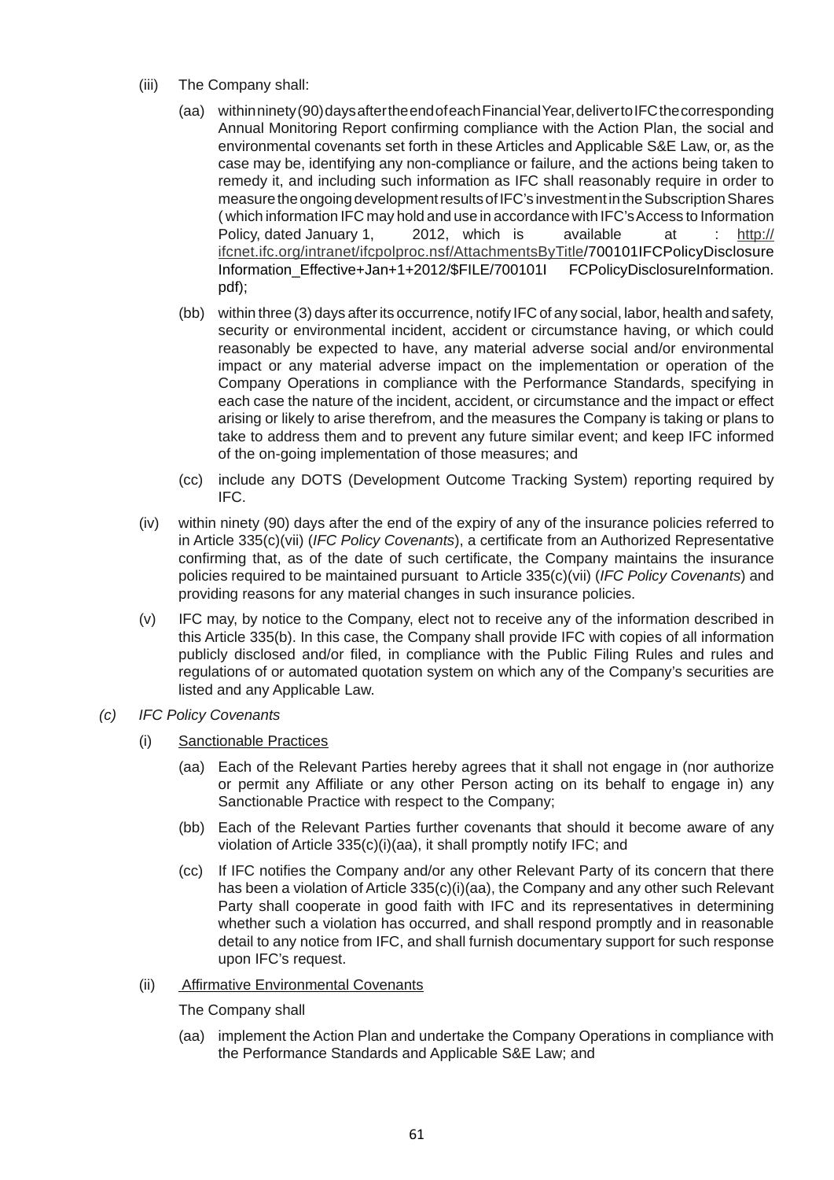(iii) The Company shall:

(aa) within ninety (90) days after the end of each Financial Year, deliver to IFC the corresponding Annual Monitoring Report confirming compliance with the Action Plan, the social and environmental covenants set forth in these Articles and Applicable S&E Law, or, as the case may be, identifying any non-compliance or failure, and the actions being taken to remedy it, and including such information as IFC shall reasonably require in order to measure the ongoing development results of IFC's investment in the Subscription Shares ( which information IFC may hold and use in accordance with IFC's Access to Information Policy, dated January 1, 2012, which is available at : http://ifcnet.ifc.org/intranet/ifcpolproc.nsf/AttachmentsByTitle/700101IFCPolicyDisclosure Information_Effective+Jan+1+2012/$FILE/700101I FCPolicyDisclosureInformation.pdf);

(bb) within three (3) days after its occurrence, notify IFC of any social, labor, health and safety, security or environmental incident, accident or circumstance having, or which could reasonably be expected to have, any material adverse social and/or environmental impact or any material adverse impact on the implementation or operation of the Company Operations in compliance with the Performance Standards, specifying in each case the nature of the incident, accident, or circumstance and the impact or effect arising or likely to arise therefrom, and the measures the Company is taking or plans to take to address them and to prevent any future similar event; and keep IFC informed of the on-going implementation of those measures; and

(cc) include any DOTS (Development Outcome Tracking System) reporting required by IFC.

(iv) within ninety (90) days after the end of the expiry of any of the insurance policies referred to in Article 335(c)(vii) (*IFC Policy Covenants*), a certificate from an Authorized Representative confirming that, as of the date of such certificate, the Company maintains the insurance policies required to be maintained pursuant to Article 335(c)(vii) (*IFC Policy Covenants*) and providing reasons for any material changes in such insurance policies.

(v) IFC may, by notice to the Company, elect not to receive any of the information described in this Article 335(b). In this case, the Company shall provide IFC with copies of all information publicly disclosed and/or filed, in compliance with the Public Filing Rules and rules and regulations of or automated quotation system on which any of the Company's securities are listed and any Applicable Law.

*(c) IFC Policy Covenants*

(i) Sanctionable Practices

(aa) Each of the Relevant Parties hereby agrees that it shall not engage in (nor authorize or permit any Affiliate or any other Person acting on its behalf to engage in) any Sanctionable Practice with respect to the Company;

(bb) Each of the Relevant Parties further covenants that should it become aware of any violation of Article 335(c)(i)(aa), it shall promptly notify IFC; and

(cc) If IFC notifies the Company and/or any other Relevant Party of its concern that there has been a violation of Article 335(c)(i)(aa), the Company and any other such Relevant Party shall cooperate in good faith with IFC and its representatives in determining whether such a violation has occurred, and shall respond promptly and in reasonable detail to any notice from IFC, and shall furnish documentary support for such response upon IFC's request.

(ii) Affirmative Environmental Covenants

The Company shall

(aa) implement the Action Plan and undertake the Company Operations in compliance with the Performance Standards and Applicable S&E Law; and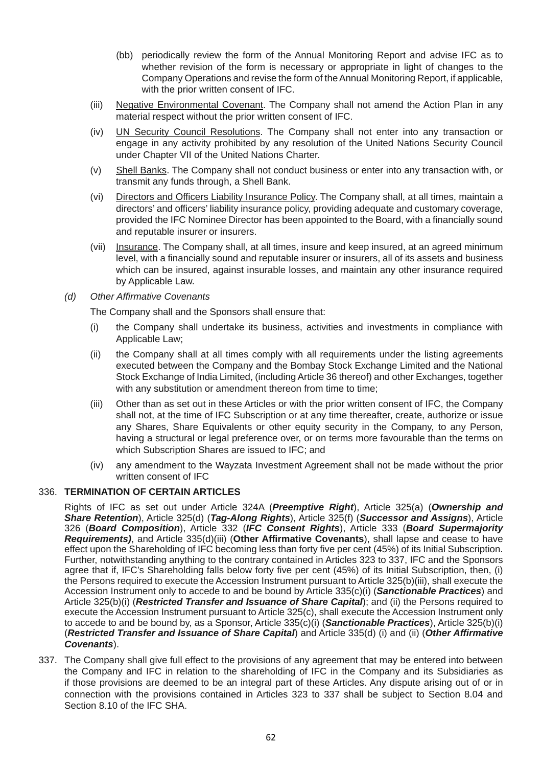(bb) periodically review the form of the Annual Monitoring Report and advise IFC as to whether revision of the form is necessary or appropriate in light of changes to the Company Operations and revise the form of the Annual Monitoring Report, if applicable, with the prior written consent of IFC.

(iii) Negative Environmental Covenant. The Company shall not amend the Action Plan in any material respect without the prior written consent of IFC.

(iv) UN Security Council Resolutions. The Company shall not enter into any transaction or engage in any activity prohibited by any resolution of the United Nations Security Council under Chapter VII of the United Nations Charter.

(v) Shell Banks. The Company shall not conduct business or enter into any transaction with, or transmit any funds through, a Shell Bank.

(vi) Directors and Officers Liability Insurance Policy. The Company shall, at all times, maintain a directors' and officers' liability insurance policy, providing adequate and customary coverage, provided the IFC Nominee Director has been appointed to the Board, with a financially sound and reputable insurer or insurers.

(vii) Insurance. The Company shall, at all times, insure and keep insured, at an agreed minimum level, with a financially sound and reputable insurer or insurers, all of its assets and business which can be insured, against insurable losses, and maintain any other insurance required by Applicable Law.

*(d) Other Affirmative Covenants*

The Company shall and the Sponsors shall ensure that:

(i) the Company shall undertake its business, activities and investments in compliance with Applicable Law;

(ii) the Company shall at all times comply with all requirements under the listing agreements executed between the Company and the Bombay Stock Exchange Limited and the National Stock Exchange of India Limited, (including Article 36 thereof) and other Exchanges, together with any substitution or amendment thereon from time to time;

(iii) Other than as set out in these Articles or with the prior written consent of IFC, the Company shall not, at the time of IFC Subscription or at any time thereafter, create, authorize or issue any Shares, Share Equivalents or other equity security in the Company, to any Person, having a structural or legal preference over, or on terms more favourable than the terms on which Subscription Shares are issued to IFC; and

(iv) any amendment to the Wayzata Investment Agreement shall not be made without the prior written consent of IFC

336. **TERMINATION OF CERTAIN ARTICLES**

Rights of IFC as set out under Article 324A (***Preemptive Right***), Article 325(a) (***Ownership and Share Retention***), Article 325(d) (***Tag-Along Rights***), Article 325(f) (***Successor and Assigns***), Article 326 (***Board Composition***), Article 332 (***IFC Consent Rights***), Article 333 (***Board Supermajority Requirements)***, and Article 335(d)(iii) (**Other Affirmative Covenants**), shall lapse and cease to have effect upon the Shareholding of IFC becoming less than forty five per cent (45%) of its Initial Subscription. Further, notwithstanding anything to the contrary contained in Articles 323 to 337, IFC and the Sponsors agree that if, IFC's Shareholding falls below forty five per cent (45%) of its Initial Subscription, then, (i) the Persons required to execute the Accession Instrument pursuant to Article 325(b)(iii), shall execute the Accession Instrument only to accede to and be bound by Article 335(c)(i) (***Sanctionable Practices***) and Article 325(b)(i) (***Restricted Transfer and Issuance of Share Capital***); and (ii) the Persons required to execute the Accession Instrument pursuant to Article 325(c), shall execute the Accession Instrument only to accede to and be bound by, as a Sponsor, Article 335(c)(i) (***Sanctionable Practices***), Article 325(b)(i) (***Restricted Transfer and Issuance of Share Capital***) and Article 335(d) (i) and (ii) (***Other Affirmative Covenants***).

337. The Company shall give full effect to the provisions of any agreement that may be entered into between the Company and IFC in relation to the shareholding of IFC in the Company and its Subsidiaries as if those provisions are deemed to be an integral part of these Articles. Any dispute arising out of or in connection with the provisions contained in Articles 323 to 337 shall be subject to Section 8.04 and Section 8.10 of the IFC SHA.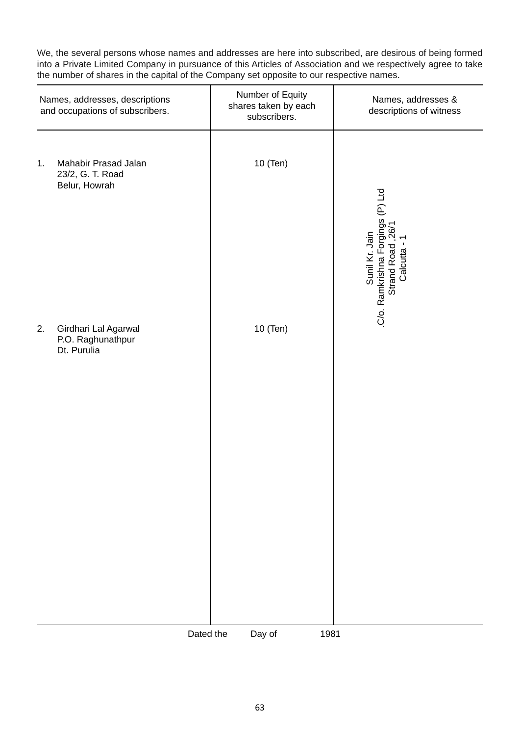We, the several persons whose names and addresses are here into subscribed, are desirous of being formed into a Private Limited Company in pursuance of this Articles of Association and we respectively agree to take the number of shares in the capital of the Company set opposite to our respective names.

| Names, addresses, descriptions and occupations of subscribers. | Number of Equity shares taken by each subscribers. | Names, addresses & descriptions of witness |
|---|---|---|
| 1. Mahabir Prasad Jalan<br>23/2, G. T. Road<br>Belur, Howrah | 10 (Ten) | Sunil Kr. Jain<br>C/o. Ramkrishna Forgings (P) Ltd.<br>26/1, Strand Road<br>Calcutta - 1 |
| 2. Girdhari Lal Agarwal<br>P.O. Raghunathpur<br>Dt. Purulia | 10 (Ten) | |

Dated the Day of 1981